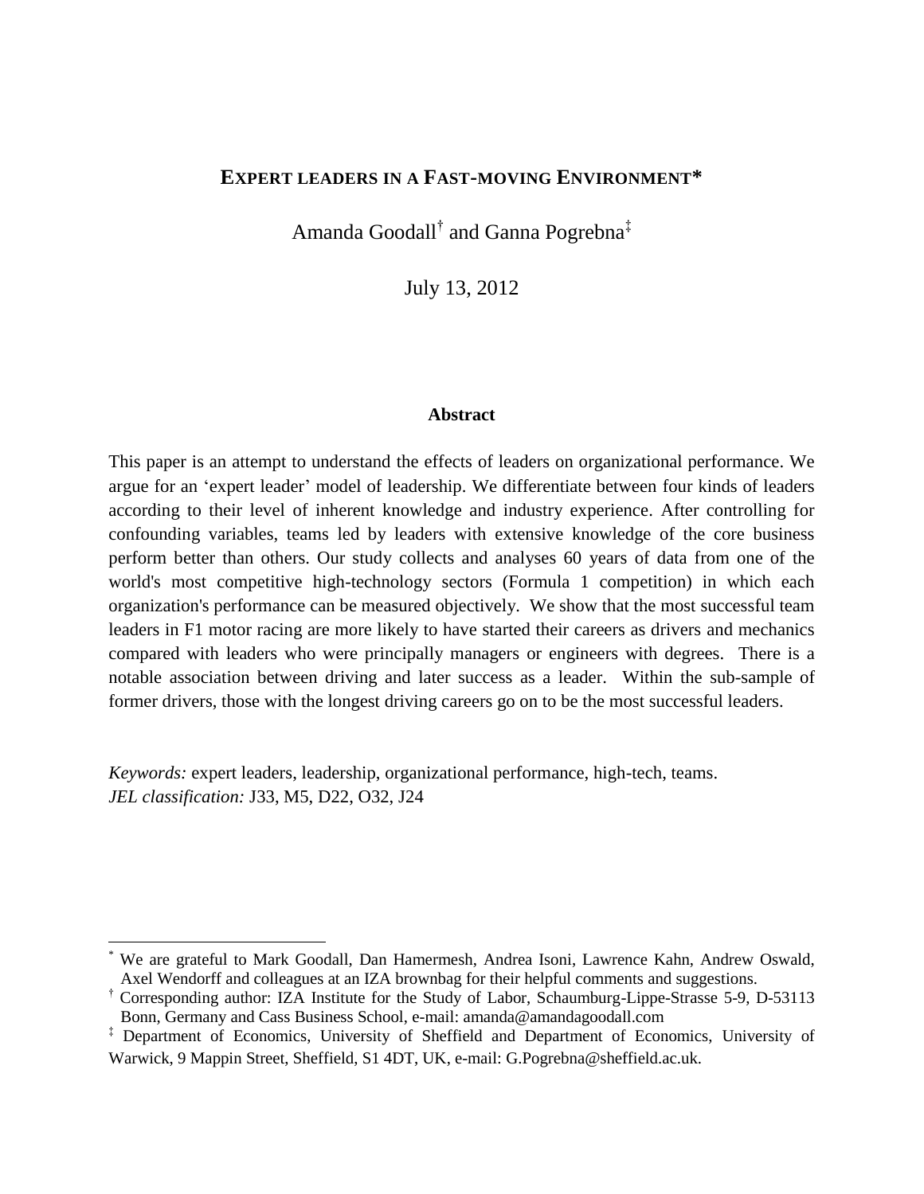# EXPERT LEADERS IN A FAST-MOVING ENVIRONMENT*

Amanda Goodall[†] and Ganna Pogrebna[‡]

July 13, 2012

## Abstract

This paper is an attempt to understand the effects of leaders on organizational performance. We argue for an 'expert leader' model of leadership. We differentiate between four kinds of leaders according to their level of inherent knowledge and industry experience. After controlling for confounding variables, teams led by leaders with extensive knowledge of the core business perform better than others. Our study collects and analyses 60 years of data from one of the world's most competitive high-technology sectors (Formula 1 competition) in which each organization's performance can be measured objectively. We show that the most successful team leaders in F1 motor racing are more likely to have started their careers as drivers and mechanics compared with leaders who were principally managers or engineers with degrees. There is a notable association between driving and later success as a leader. Within the sub-sample of former drivers, those with the longest driving careers go on to be the most successful leaders.

*Keywords:* expert leaders, leadership, organizational performance, high-tech, teams.
*JEL classification:* J33, M5, D22, O32, J24

---

[*] We are grateful to Mark Goodall, Dan Hamermesh, Andrea Isoni, Lawrence Kahn, Andrew Oswald, Axel Wendorff and colleagues at an IZA brownbag for their helpful comments and suggestions.

[†] Corresponding author: IZA Institute for the Study of Labor, Schaumburg-Lippe-Strasse 5-9, D-53113 Bonn, Germany and Cass Business School, e-mail: amanda@amandagoodall.com

[‡] Department of Economics, University of Sheffield and Department of Economics, University of Warwick, 9 Mappin Street, Sheffield, S1 4DT, UK, e-mail: G.Pogrebna@sheffield.ac.uk.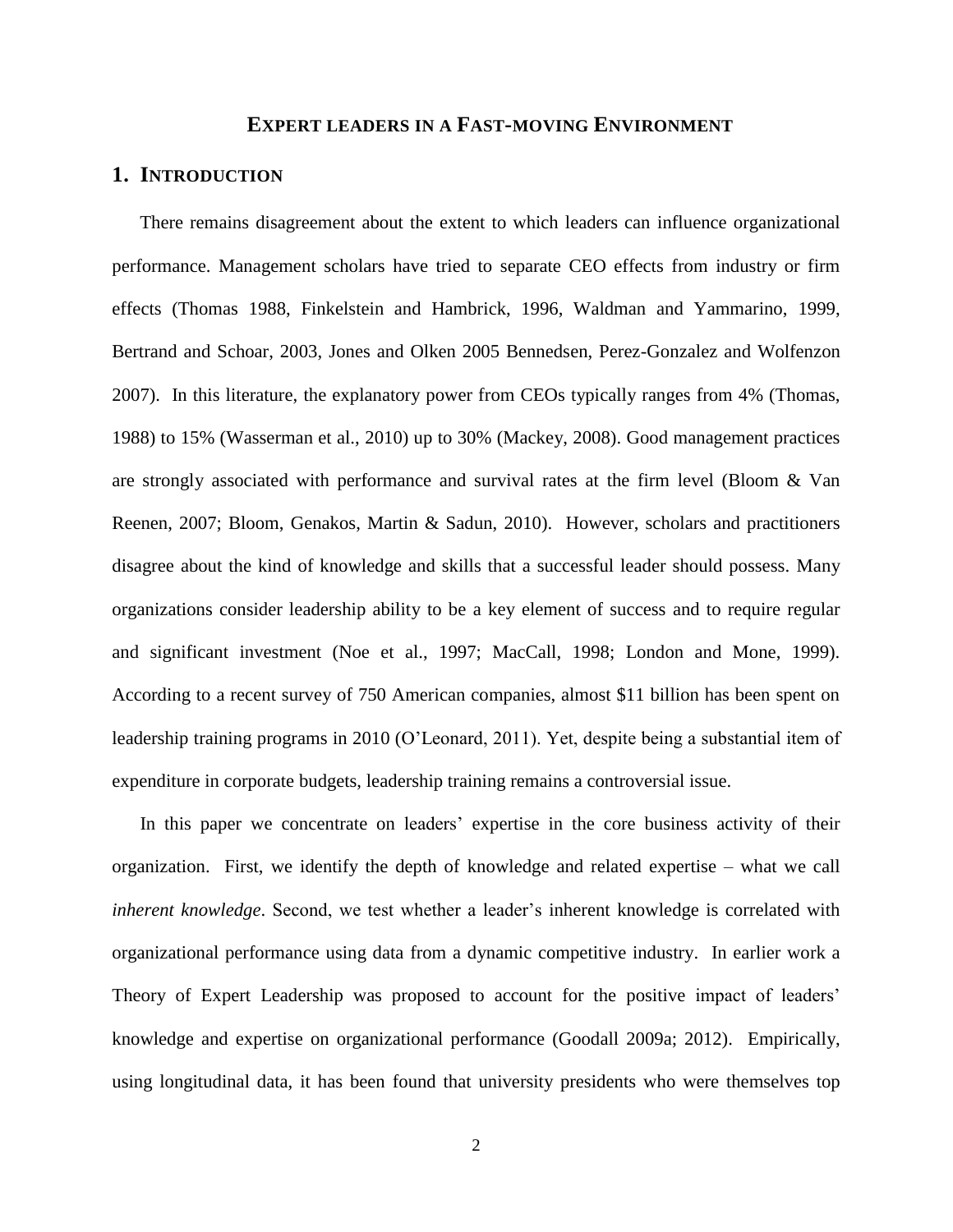# EXPERT LEADERS IN A FAST-MOVING ENVIRONMENT

## 1. INTRODUCTION

There remains disagreement about the extent to which leaders can influence organizational performance. Management scholars have tried to separate CEO effects from industry or firm effects (Thomas 1988, Finkelstein and Hambrick, 1996, Waldman and Yammarino, 1999, Bertrand and Schoar, 2003, Jones and Olken 2005 Bennedsen, Perez-Gonzalez and Wolfenzon 2007). In this literature, the explanatory power from CEOs typically ranges from 4% (Thomas, 1988) to 15% (Wasserman et al., 2010) up to 30% (Mackey, 2008). Good management practices are strongly associated with performance and survival rates at the firm level (Bloom & Van Reenen, 2007; Bloom, Genakos, Martin & Sadun, 2010). However, scholars and practitioners disagree about the kind of knowledge and skills that a successful leader should possess. Many organizations consider leadership ability to be a key element of success and to require regular and significant investment (Noe et al., 1997; MacCall, 1998; London and Mone, 1999). According to a recent survey of 750 American companies, almost $11 billion has been spent on leadership training programs in 2010 (O'Leonard, 2011). Yet, despite being a substantial item of expenditure in corporate budgets, leadership training remains a controversial issue.

In this paper we concentrate on leaders' expertise in the core business activity of their organization. First, we identify the depth of knowledge and related expertise – what we call *inherent knowledge*. Second, we test whether a leader's inherent knowledge is correlated with organizational performance using data from a dynamic competitive industry. In earlier work a Theory of Expert Leadership was proposed to account for the positive impact of leaders' knowledge and expertise on organizational performance (Goodall 2009a; 2012). Empirically, using longitudinal data, it has been found that university presidents who were themselves top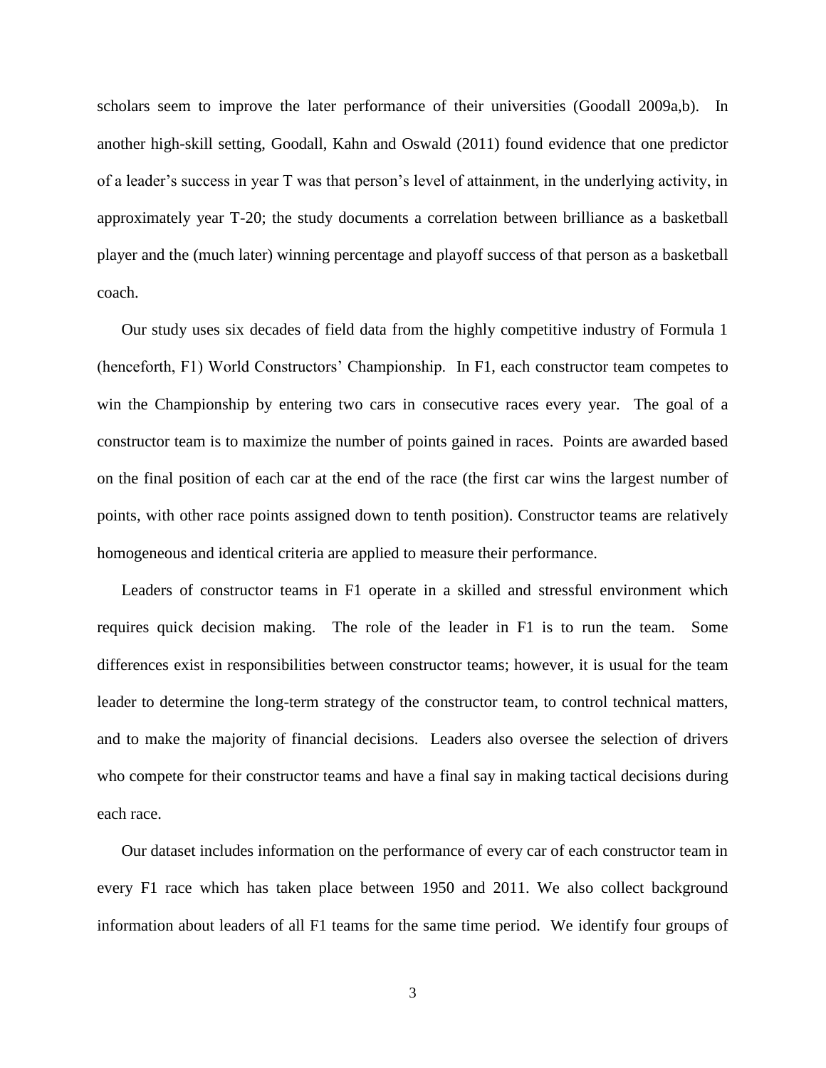scholars seem to improve the later performance of their universities (Goodall 2009a,b). In another high-skill setting, Goodall, Kahn and Oswald (2011) found evidence that one predictor of a leader's success in year T was that person's level of attainment, in the underlying activity, in approximately year T-20; the study documents a correlation between brilliance as a basketball player and the (much later) winning percentage and playoff success of that person as a basketball coach.

Our study uses six decades of field data from the highly competitive industry of Formula 1 (henceforth, F1) World Constructors' Championship. In F1, each constructor team competes to win the Championship by entering two cars in consecutive races every year. The goal of a constructor team is to maximize the number of points gained in races. Points are awarded based on the final position of each car at the end of the race (the first car wins the largest number of points, with other race points assigned down to tenth position). Constructor teams are relatively homogeneous and identical criteria are applied to measure their performance.

Leaders of constructor teams in F1 operate in a skilled and stressful environment which requires quick decision making. The role of the leader in F1 is to run the team. Some differences exist in responsibilities between constructor teams; however, it is usual for the team leader to determine the long-term strategy of the constructor team, to control technical matters, and to make the majority of financial decisions. Leaders also oversee the selection of drivers who compete for their constructor teams and have a final say in making tactical decisions during each race.

Our dataset includes information on the performance of every car of each constructor team in every F1 race which has taken place between 1950 and 2011. We also collect background information about leaders of all F1 teams for the same time period. We identify four groups of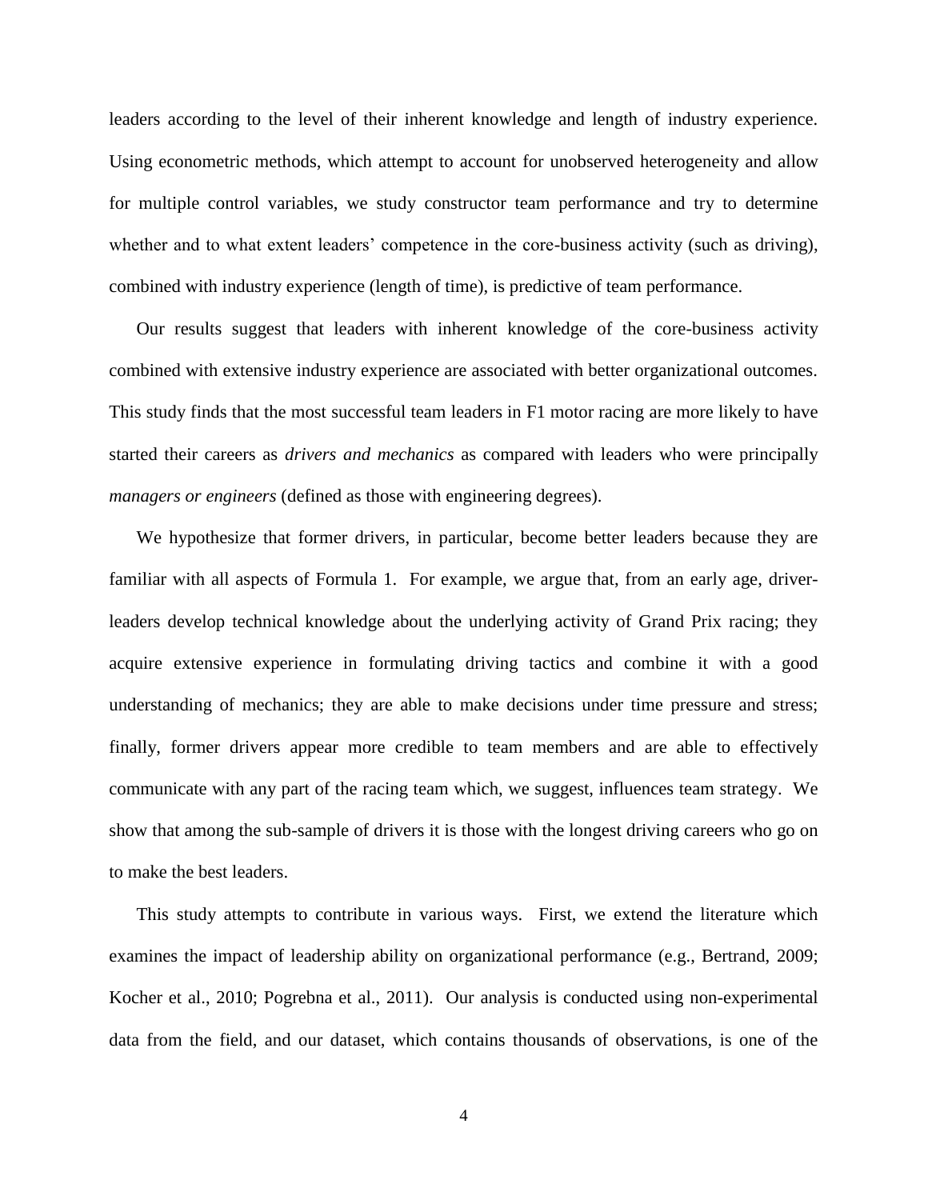leaders according to the level of their inherent knowledge and length of industry experience. Using econometric methods, which attempt to account for unobserved heterogeneity and allow for multiple control variables, we study constructor team performance and try to determine whether and to what extent leaders' competence in the core-business activity (such as driving), combined with industry experience (length of time), is predictive of team performance.

Our results suggest that leaders with inherent knowledge of the core-business activity combined with extensive industry experience are associated with better organizational outcomes. This study finds that the most successful team leaders in F1 motor racing are more likely to have started their careers as *drivers and mechanics* as compared with leaders who were principally *managers or engineers* (defined as those with engineering degrees).

We hypothesize that former drivers, in particular, become better leaders because they are familiar with all aspects of Formula 1. For example, we argue that, from an early age, driver-leaders develop technical knowledge about the underlying activity of Grand Prix racing; they acquire extensive experience in formulating driving tactics and combine it with a good understanding of mechanics; they are able to make decisions under time pressure and stress; finally, former drivers appear more credible to team members and are able to effectively communicate with any part of the racing team which, we suggest, influences team strategy. We show that among the sub-sample of drivers it is those with the longest driving careers who go on to make the best leaders.

This study attempts to contribute in various ways. First, we extend the literature which examines the impact of leadership ability on organizational performance (e.g., Bertrand, 2009; Kocher et al., 2010; Pogrebna et al., 2011). Our analysis is conducted using non-experimental data from the field, and our dataset, which contains thousands of observations, is one of the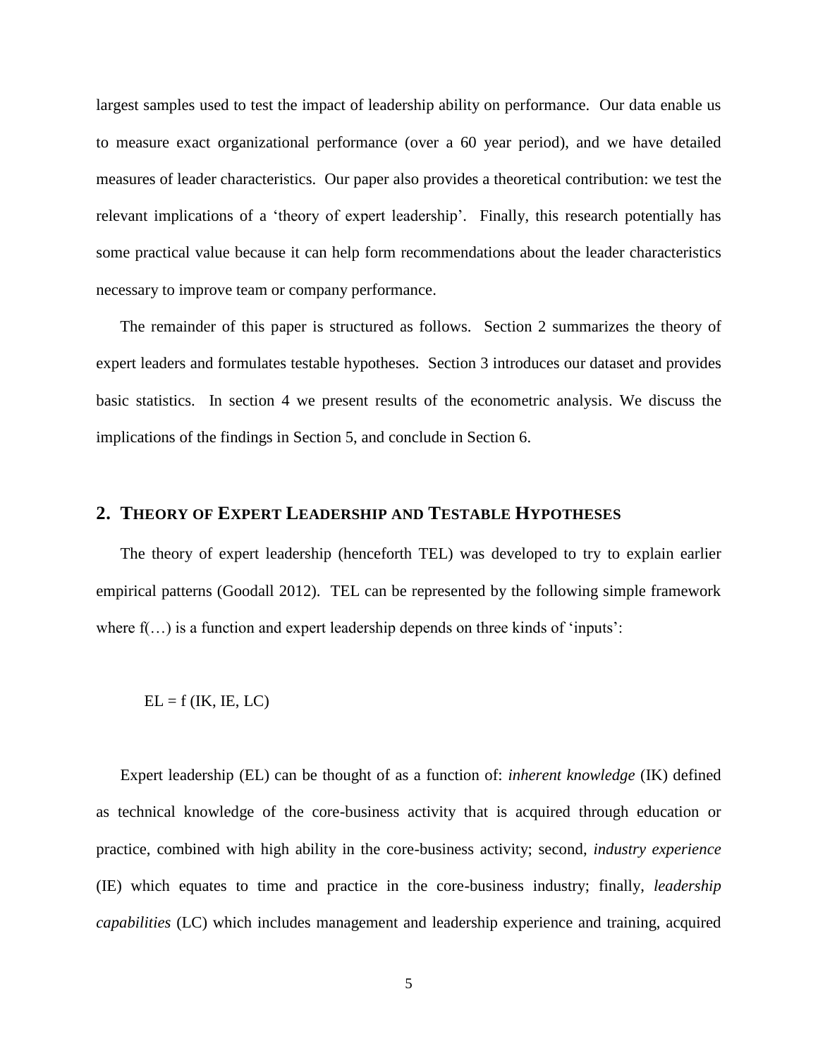largest samples used to test the impact of leadership ability on performance. Our data enable us to measure exact organizational performance (over a 60 year period), and we have detailed measures of leader characteristics. Our paper also provides a theoretical contribution: we test the relevant implications of a 'theory of expert leadership'. Finally, this research potentially has some practical value because it can help form recommendations about the leader characteristics necessary to improve team or company performance.

The remainder of this paper is structured as follows. Section 2 summarizes the theory of expert leaders and formulates testable hypotheses. Section 3 introduces our dataset and provides basic statistics. In section 4 we present results of the econometric analysis. We discuss the implications of the findings in Section 5, and conclude in Section 6.

## 2. THEORY OF EXPERT LEADERSHIP AND TESTABLE HYPOTHESES

The theory of expert leadership (henceforth TEL) was developed to try to explain earlier empirical patterns (Goodall 2012). TEL can be represented by the following simple framework where f(…) is a function and expert leadership depends on three kinds of 'inputs':

$$EL = f\,(IK, IE, LC)$$

Expert leadership (EL) can be thought of as a function of: *inherent knowledge* (IK) defined as technical knowledge of the core-business activity that is acquired through education or practice, combined with high ability in the core-business activity; second, *industry experience* (IE) which equates to time and practice in the core-business industry; finally, *leadership capabilities* (LC) which includes management and leadership experience and training, acquired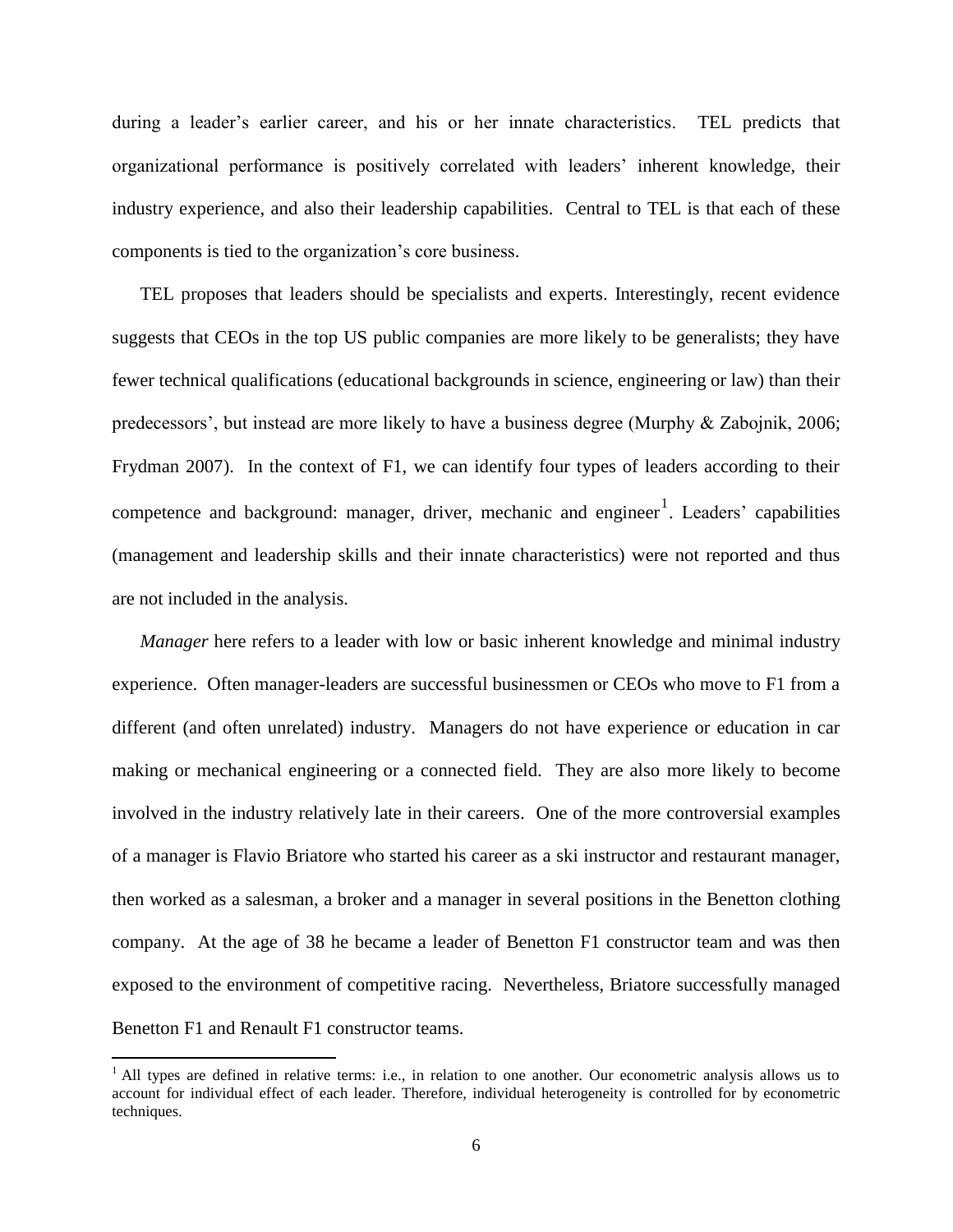during a leader's earlier career, and his or her innate characteristics. TEL predicts that organizational performance is positively correlated with leaders' inherent knowledge, their industry experience, and also their leadership capabilities. Central to TEL is that each of these components is tied to the organization's core business.

TEL proposes that leaders should be specialists and experts. Interestingly, recent evidence suggests that CEOs in the top US public companies are more likely to be generalists; they have fewer technical qualifications (educational backgrounds in science, engineering or law) than their predecessors', but instead are more likely to have a business degree (Murphy & Zabojnik, 2006; Frydman 2007). In the context of F1, we can identify four types of leaders according to their competence and background: manager, driver, mechanic and engineer[1]. Leaders' capabilities (management and leadership skills and their innate characteristics) were not reported and thus are not included in the analysis.

*Manager* here refers to a leader with low or basic inherent knowledge and minimal industry experience. Often manager-leaders are successful businessmen or CEOs who move to F1 from a different (and often unrelated) industry. Managers do not have experience or education in car making or mechanical engineering or a connected field. They are also more likely to become involved in the industry relatively late in their careers. One of the more controversial examples of a manager is Flavio Briatore who started his career as a ski instructor and restaurant manager, then worked as a salesman, a broker and a manager in several positions in the Benetton clothing company. At the age of 38 he became a leader of Benetton F1 constructor team and was then exposed to the environment of competitive racing. Nevertheless, Briatore successfully managed Benetton F1 and Renault F1 constructor teams.

[1] All types are defined in relative terms: i.e., in relation to one another. Our econometric analysis allows us to account for individual effect of each leader. Therefore, individual heterogeneity is controlled for by econometric techniques.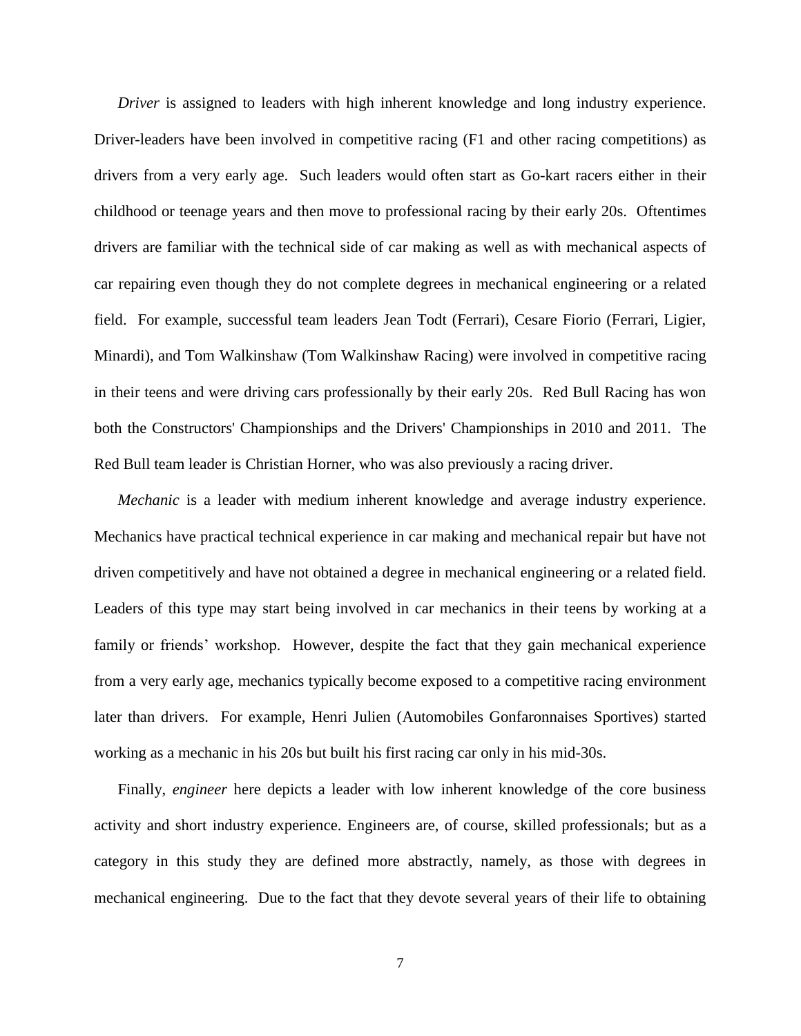*Driver* is assigned to leaders with high inherent knowledge and long industry experience. Driver-leaders have been involved in competitive racing (F1 and other racing competitions) as drivers from a very early age. Such leaders would often start as Go-kart racers either in their childhood or teenage years and then move to professional racing by their early 20s. Oftentimes drivers are familiar with the technical side of car making as well as with mechanical aspects of car repairing even though they do not complete degrees in mechanical engineering or a related field. For example, successful team leaders Jean Todt (Ferrari), Cesare Fiorio (Ferrari, Ligier, Minardi), and Tom Walkinshaw (Tom Walkinshaw Racing) were involved in competitive racing in their teens and were driving cars professionally by their early 20s. Red Bull Racing has won both the Constructors' Championships and the Drivers' Championships in 2010 and 2011. The Red Bull team leader is Christian Horner, who was also previously a racing driver.

*Mechanic* is a leader with medium inherent knowledge and average industry experience. Mechanics have practical technical experience in car making and mechanical repair but have not driven competitively and have not obtained a degree in mechanical engineering or a related field. Leaders of this type may start being involved in car mechanics in their teens by working at a family or friends' workshop. However, despite the fact that they gain mechanical experience from a very early age, mechanics typically become exposed to a competitive racing environment later than drivers. For example, Henri Julien (Automobiles Gonfaronnaises Sportives) started working as a mechanic in his 20s but built his first racing car only in his mid-30s.

Finally, *engineer* here depicts a leader with low inherent knowledge of the core business activity and short industry experience. Engineers are, of course, skilled professionals; but as a category in this study they are defined more abstractly, namely, as those with degrees in mechanical engineering. Due to the fact that they devote several years of their life to obtaining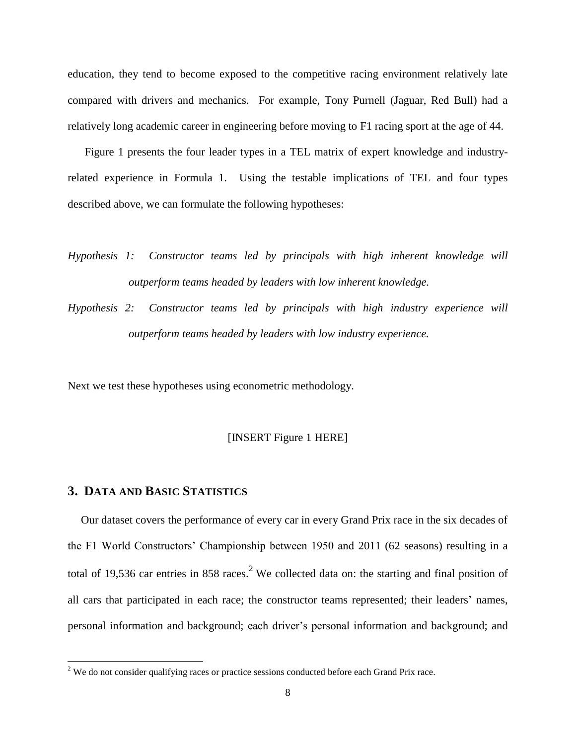education, they tend to become exposed to the competitive racing environment relatively late compared with drivers and mechanics. For example, Tony Purnell (Jaguar, Red Bull) had a relatively long academic career in engineering before moving to F1 racing sport at the age of 44.

Figure 1 presents the four leader types in a TEL matrix of expert knowledge and industry-related experience in Formula 1. Using the testable implications of TEL and four types described above, we can formulate the following hypotheses:

*Hypothesis 1: Constructor teams led by principals with high inherent knowledge will outperform teams headed by leaders with low inherent knowledge.*

*Hypothesis 2: Constructor teams led by principals with high industry experience will outperform teams headed by leaders with low industry experience.*

Next we test these hypotheses using econometric methodology.

[INSERT Figure 1 HERE]

## 3. DATA AND BASIC STATISTICS

Our dataset covers the performance of every car in every Grand Prix race in the six decades of the F1 World Constructors' Championship between 1950 and 2011 (62 seasons) resulting in a total of 19,536 car entries in 858 races.[2] We collected data on: the starting and final position of all cars that participated in each race; the constructor teams represented; their leaders' names, personal information and background; each driver's personal information and background; and

[2] We do not consider qualifying races or practice sessions conducted before each Grand Prix race.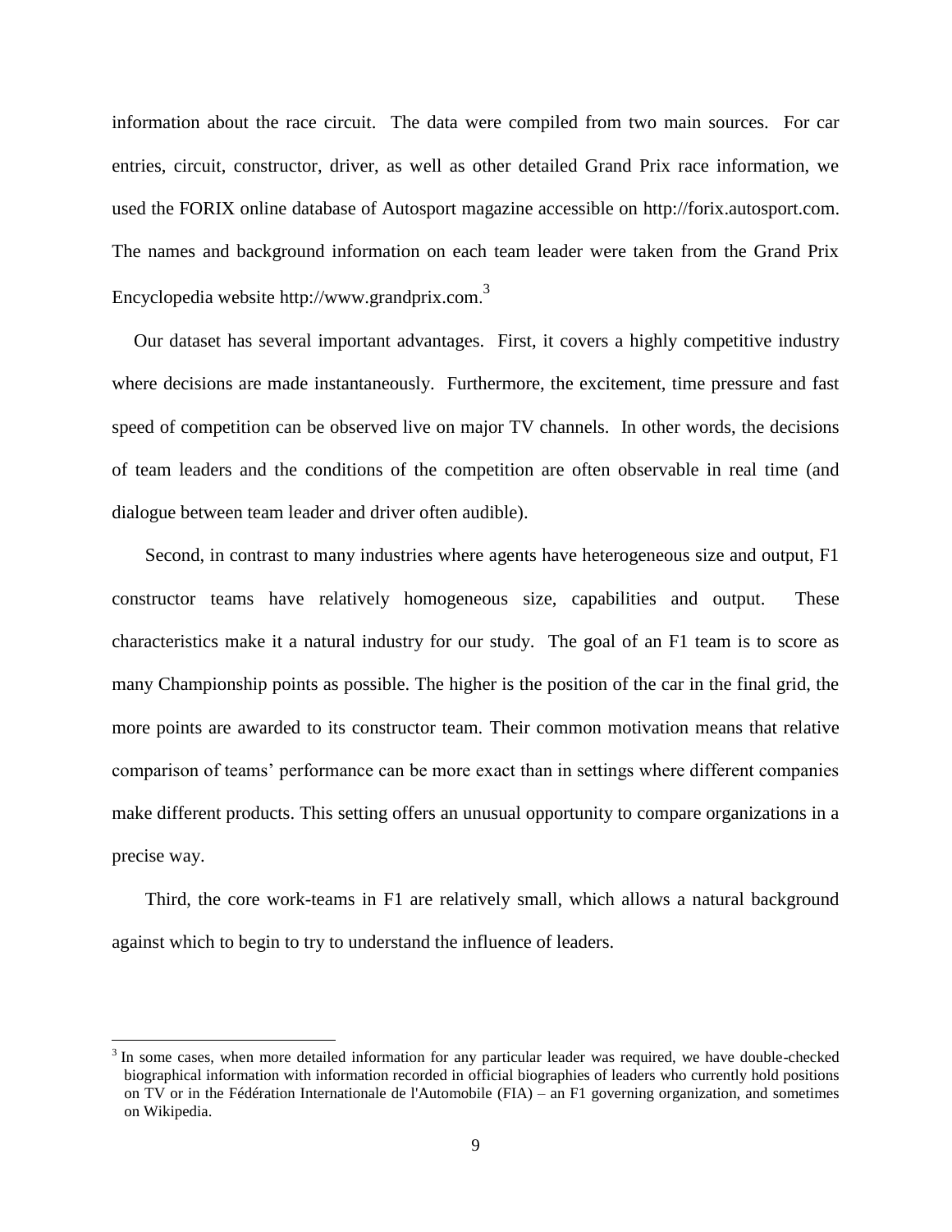information about the race circuit. The data were compiled from two main sources. For car entries, circuit, constructor, driver, as well as other detailed Grand Prix race information, we used the FORIX online database of Autosport magazine accessible on http://forix.autosport.com. The names and background information on each team leader were taken from the Grand Prix Encyclopedia website http://www.grandprix.com.[3]

Our dataset has several important advantages. First, it covers a highly competitive industry where decisions are made instantaneously. Furthermore, the excitement, time pressure and fast speed of competition can be observed live on major TV channels. In other words, the decisions of team leaders and the conditions of the competition are often observable in real time (and dialogue between team leader and driver often audible).

Second, in contrast to many industries where agents have heterogeneous size and output, F1 constructor teams have relatively homogeneous size, capabilities and output. These characteristics make it a natural industry for our study. The goal of an F1 team is to score as many Championship points as possible. The higher is the position of the car in the final grid, the more points are awarded to its constructor team. Their common motivation means that relative comparison of teams' performance can be more exact than in settings where different companies make different products. This setting offers an unusual opportunity to compare organizations in a precise way.

Third, the core work-teams in F1 are relatively small, which allows a natural background against which to begin to try to understand the influence of leaders.

---

[3] In some cases, when more detailed information for any particular leader was required, we have double-checked biographical information with information recorded in official biographies of leaders who currently hold positions on TV or in the Fédération Internationale de l'Automobile (FIA) – an F1 governing organization, and sometimes on Wikipedia.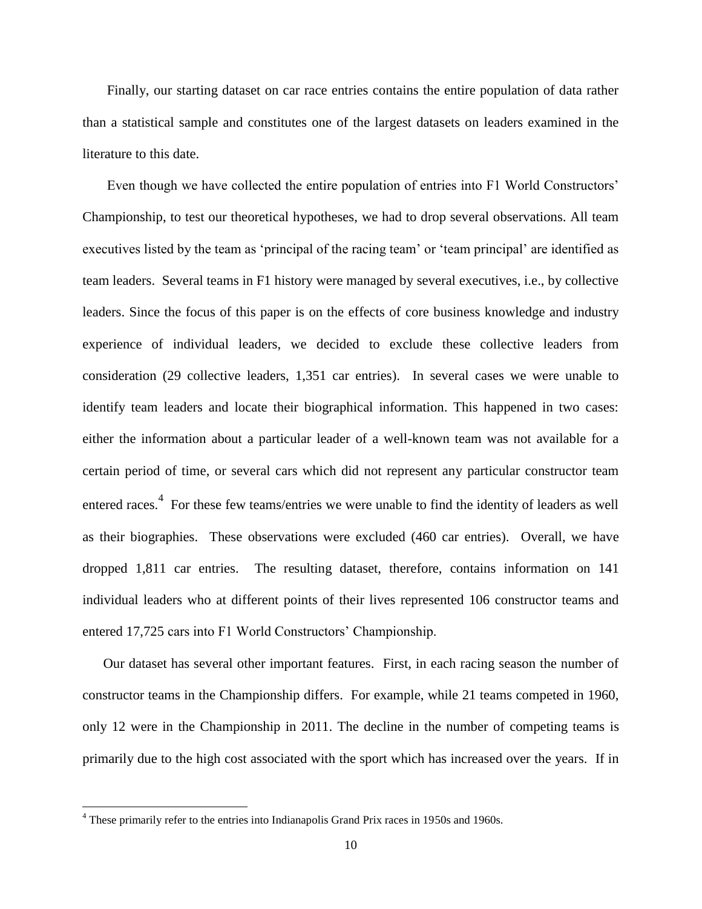Finally, our starting dataset on car race entries contains the entire population of data rather than a statistical sample and constitutes one of the largest datasets on leaders examined in the literature to this date.

Even though we have collected the entire population of entries into F1 World Constructors' Championship, to test our theoretical hypotheses, we had to drop several observations. All team executives listed by the team as 'principal of the racing team' or 'team principal' are identified as team leaders. Several teams in F1 history were managed by several executives, i.e., by collective leaders. Since the focus of this paper is on the effects of core business knowledge and industry experience of individual leaders, we decided to exclude these collective leaders from consideration (29 collective leaders, 1,351 car entries). In several cases we were unable to identify team leaders and locate their biographical information. This happened in two cases: either the information about a particular leader of a well-known team was not available for a certain period of time, or several cars which did not represent any particular constructor team entered races.[4] For these few teams/entries we were unable to find the identity of leaders as well as their biographies. These observations were excluded (460 car entries). Overall, we have dropped 1,811 car entries. The resulting dataset, therefore, contains information on 141 individual leaders who at different points of their lives represented 106 constructor teams and entered 17,725 cars into F1 World Constructors' Championship.

Our dataset has several other important features. First, in each racing season the number of constructor teams in the Championship differs. For example, while 21 teams competed in 1960, only 12 were in the Championship in 2011. The decline in the number of competing teams is primarily due to the high cost associated with the sport which has increased over the years. If in

[4] These primarily refer to the entries into Indianapolis Grand Prix races in 1950s and 1960s.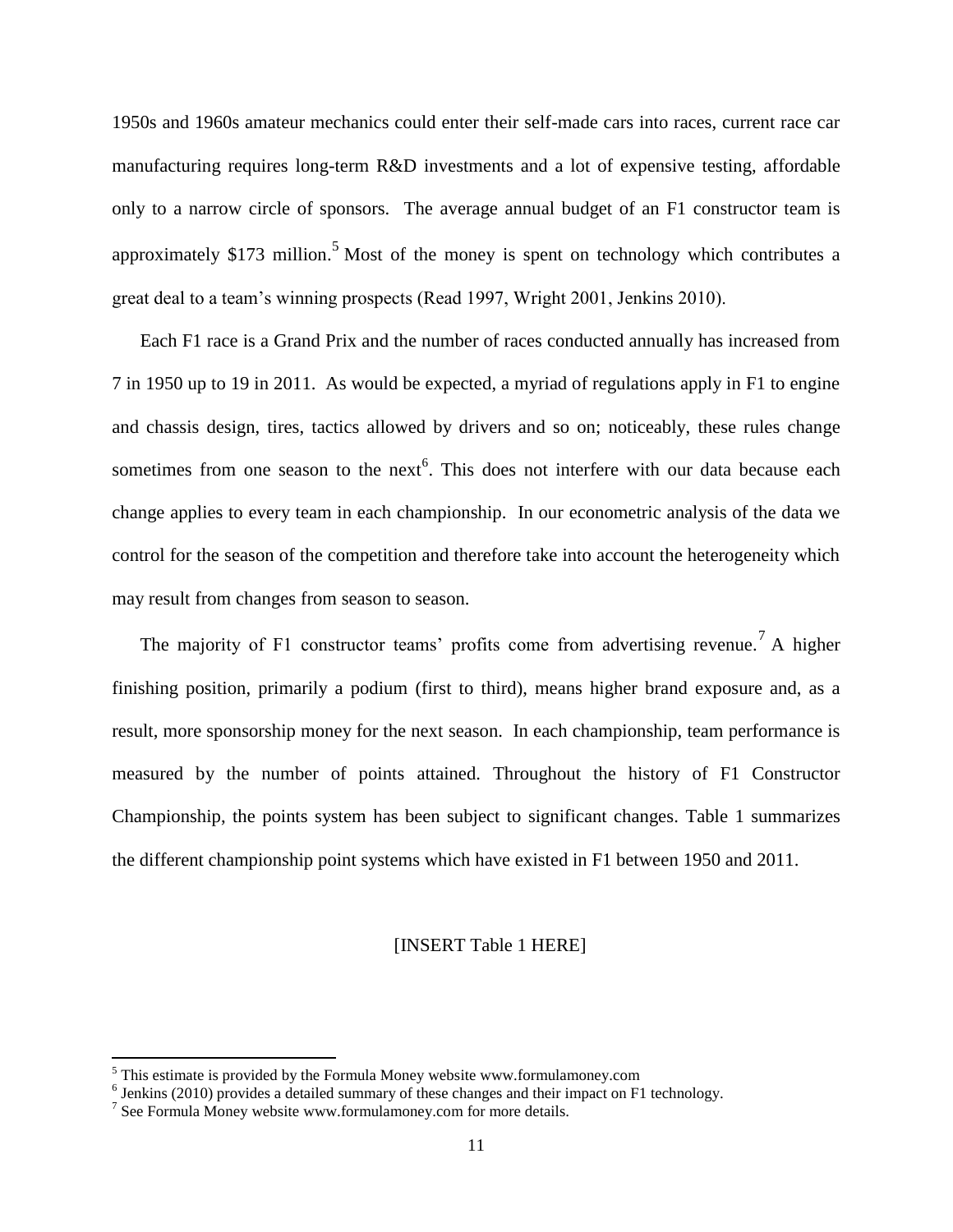1950s and 1960s amateur mechanics could enter their self-made cars into races, current race car manufacturing requires long-term R&D investments and a lot of expensive testing, affordable only to a narrow circle of sponsors. The average annual budget of an F1 constructor team is approximately $173 million.[5] Most of the money is spent on technology which contributes a great deal to a team's winning prospects (Read 1997, Wright 2001, Jenkins 2010).

Each F1 race is a Grand Prix and the number of races conducted annually has increased from 7 in 1950 up to 19 in 2011. As would be expected, a myriad of regulations apply in F1 to engine and chassis design, tires, tactics allowed by drivers and so on; noticeably, these rules change sometimes from one season to the next[6]. This does not interfere with our data because each change applies to every team in each championship. In our econometric analysis of the data we control for the season of the competition and therefore take into account the heterogeneity which may result from changes from season to season.

The majority of F1 constructor teams' profits come from advertising revenue.[7] A higher finishing position, primarily a podium (first to third), means higher brand exposure and, as a result, more sponsorship money for the next season. In each championship, team performance is measured by the number of points attained. Throughout the history of F1 Constructor Championship, the points system has been subject to significant changes. Table 1 summarizes the different championship point systems which have existed in F1 between 1950 and 2011.

[INSERT Table 1 HERE]

---

[5] This estimate is provided by the Formula Money website www.formulamoney.com

[6] Jenkins (2010) provides a detailed summary of these changes and their impact on F1 technology.

[7] See Formula Money website www.formulamoney.com for more details.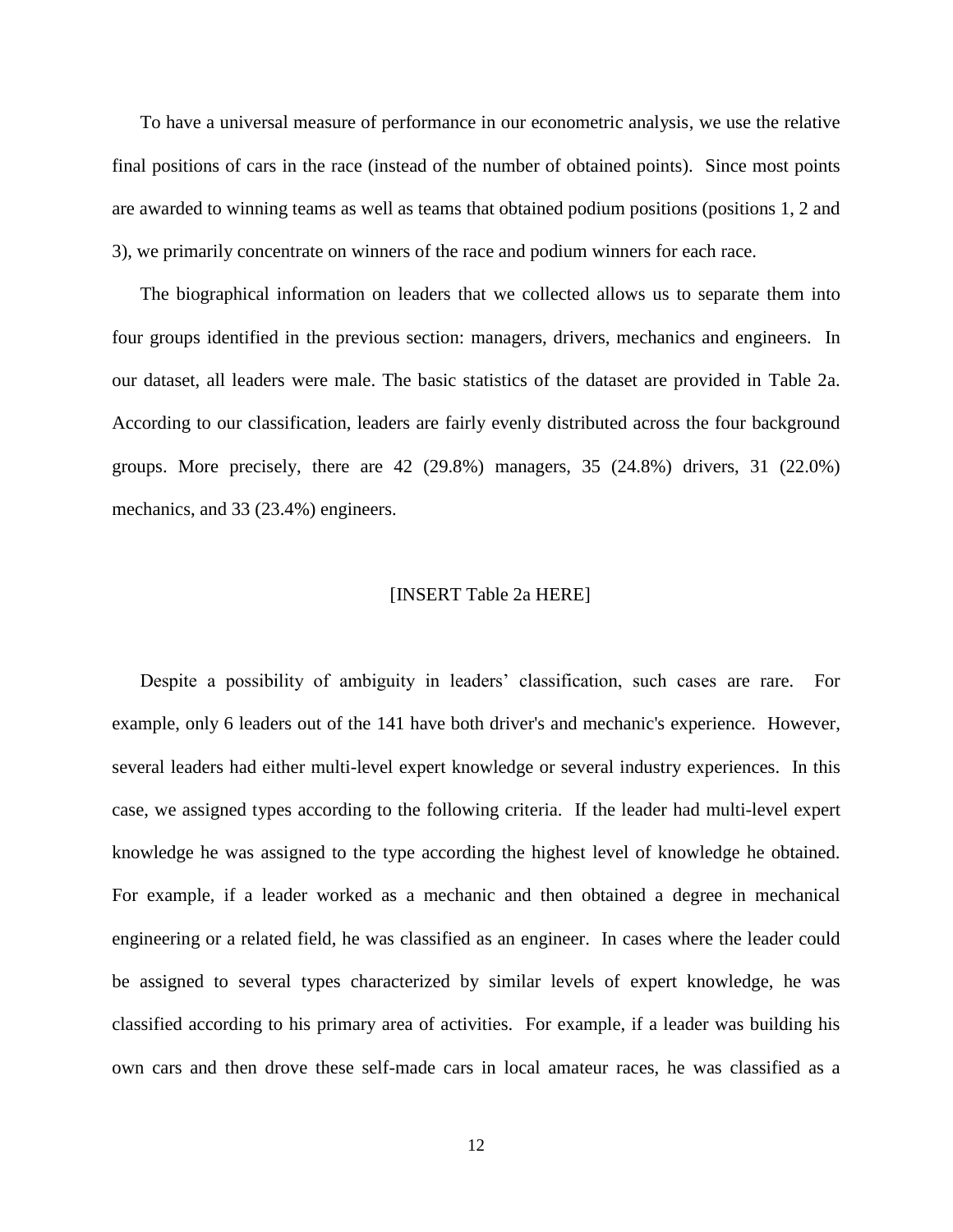To have a universal measure of performance in our econometric analysis, we use the relative final positions of cars in the race (instead of the number of obtained points). Since most points are awarded to winning teams as well as teams that obtained podium positions (positions 1, 2 and 3), we primarily concentrate on winners of the race and podium winners for each race.

The biographical information on leaders that we collected allows us to separate them into four groups identified in the previous section: managers, drivers, mechanics and engineers. In our dataset, all leaders were male. The basic statistics of the dataset are provided in Table 2a. According to our classification, leaders are fairly evenly distributed across the four background groups. More precisely, there are 42 (29.8%) managers, 35 (24.8%) drivers, 31 (22.0%) mechanics, and 33 (23.4%) engineers.

[INSERT Table 2a HERE]

Despite a possibility of ambiguity in leaders' classification, such cases are rare. For example, only 6 leaders out of the 141 have both driver's and mechanic's experience. However, several leaders had either multi-level expert knowledge or several industry experiences. In this case, we assigned types according to the following criteria. If the leader had multi-level expert knowledge he was assigned to the type according the highest level of knowledge he obtained. For example, if a leader worked as a mechanic and then obtained a degree in mechanical engineering or a related field, he was classified as an engineer. In cases where the leader could be assigned to several types characterized by similar levels of expert knowledge, he was classified according to his primary area of activities. For example, if a leader was building his own cars and then drove these self-made cars in local amateur races, he was classified as a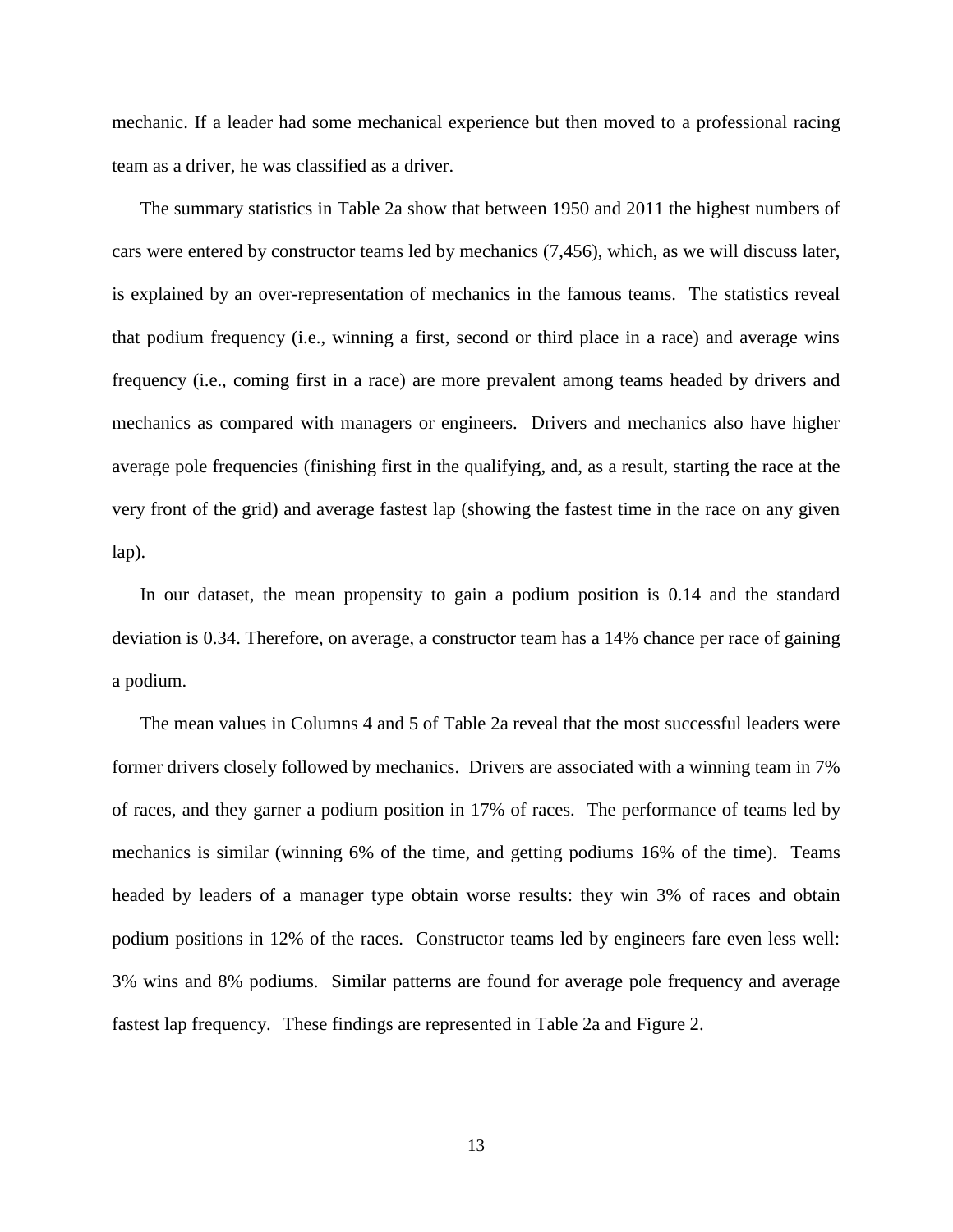mechanic. If a leader had some mechanical experience but then moved to a professional racing team as a driver, he was classified as a driver.

The summary statistics in Table 2a show that between 1950 and 2011 the highest numbers of cars were entered by constructor teams led by mechanics (7,456), which, as we will discuss later, is explained by an over-representation of mechanics in the famous teams. The statistics reveal that podium frequency (i.e., winning a first, second or third place in a race) and average wins frequency (i.e., coming first in a race) are more prevalent among teams headed by drivers and mechanics as compared with managers or engineers. Drivers and mechanics also have higher average pole frequencies (finishing first in the qualifying, and, as a result, starting the race at the very front of the grid) and average fastest lap (showing the fastest time in the race on any given lap).

In our dataset, the mean propensity to gain a podium position is 0.14 and the standard deviation is 0.34. Therefore, on average, a constructor team has a 14% chance per race of gaining a podium.

The mean values in Columns 4 and 5 of Table 2a reveal that the most successful leaders were former drivers closely followed by mechanics. Drivers are associated with a winning team in 7% of races, and they garner a podium position in 17% of races. The performance of teams led by mechanics is similar (winning 6% of the time, and getting podiums 16% of the time). Teams headed by leaders of a manager type obtain worse results: they win 3% of races and obtain podium positions in 12% of the races. Constructor teams led by engineers fare even less well: 3% wins and 8% podiums. Similar patterns are found for average pole frequency and average fastest lap frequency. These findings are represented in Table 2a and Figure 2.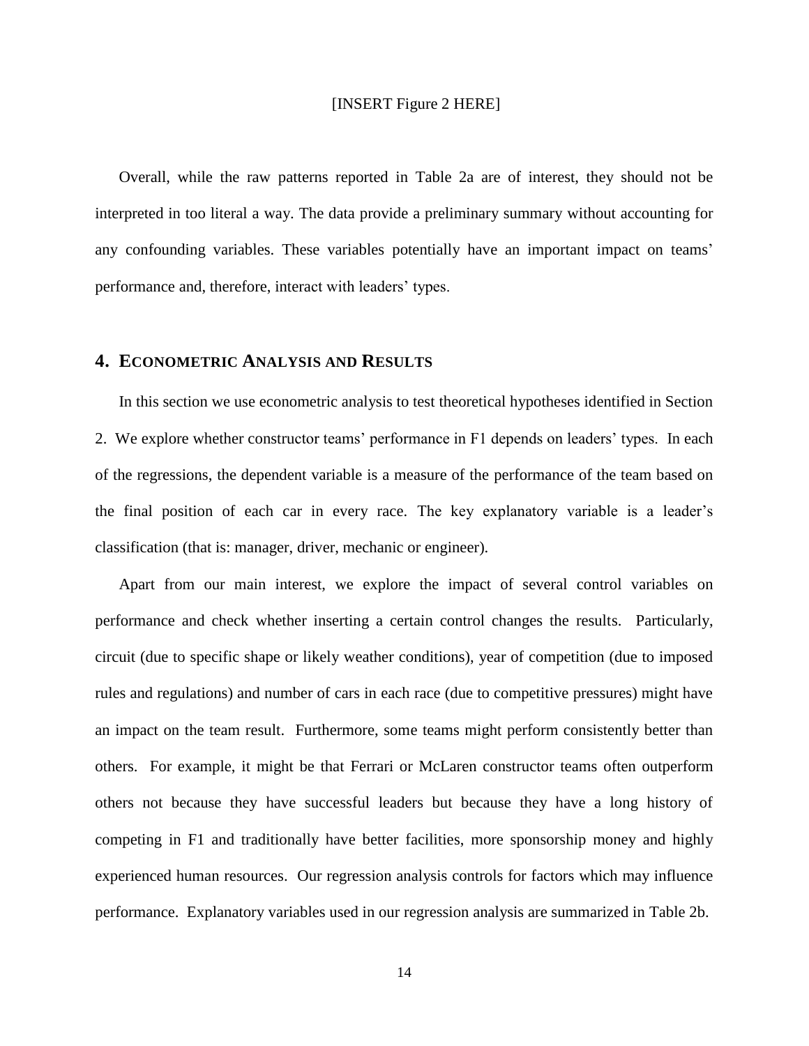[INSERT Figure 2 HERE]

Overall, while the raw patterns reported in Table 2a are of interest, they should not be interpreted in too literal a way. The data provide a preliminary summary without accounting for any confounding variables. These variables potentially have an important impact on teams' performance and, therefore, interact with leaders' types.

## 4. ECONOMETRIC ANALYSIS AND RESULTS

In this section we use econometric analysis to test theoretical hypotheses identified in Section 2. We explore whether constructor teams' performance in F1 depends on leaders' types. In each of the regressions, the dependent variable is a measure of the performance of the team based on the final position of each car in every race. The key explanatory variable is a leader's classification (that is: manager, driver, mechanic or engineer).

Apart from our main interest, we explore the impact of several control variables on performance and check whether inserting a certain control changes the results. Particularly, circuit (due to specific shape or likely weather conditions), year of competition (due to imposed rules and regulations) and number of cars in each race (due to competitive pressures) might have an impact on the team result. Furthermore, some teams might perform consistently better than others. For example, it might be that Ferrari or McLaren constructor teams often outperform others not because they have successful leaders but because they have a long history of competing in F1 and traditionally have better facilities, more sponsorship money and highly experienced human resources. Our regression analysis controls for factors which may influence performance. Explanatory variables used in our regression analysis are summarized in Table 2b.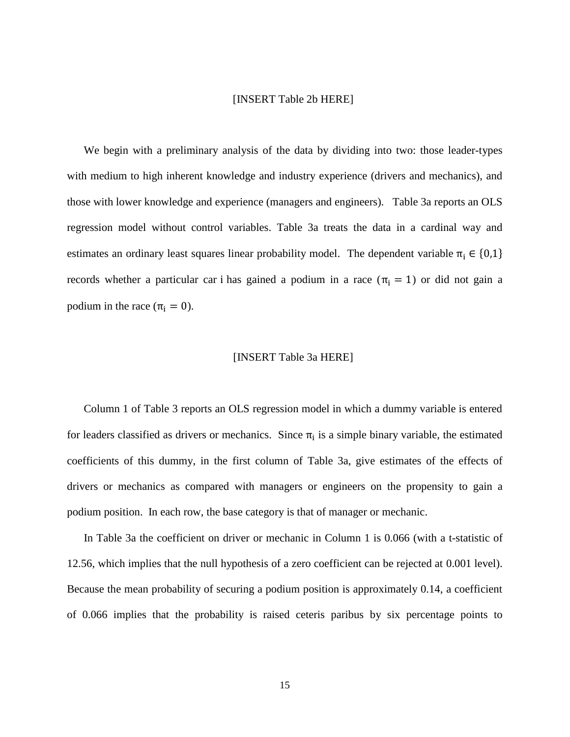[INSERT Table 2b HERE]

We begin with a preliminary analysis of the data by dividing into two: those leader-types with medium to high inherent knowledge and industry experience (drivers and mechanics), and those with lower knowledge and experience (managers and engineers). Table 3a reports an OLS regression model without control variables. Table 3a treats the data in a cardinal way and estimates an ordinary least squares linear probability model. The dependent variable $\pi_i \in \{0,1\}$ records whether a particular car i has gained a podium in a race ($\pi_i = 1$) or did not gain a podium in the race ($\pi_i = 0$).

[INSERT Table 3a HERE]

Column 1 of Table 3 reports an OLS regression model in which a dummy variable is entered for leaders classified as drivers or mechanics. Since $\pi_i$ is a simple binary variable, the estimated coefficients of this dummy, in the first column of Table 3a, give estimates of the effects of drivers or mechanics as compared with managers or engineers on the propensity to gain a podium position. In each row, the base category is that of manager or mechanic.

In Table 3a the coefficient on driver or mechanic in Column 1 is 0.066 (with a t-statistic of 12.56, which implies that the null hypothesis of a zero coefficient can be rejected at 0.001 level). Because the mean probability of securing a podium position is approximately 0.14, a coefficient of 0.066 implies that the probability is raised ceteris paribus by six percentage points to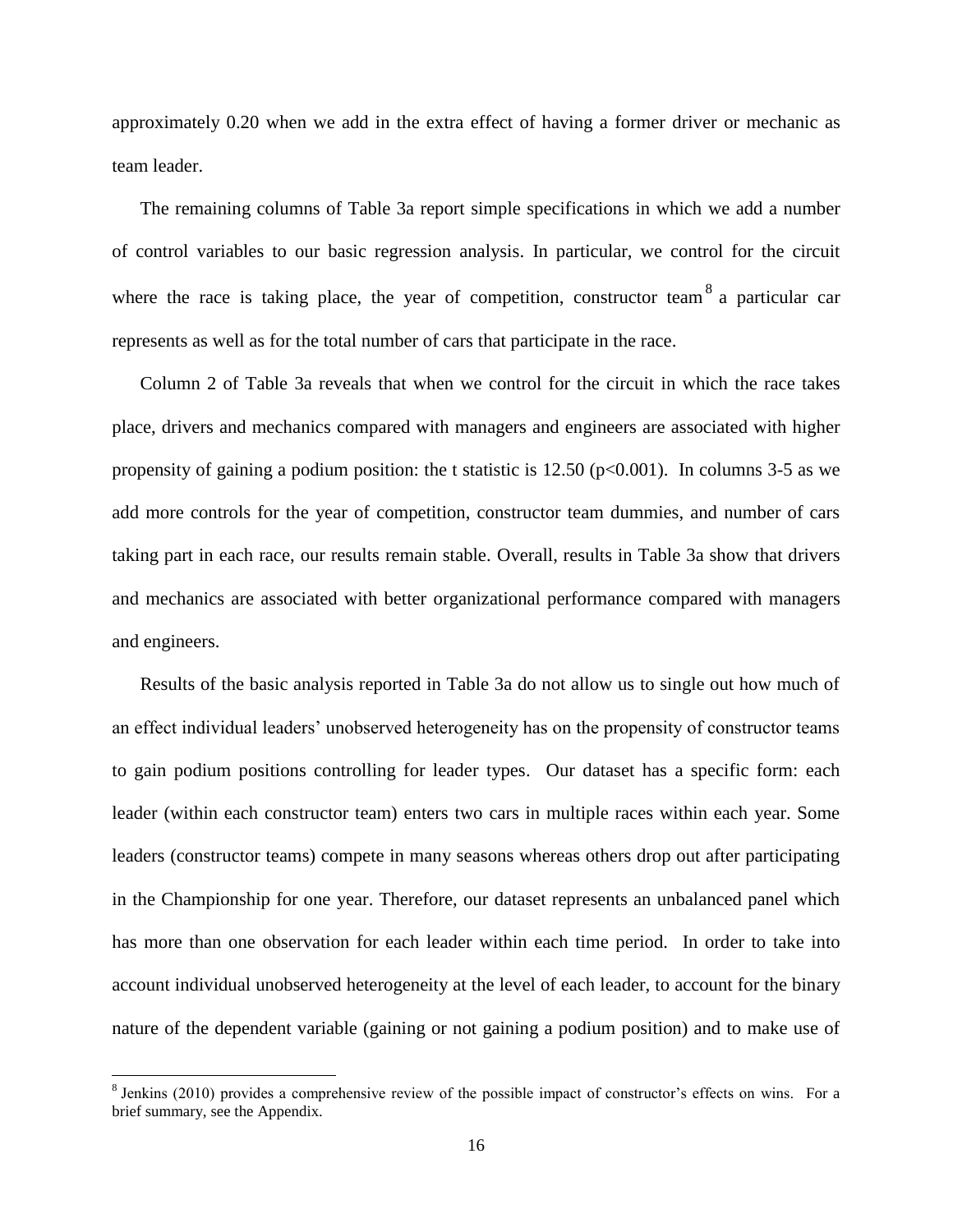approximately 0.20 when we add in the extra effect of having a former driver or mechanic as team leader.

The remaining columns of Table 3a report simple specifications in which we add a number of control variables to our basic regression analysis. In particular, we control for the circuit where the race is taking place, the year of competition, constructor team[8] a particular car represents as well as for the total number of cars that participate in the race.

Column 2 of Table 3a reveals that when we control for the circuit in which the race takes place, drivers and mechanics compared with managers and engineers are associated with higher propensity of gaining a podium position: the t statistic is 12.50 ($p<0.001$). In columns 3-5 as we add more controls for the year of competition, constructor team dummies, and number of cars taking part in each race, our results remain stable. Overall, results in Table 3a show that drivers and mechanics are associated with better organizational performance compared with managers and engineers.

Results of the basic analysis reported in Table 3a do not allow us to single out how much of an effect individual leaders' unobserved heterogeneity has on the propensity of constructor teams to gain podium positions controlling for leader types. Our dataset has a specific form: each leader (within each constructor team) enters two cars in multiple races within each year. Some leaders (constructor teams) compete in many seasons whereas others drop out after participating in the Championship for one year. Therefore, our dataset represents an unbalanced panel which has more than one observation for each leader within each time period. In order to take into account individual unobserved heterogeneity at the level of each leader, to account for the binary nature of the dependent variable (gaining or not gaining a podium position) and to make use of

[8] Jenkins (2010) provides a comprehensive review of the possible impact of constructor's effects on wins. For a brief summary, see the Appendix.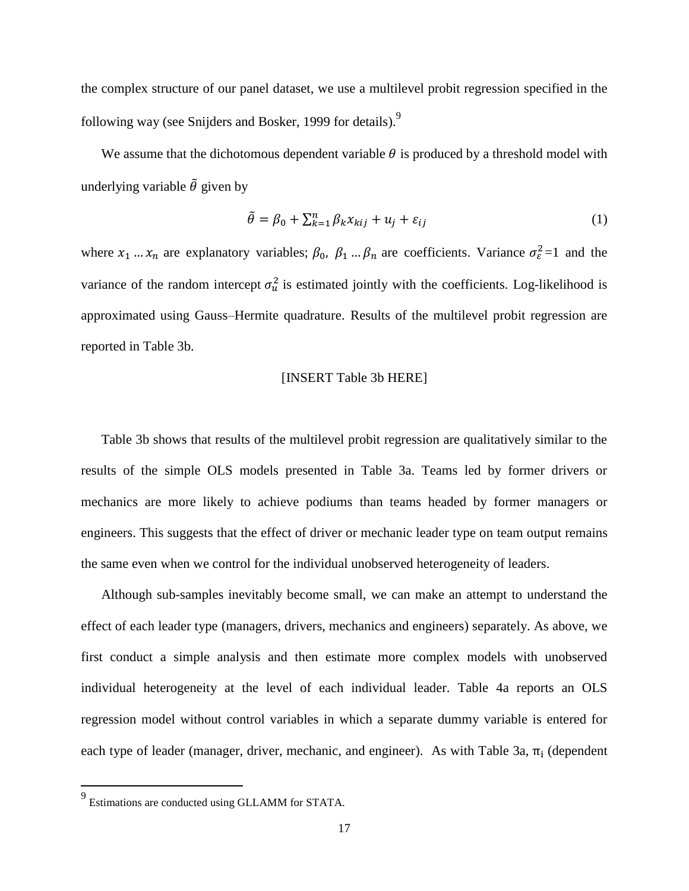the complex structure of our panel dataset, we use a multilevel probit regression specified in the following way (see Snijders and Bosker, 1999 for details).[9]

We assume that the dichotomous dependent variable $\theta$ is produced by a threshold model with underlying variable $\tilde{\theta}$ given by

$$\tilde{\theta} = \beta_0 + \sum_{k=1}^{n} \beta_k x_{kij} + u_j + \varepsilon_{ij} \tag{1}$$

where $x_1 \dots x_n$ are explanatory variables; $\beta_0$, $\beta_1 \dots \beta_n$ are coefficients. Variance $\sigma_\varepsilon^2=1$ and the variance of the random intercept $\sigma_u^2$ is estimated jointly with the coefficients. Log-likelihood is approximated using Gauss–Hermite quadrature. Results of the multilevel probit regression are reported in Table 3b.

[INSERT Table 3b HERE]

Table 3b shows that results of the multilevel probit regression are qualitatively similar to the results of the simple OLS models presented in Table 3a. Teams led by former drivers or mechanics are more likely to achieve podiums than teams headed by former managers or engineers. This suggests that the effect of driver or mechanic leader type on team output remains the same even when we control for the individual unobserved heterogeneity of leaders.

Although sub-samples inevitably become small, we can make an attempt to understand the effect of each leader type (managers, drivers, mechanics and engineers) separately. As above, we first conduct a simple analysis and then estimate more complex models with unobserved individual heterogeneity at the level of each individual leader. Table 4a reports an OLS regression model without control variables in which a separate dummy variable is entered for each type of leader (manager, driver, mechanic, and engineer). As with Table 3a, $\pi_i$ (dependent

[9] Estimations are conducted using GLLAMM for STATA.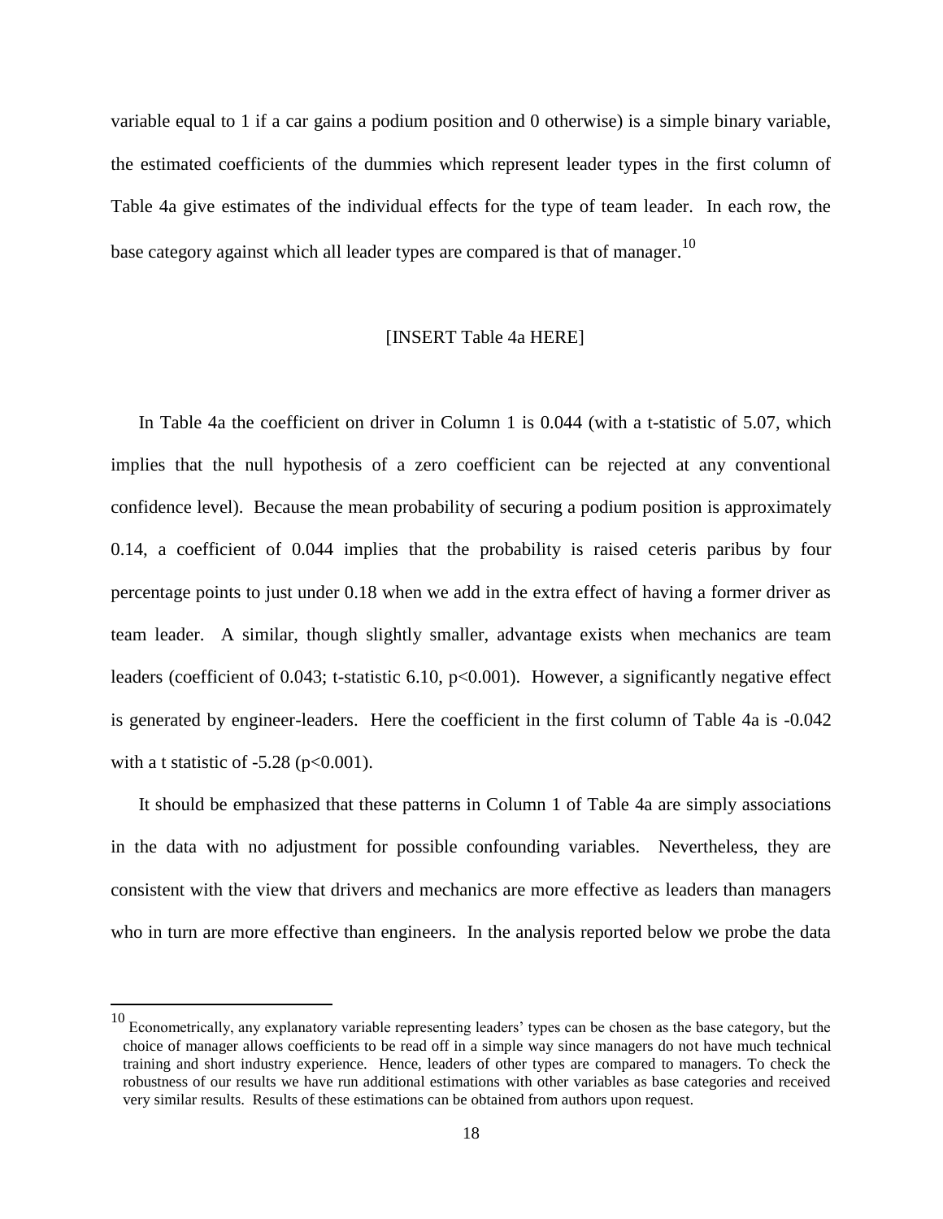variable equal to 1 if a car gains a podium position and 0 otherwise) is a simple binary variable, the estimated coefficients of the dummies which represent leader types in the first column of Table 4a give estimates of the individual effects for the type of team leader. In each row, the base category against which all leader types are compared is that of manager.[10]

[INSERT Table 4a HERE]

In Table 4a the coefficient on driver in Column 1 is 0.044 (with a t-statistic of 5.07, which implies that the null hypothesis of a zero coefficient can be rejected at any conventional confidence level). Because the mean probability of securing a podium position is approximately 0.14, a coefficient of 0.044 implies that the probability is raised ceteris paribus by four percentage points to just under 0.18 when we add in the extra effect of having a former driver as team leader. A similar, though slightly smaller, advantage exists when mechanics are team leaders (coefficient of 0.043; t-statistic 6.10, $p<0.001$). However, a significantly negative effect is generated by engineer-leaders. Here the coefficient in the first column of Table 4a is -0.042 with a t statistic of -5.28 ($p<0.001$).

It should be emphasized that these patterns in Column 1 of Table 4a are simply associations in the data with no adjustment for possible confounding variables. Nevertheless, they are consistent with the view that drivers and mechanics are more effective as leaders than managers who in turn are more effective than engineers. In the analysis reported below we probe the data

---

[10] Econometrically, any explanatory variable representing leaders' types can be chosen as the base category, but the choice of manager allows coefficients to be read off in a simple way since managers do not have much technical training and short industry experience. Hence, leaders of other types are compared to managers. To check the robustness of our results we have run additional estimations with other variables as base categories and received very similar results. Results of these estimations can be obtained from authors upon request.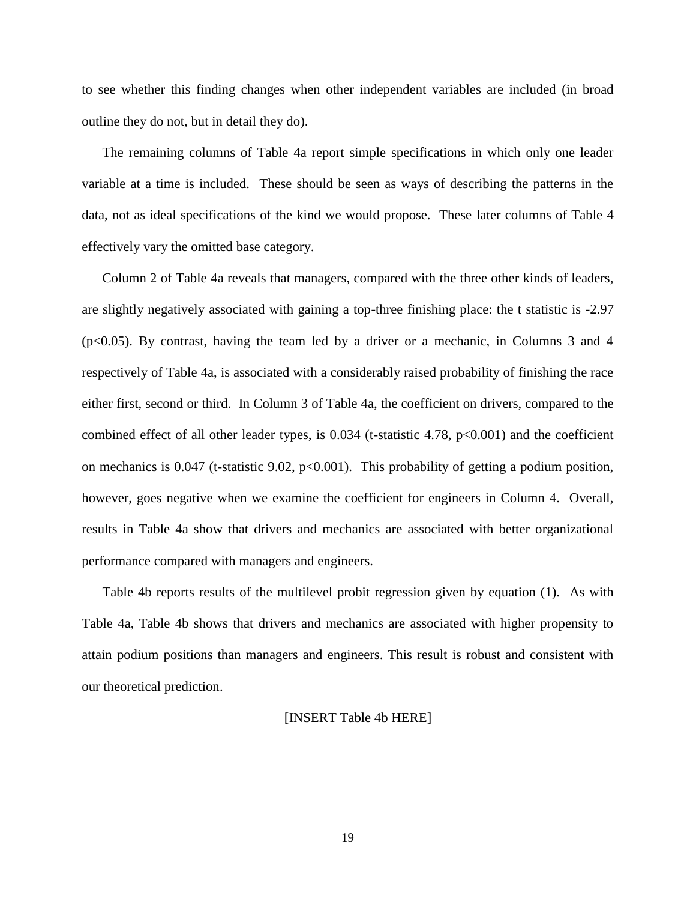to see whether this finding changes when other independent variables are included (in broad outline they do not, but in detail they do).

The remaining columns of Table 4a report simple specifications in which only one leader variable at a time is included. These should be seen as ways of describing the patterns in the data, not as ideal specifications of the kind we would propose. These later columns of Table 4 effectively vary the omitted base category.

Column 2 of Table 4a reveals that managers, compared with the three other kinds of leaders, are slightly negatively associated with gaining a top-three finishing place: the t statistic is -2.97 ($p<0.05$). By contrast, having the team led by a driver or a mechanic, in Columns 3 and 4 respectively of Table 4a, is associated with a considerably raised probability of finishing the race either first, second or third. In Column 3 of Table 4a, the coefficient on drivers, compared to the combined effect of all other leader types, is 0.034 (t-statistic 4.78, $p<0.001$) and the coefficient on mechanics is 0.047 (t-statistic 9.02, $p<0.001$). This probability of getting a podium position, however, goes negative when we examine the coefficient for engineers in Column 4. Overall, results in Table 4a show that drivers and mechanics are associated with better organizational performance compared with managers and engineers.

Table 4b reports results of the multilevel probit regression given by equation (1). As with Table 4a, Table 4b shows that drivers and mechanics are associated with higher propensity to attain podium positions than managers and engineers. This result is robust and consistent with our theoretical prediction.

[INSERT Table 4b HERE]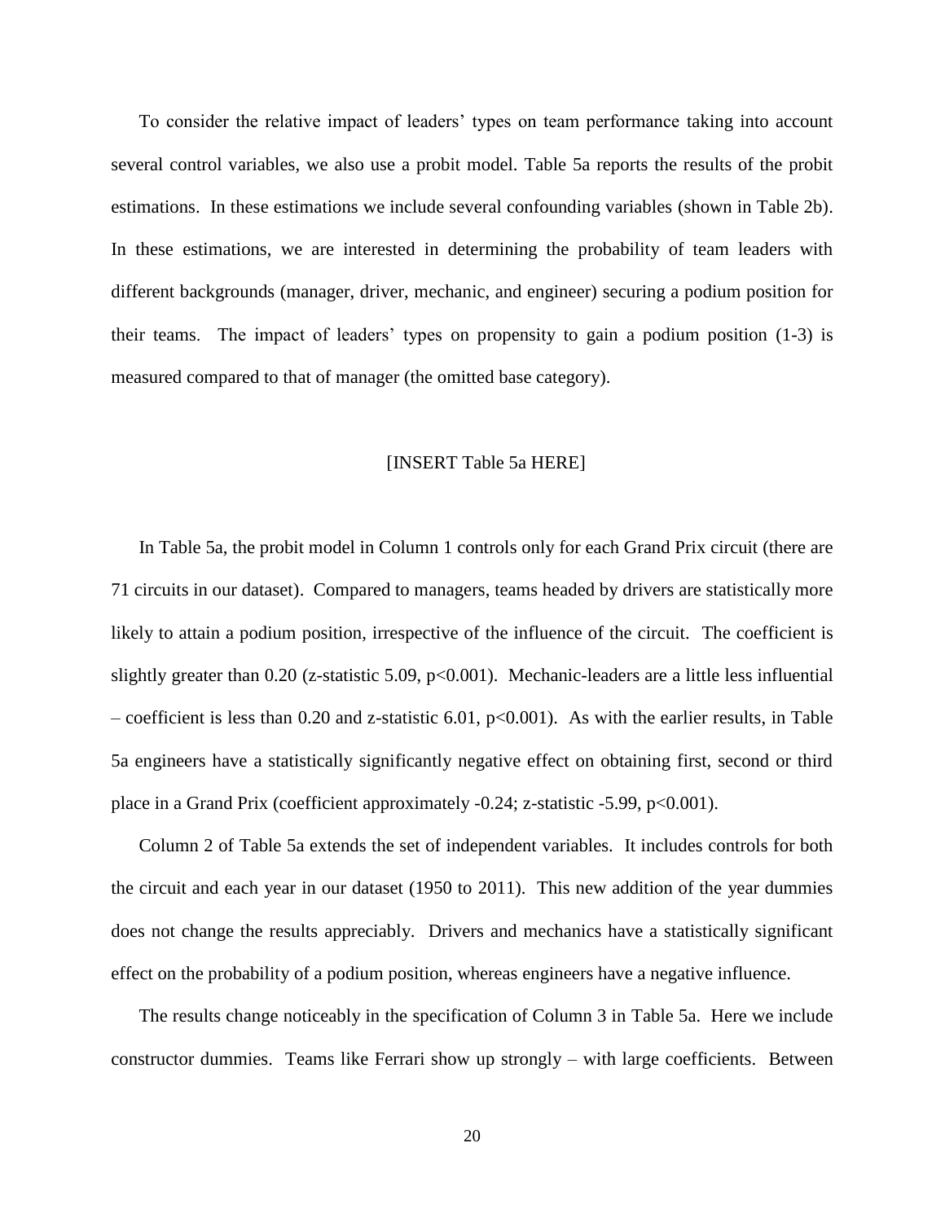To consider the relative impact of leaders' types on team performance taking into account several control variables, we also use a probit model. Table 5a reports the results of the probit estimations. In these estimations we include several confounding variables (shown in Table 2b). In these estimations, we are interested in determining the probability of team leaders with different backgrounds (manager, driver, mechanic, and engineer) securing a podium position for their teams. The impact of leaders' types on propensity to gain a podium position (1-3) is measured compared to that of manager (the omitted base category).

[INSERT Table 5a HERE]

In Table 5a, the probit model in Column 1 controls only for each Grand Prix circuit (there are 71 circuits in our dataset). Compared to managers, teams headed by drivers are statistically more likely to attain a podium position, irrespective of the influence of the circuit. The coefficient is slightly greater than 0.20 (z-statistic 5.09, $p<0.001$). Mechanic-leaders are a little less influential – coefficient is less than 0.20 and z-statistic 6.01, $p<0.001$). As with the earlier results, in Table 5a engineers have a statistically significantly negative effect on obtaining first, second or third place in a Grand Prix (coefficient approximately -0.24; z-statistic -5.99, $p<0.001$).

Column 2 of Table 5a extends the set of independent variables. It includes controls for both the circuit and each year in our dataset (1950 to 2011). This new addition of the year dummies does not change the results appreciably. Drivers and mechanics have a statistically significant effect on the probability of a podium position, whereas engineers have a negative influence.

The results change noticeably in the specification of Column 3 in Table 5a. Here we include constructor dummies. Teams like Ferrari show up strongly – with large coefficients. Between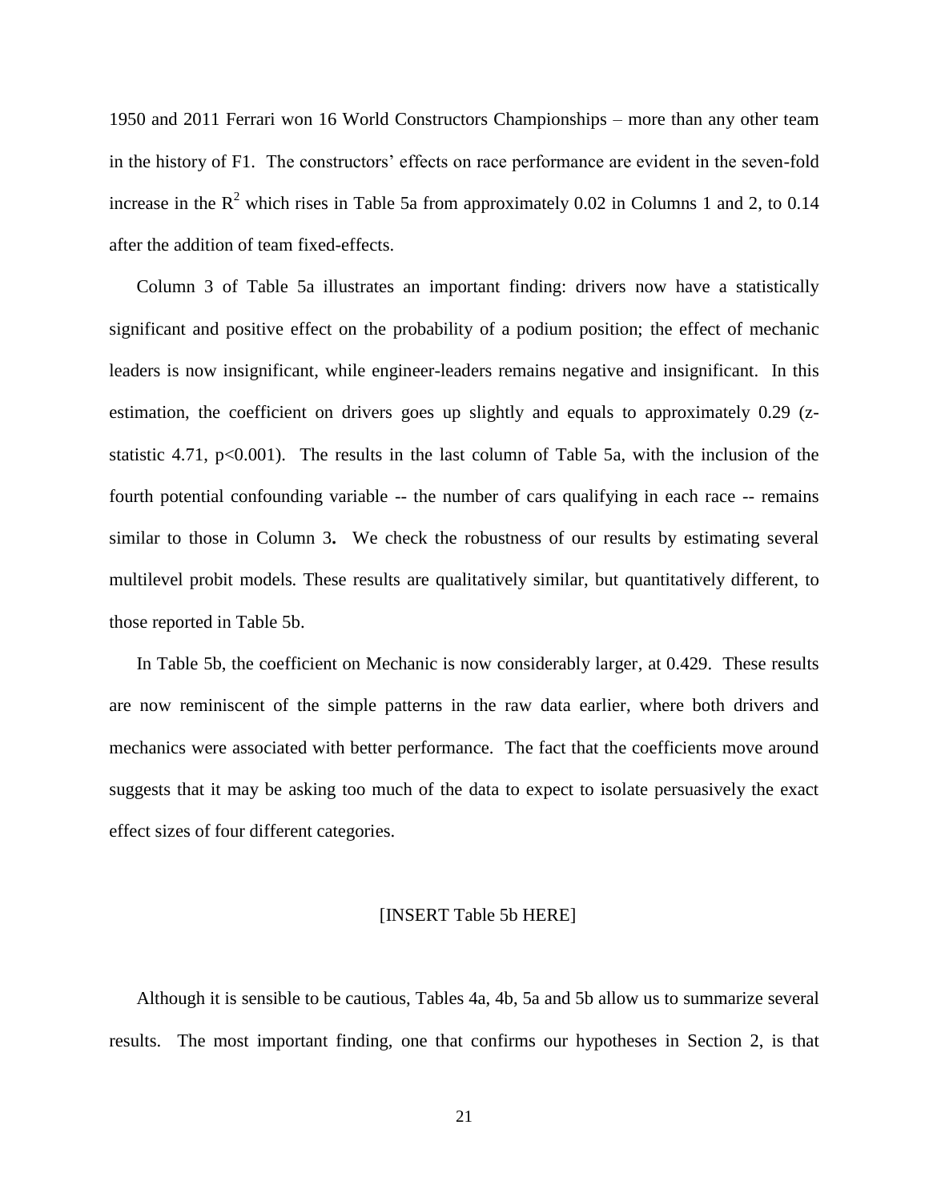1950 and 2011 Ferrari won 16 World Constructors Championships – more than any other team in the history of F1. The constructors' effects on race performance are evident in the seven-fold increase in the $R^2$ which rises in Table 5a from approximately 0.02 in Columns 1 and 2, to 0.14 after the addition of team fixed-effects.

Column 3 of Table 5a illustrates an important finding: drivers now have a statistically significant and positive effect on the probability of a podium position; the effect of mechanic leaders is now insignificant, while engineer-leaders remains negative and insignificant. In this estimation, the coefficient on drivers goes up slightly and equals to approximately 0.29 (z-statistic 4.71, $p<0.001$). The results in the last column of Table 5a, with the inclusion of the fourth potential confounding variable -- the number of cars qualifying in each race -- remains similar to those in Column 3**.** We check the robustness of our results by estimating several multilevel probit models. These results are qualitatively similar, but quantitatively different, to those reported in Table 5b.

In Table 5b, the coefficient on Mechanic is now considerably larger, at 0.429. These results are now reminiscent of the simple patterns in the raw data earlier, where both drivers and mechanics were associated with better performance. The fact that the coefficients move around suggests that it may be asking too much of the data to expect to isolate persuasively the exact effect sizes of four different categories.

[INSERT Table 5b HERE]

Although it is sensible to be cautious, Tables 4a, 4b, 5a and 5b allow us to summarize several results. The most important finding, one that confirms our hypotheses in Section 2, is that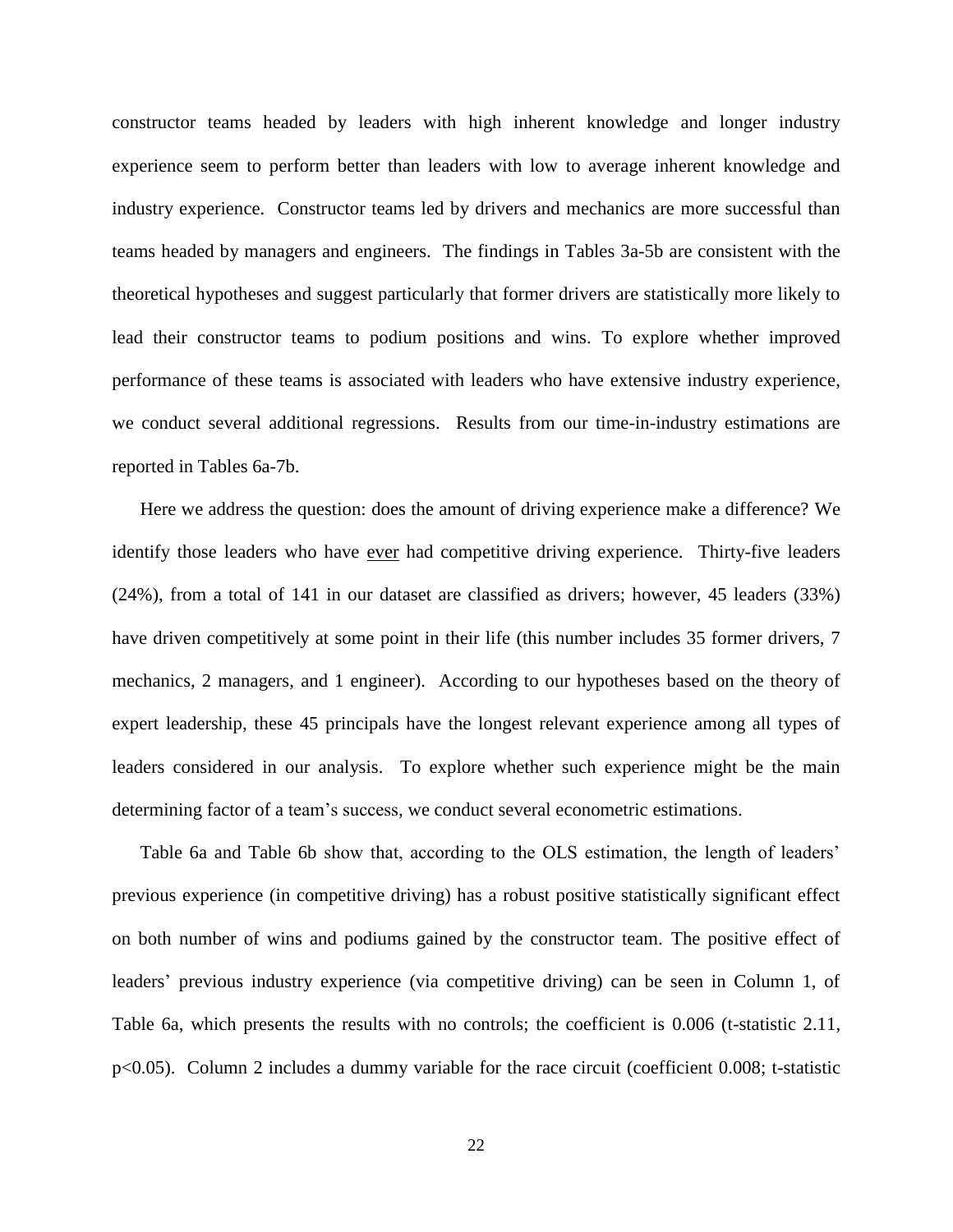constructor teams headed by leaders with high inherent knowledge and longer industry experience seem to perform better than leaders with low to average inherent knowledge and industry experience. Constructor teams led by drivers and mechanics are more successful than teams headed by managers and engineers. The findings in Tables 3a-5b are consistent with the theoretical hypotheses and suggest particularly that former drivers are statistically more likely to lead their constructor teams to podium positions and wins. To explore whether improved performance of these teams is associated with leaders who have extensive industry experience, we conduct several additional regressions. Results from our time-in-industry estimations are reported in Tables 6a-7b.

Here we address the question: does the amount of driving experience make a difference? We identify those leaders who have <u>ever</u> had competitive driving experience. Thirty-five leaders (24%), from a total of 141 in our dataset are classified as drivers; however, 45 leaders (33%) have driven competitively at some point in their life (this number includes 35 former drivers, 7 mechanics, 2 managers, and 1 engineer). According to our hypotheses based on the theory of expert leadership, these 45 principals have the longest relevant experience among all types of leaders considered in our analysis. To explore whether such experience might be the main determining factor of a team's success, we conduct several econometric estimations.

Table 6a and Table 6b show that, according to the OLS estimation, the length of leaders' previous experience (in competitive driving) has a robust positive statistically significant effect on both number of wins and podiums gained by the constructor team. The positive effect of leaders' previous industry experience (via competitive driving) can be seen in Column 1, of Table 6a, which presents the results with no controls; the coefficient is 0.006 (t-statistic 2.11, $p<0.05$). Column 2 includes a dummy variable for the race circuit (coefficient 0.008; t-statistic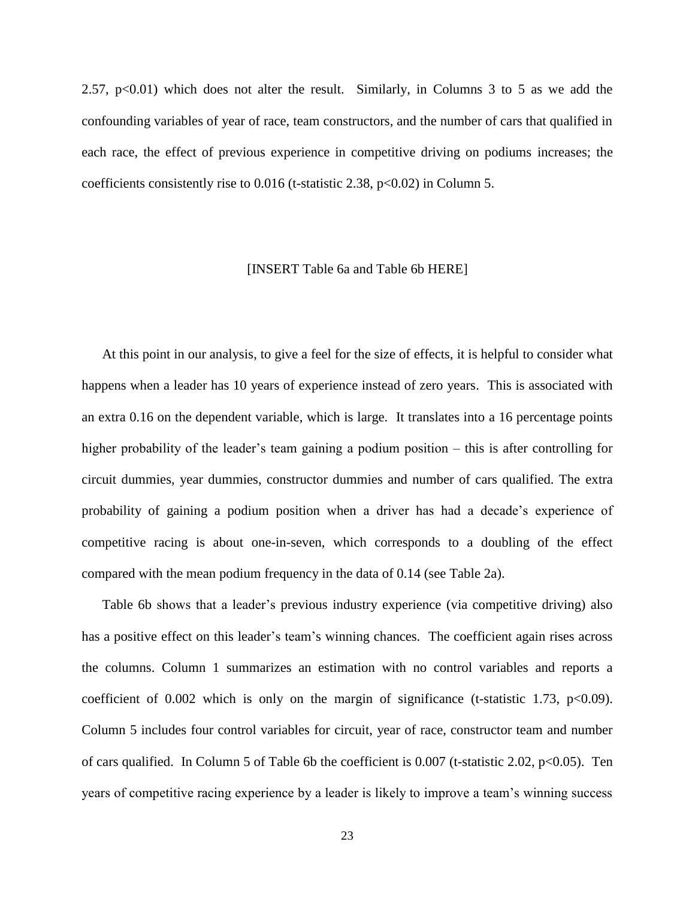2.57, $p<0.01$) which does not alter the result. Similarly, in Columns 3 to 5 as we add the confounding variables of year of race, team constructors, and the number of cars that qualified in each race, the effect of previous experience in competitive driving on podiums increases; the coefficients consistently rise to 0.016 (t-statistic 2.38, $p<0.02$) in Column 5.

[INSERT Table 6a and Table 6b HERE]

At this point in our analysis, to give a feel for the size of effects, it is helpful to consider what happens when a leader has 10 years of experience instead of zero years. This is associated with an extra 0.16 on the dependent variable, which is large. It translates into a 16 percentage points higher probability of the leader's team gaining a podium position – this is after controlling for circuit dummies, year dummies, constructor dummies and number of cars qualified. The extra probability of gaining a podium position when a driver has had a decade's experience of competitive racing is about one-in-seven, which corresponds to a doubling of the effect compared with the mean podium frequency in the data of 0.14 (see Table 2a).

Table 6b shows that a leader's previous industry experience (via competitive driving) also has a positive effect on this leader's team's winning chances. The coefficient again rises across the columns. Column 1 summarizes an estimation with no control variables and reports a coefficient of 0.002 which is only on the margin of significance (t-statistic 1.73, $p<0.09$). Column 5 includes four control variables for circuit, year of race, constructor team and number of cars qualified. In Column 5 of Table 6b the coefficient is 0.007 (t-statistic 2.02, $p<0.05$). Ten years of competitive racing experience by a leader is likely to improve a team's winning success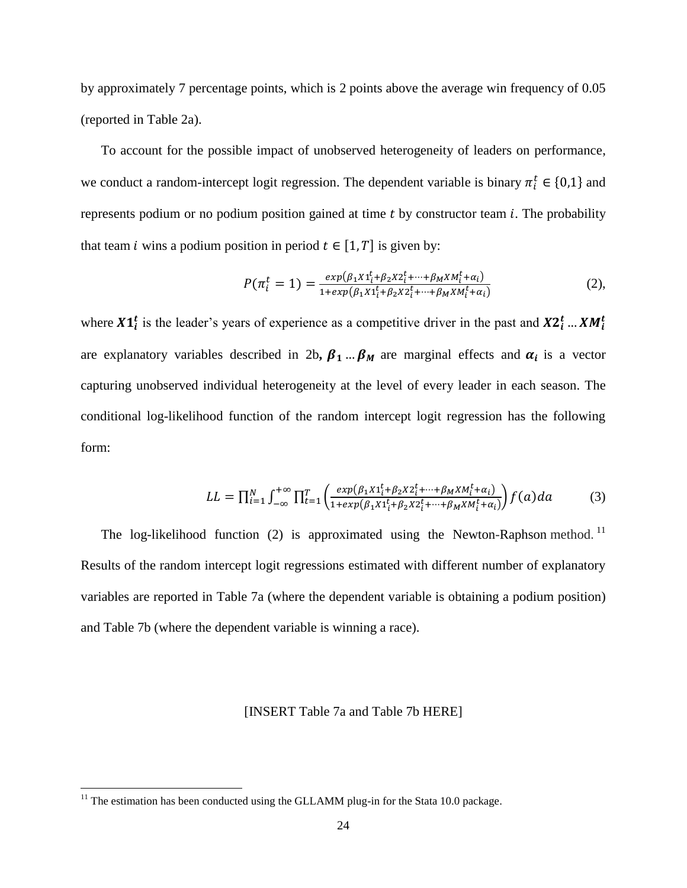by approximately 7 percentage points, which is 2 points above the average win frequency of 0.05 (reported in Table 2a).

To account for the possible impact of unobserved heterogeneity of leaders on performance, we conduct a random-intercept logit regression. The dependent variable is binary $\pi_i^t \in \{0,1\}$ and represents podium or no podium position gained at time $t$ by constructor team $i$. The probability that team $i$ wins a podium position in period $t \in [1, T]$ is given by:

$$P(\pi_i^t = 1) = \frac{exp(\beta_1 X1_i^t + \beta_2 X2_i^t + \cdots + \beta_M XM_i^t + \alpha_i)}{1 + exp(\beta_1 X1_i^t + \beta_2 X2_i^t + \cdots + \beta_M XM_i^t + \alpha_i)} \qquad (2),$$

where $\boldsymbol{X1_i^t}$ is the leader's years of experience as a competitive driver in the past and $\boldsymbol{X2_i^t} \ldots \boldsymbol{XM_i^t}$ are explanatory variables described in 2b, $\boldsymbol{\beta_1} \ldots \boldsymbol{\beta_M}$ are marginal effects and $\boldsymbol{\alpha_i}$ is a vector capturing unobserved individual heterogeneity at the level of every leader in each season. The conditional log-likelihood function of the random intercept logit regression has the following form:

$$LL = \prod_{i=1}^{N} \int_{-\infty}^{+\infty} \prod_{t=1}^{T} \left( \frac{exp(\beta_1 X1_i^t + \beta_2 X2_i^t + \cdots + \beta_M XM_i^t + \alpha_i)}{1 + exp(\beta_1 X1_i^t + \beta_2 X2_i^t + \cdots + \beta_M XM_i^t + \alpha_i)} \right) f(a) da \qquad (3)$$

The log-likelihood function (2) is approximated using the Newton-Raphson method.[11] Results of the random intercept logit regressions estimated with different number of explanatory variables are reported in Table 7a (where the dependent variable is obtaining a podium position) and Table 7b (where the dependent variable is winning a race).

[INSERT Table 7a and Table 7b HERE]

[11] The estimation has been conducted using the GLLAMM plug-in for the Stata 10.0 package.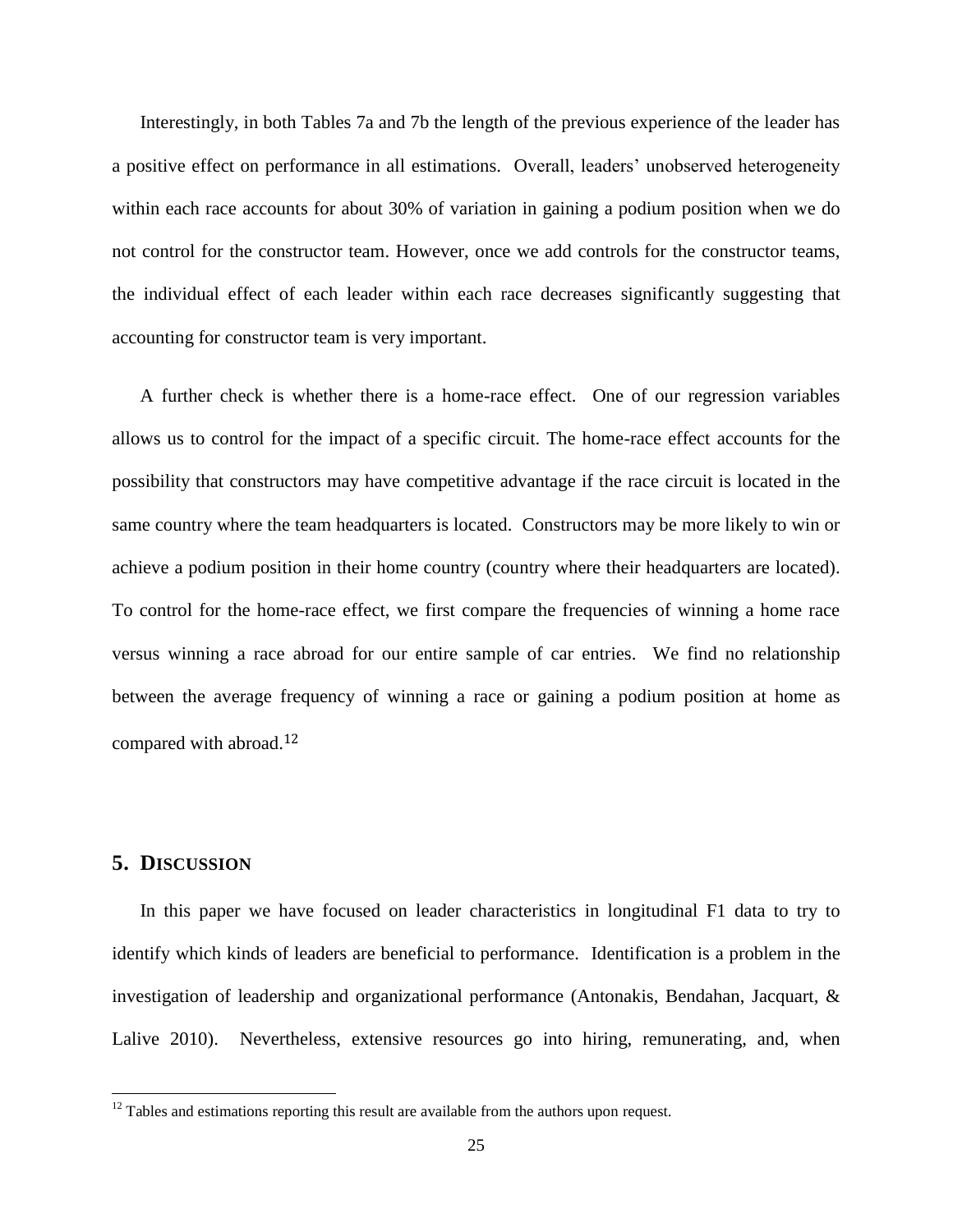Interestingly, in both Tables 7a and 7b the length of the previous experience of the leader has a positive effect on performance in all estimations. Overall, leaders' unobserved heterogeneity within each race accounts for about 30% of variation in gaining a podium position when we do not control for the constructor team. However, once we add controls for the constructor teams, the individual effect of each leader within each race decreases significantly suggesting that accounting for constructor team is very important.

A further check is whether there is a home-race effect. One of our regression variables allows us to control for the impact of a specific circuit. The home-race effect accounts for the possibility that constructors may have competitive advantage if the race circuit is located in the same country where the team headquarters is located. Constructors may be more likely to win or achieve a podium position in their home country (country where their headquarters are located). To control for the home-race effect, we first compare the frequencies of winning a home race versus winning a race abroad for our entire sample of car entries. We find no relationship between the average frequency of winning a race or gaining a podium position at home as compared with abroad.[12]

## 5. DISCUSSION

In this paper we have focused on leader characteristics in longitudinal F1 data to try to identify which kinds of leaders are beneficial to performance. Identification is a problem in the investigation of leadership and organizational performance (Antonakis, Bendahan, Jacquart, & Lalive 2010). Nevertheless, extensive resources go into hiring, remunerating, and, when

[12] Tables and estimations reporting this result are available from the authors upon request.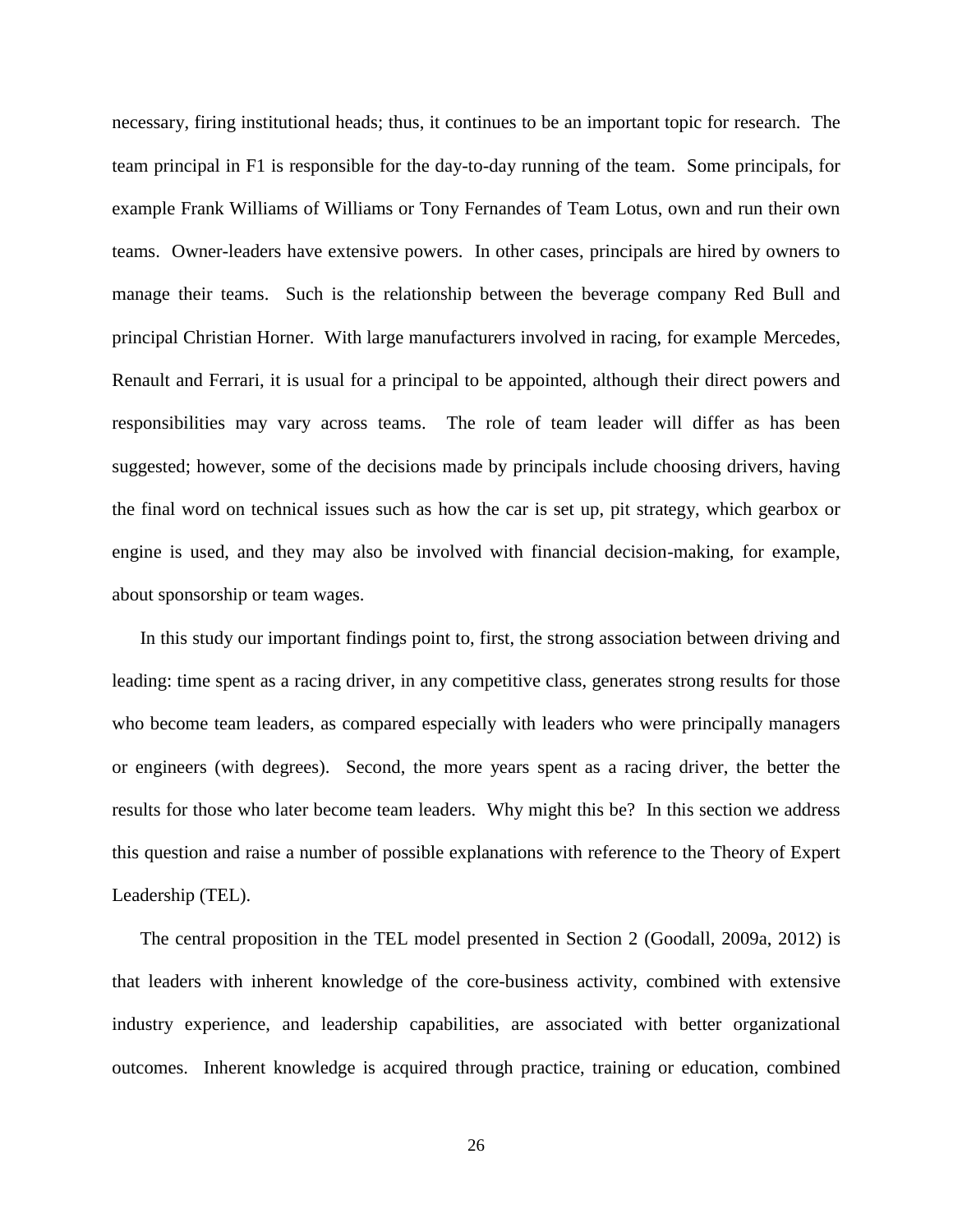necessary, firing institutional heads; thus, it continues to be an important topic for research. The team principal in F1 is responsible for the day-to-day running of the team. Some principals, for example Frank Williams of Williams or Tony Fernandes of Team Lotus, own and run their own teams. Owner-leaders have extensive powers. In other cases, principals are hired by owners to manage their teams. Such is the relationship between the beverage company Red Bull and principal Christian Horner. With large manufacturers involved in racing, for example Mercedes, Renault and Ferrari, it is usual for a principal to be appointed, although their direct powers and responsibilities may vary across teams. The role of team leader will differ as has been suggested; however, some of the decisions made by principals include choosing drivers, having the final word on technical issues such as how the car is set up, pit strategy, which gearbox or engine is used, and they may also be involved with financial decision-making, for example, about sponsorship or team wages.

In this study our important findings point to, first, the strong association between driving and leading: time spent as a racing driver, in any competitive class, generates strong results for those who become team leaders, as compared especially with leaders who were principally managers or engineers (with degrees). Second, the more years spent as a racing driver, the better the results for those who later become team leaders. Why might this be? In this section we address this question and raise a number of possible explanations with reference to the Theory of Expert Leadership (TEL).

The central proposition in the TEL model presented in Section 2 (Goodall, 2009a, 2012) is that leaders with inherent knowledge of the core-business activity, combined with extensive industry experience, and leadership capabilities, are associated with better organizational outcomes. Inherent knowledge is acquired through practice, training or education, combined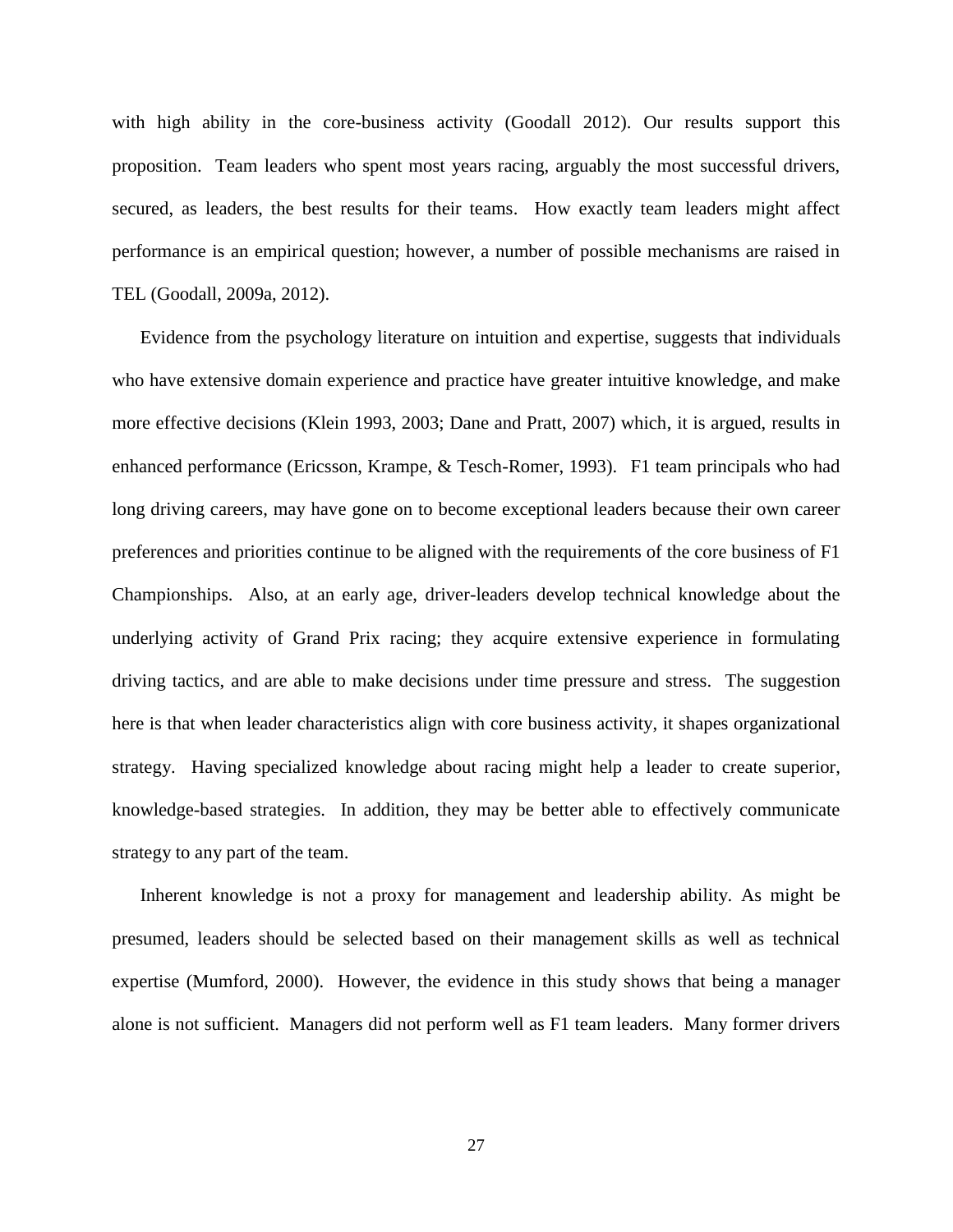with high ability in the core-business activity (Goodall 2012). Our results support this proposition. Team leaders who spent most years racing, arguably the most successful drivers, secured, as leaders, the best results for their teams. How exactly team leaders might affect performance is an empirical question; however, a number of possible mechanisms are raised in TEL (Goodall, 2009a, 2012).

Evidence from the psychology literature on intuition and expertise, suggests that individuals who have extensive domain experience and practice have greater intuitive knowledge, and make more effective decisions (Klein 1993, 2003; Dane and Pratt, 2007) which, it is argued, results in enhanced performance (Ericsson, Krampe, & Tesch-Romer, 1993). F1 team principals who had long driving careers, may have gone on to become exceptional leaders because their own career preferences and priorities continue to be aligned with the requirements of the core business of F1 Championships. Also, at an early age, driver-leaders develop technical knowledge about the underlying activity of Grand Prix racing; they acquire extensive experience in formulating driving tactics, and are able to make decisions under time pressure and stress. The suggestion here is that when leader characteristics align with core business activity, it shapes organizational strategy. Having specialized knowledge about racing might help a leader to create superior, knowledge-based strategies. In addition, they may be better able to effectively communicate strategy to any part of the team.

Inherent knowledge is not a proxy for management and leadership ability. As might be presumed, leaders should be selected based on their management skills as well as technical expertise (Mumford, 2000). However, the evidence in this study shows that being a manager alone is not sufficient. Managers did not perform well as F1 team leaders. Many former drivers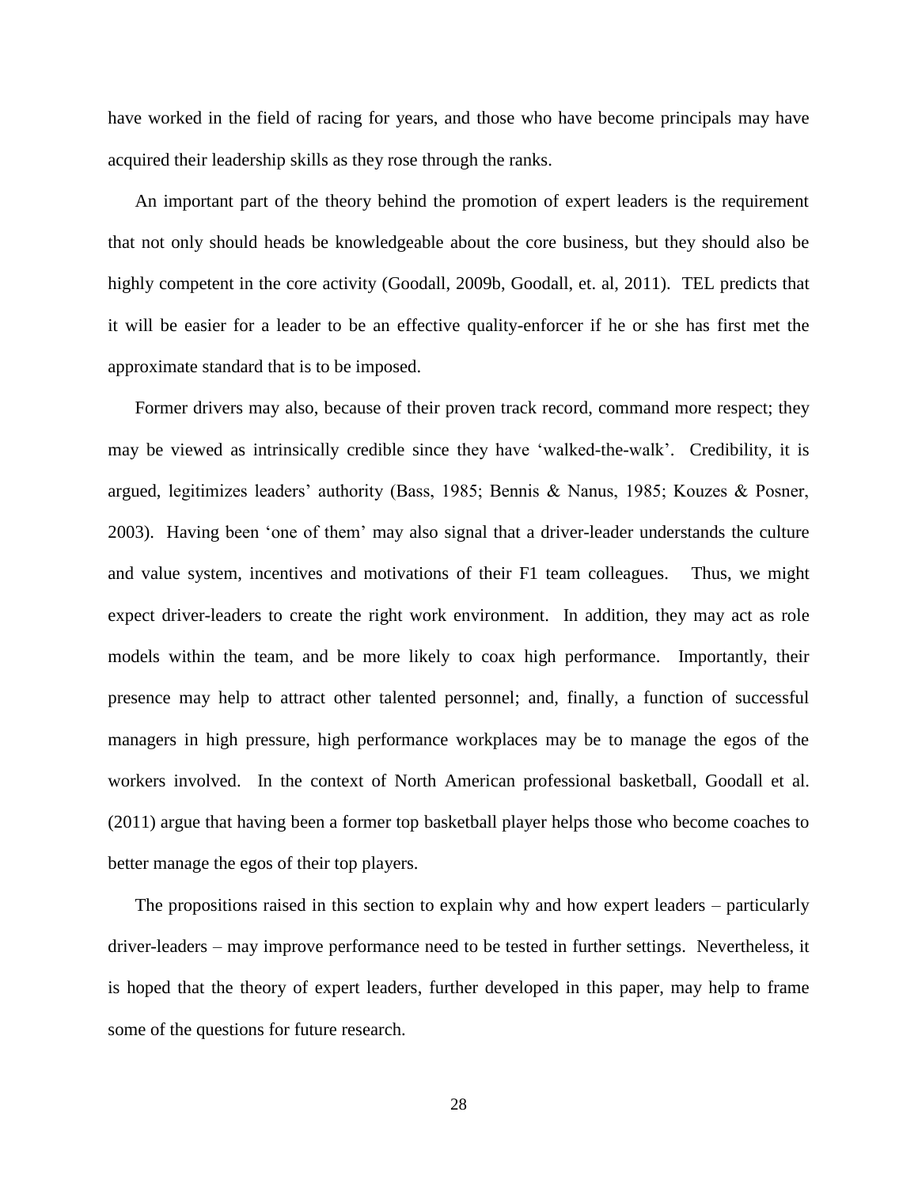have worked in the field of racing for years, and those who have become principals may have acquired their leadership skills as they rose through the ranks.

An important part of the theory behind the promotion of expert leaders is the requirement that not only should heads be knowledgeable about the core business, but they should also be highly competent in the core activity (Goodall, 2009b, Goodall, et. al, 2011). TEL predicts that it will be easier for a leader to be an effective quality-enforcer if he or she has first met the approximate standard that is to be imposed.

Former drivers may also, because of their proven track record, command more respect; they may be viewed as intrinsically credible since they have 'walked-the-walk'. Credibility, it is argued, legitimizes leaders' authority (Bass, 1985; Bennis & Nanus, 1985; Kouzes & Posner, 2003). Having been 'one of them' may also signal that a driver-leader understands the culture and value system, incentives and motivations of their F1 team colleagues. Thus, we might expect driver-leaders to create the right work environment. In addition, they may act as role models within the team, and be more likely to coax high performance. Importantly, their presence may help to attract other talented personnel; and, finally, a function of successful managers in high pressure, high performance workplaces may be to manage the egos of the workers involved. In the context of North American professional basketball, Goodall et al. (2011) argue that having been a former top basketball player helps those who become coaches to better manage the egos of their top players.

The propositions raised in this section to explain why and how expert leaders – particularly driver-leaders – may improve performance need to be tested in further settings. Nevertheless, it is hoped that the theory of expert leaders, further developed in this paper, may help to frame some of the questions for future research.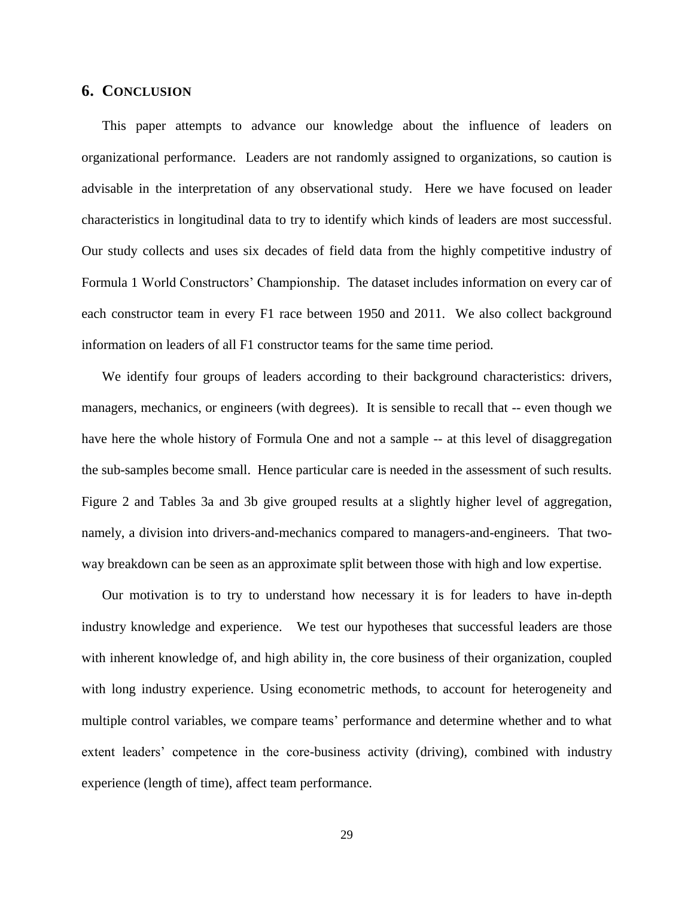## 6. CONCLUSION

This paper attempts to advance our knowledge about the influence of leaders on organizational performance. Leaders are not randomly assigned to organizations, so caution is advisable in the interpretation of any observational study. Here we have focused on leader characteristics in longitudinal data to try to identify which kinds of leaders are most successful. Our study collects and uses six decades of field data from the highly competitive industry of Formula 1 World Constructors' Championship. The dataset includes information on every car of each constructor team in every F1 race between 1950 and 2011. We also collect background information on leaders of all F1 constructor teams for the same time period.

We identify four groups of leaders according to their background characteristics: drivers, managers, mechanics, or engineers (with degrees). It is sensible to recall that -- even though we have here the whole history of Formula One and not a sample -- at this level of disaggregation the sub-samples become small. Hence particular care is needed in the assessment of such results. Figure 2 and Tables 3a and 3b give grouped results at a slightly higher level of aggregation, namely, a division into drivers-and-mechanics compared to managers-and-engineers. That two-way breakdown can be seen as an approximate split between those with high and low expertise.

Our motivation is to try to understand how necessary it is for leaders to have in-depth industry knowledge and experience. We test our hypotheses that successful leaders are those with inherent knowledge of, and high ability in, the core business of their organization, coupled with long industry experience. Using econometric methods, to account for heterogeneity and multiple control variables, we compare teams' performance and determine whether and to what extent leaders' competence in the core-business activity (driving), combined with industry experience (length of time), affect team performance.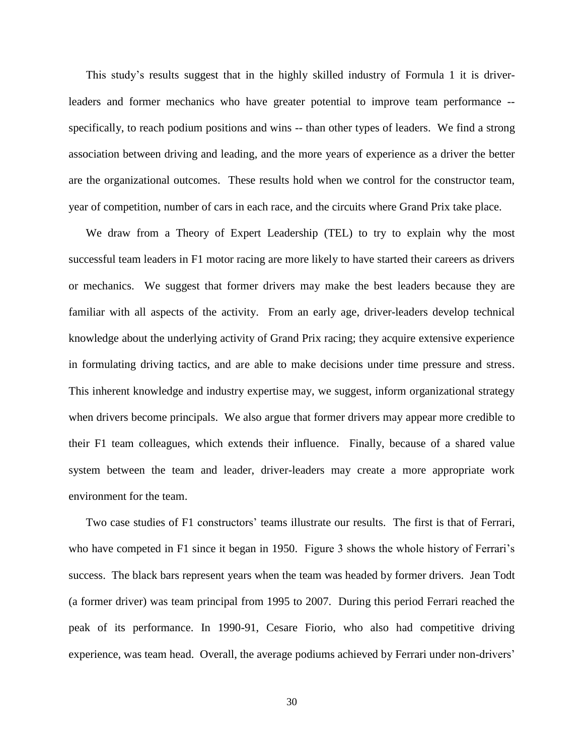This study's results suggest that in the highly skilled industry of Formula 1 it is driver-leaders and former mechanics who have greater potential to improve team performance -- specifically, to reach podium positions and wins -- than other types of leaders. We find a strong association between driving and leading, and the more years of experience as a driver the better are the organizational outcomes. These results hold when we control for the constructor team, year of competition, number of cars in each race, and the circuits where Grand Prix take place.

We draw from a Theory of Expert Leadership (TEL) to try to explain why the most successful team leaders in F1 motor racing are more likely to have started their careers as drivers or mechanics. We suggest that former drivers may make the best leaders because they are familiar with all aspects of the activity. From an early age, driver-leaders develop technical knowledge about the underlying activity of Grand Prix racing; they acquire extensive experience in formulating driving tactics, and are able to make decisions under time pressure and stress. This inherent knowledge and industry expertise may, we suggest, inform organizational strategy when drivers become principals. We also argue that former drivers may appear more credible to their F1 team colleagues, which extends their influence. Finally, because of a shared value system between the team and leader, driver-leaders may create a more appropriate work environment for the team.

Two case studies of F1 constructors' teams illustrate our results. The first is that of Ferrari, who have competed in F1 since it began in 1950. Figure 3 shows the whole history of Ferrari's success. The black bars represent years when the team was headed by former drivers. Jean Todt (a former driver) was team principal from 1995 to 2007. During this period Ferrari reached the peak of its performance. In 1990-91, Cesare Fiorio, who also had competitive driving experience, was team head. Overall, the average podiums achieved by Ferrari under non-drivers'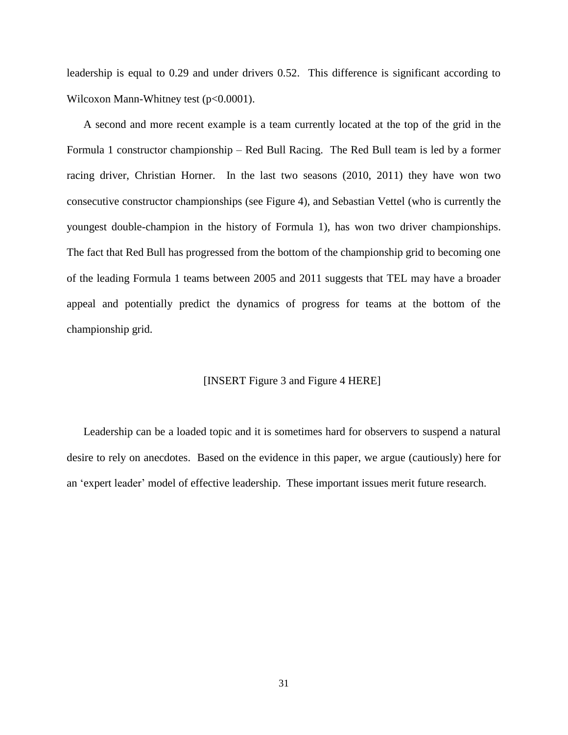leadership is equal to 0.29 and under drivers 0.52. This difference is significant according to Wilcoxon Mann-Whitney test ($p<0.0001$).

A second and more recent example is a team currently located at the top of the grid in the Formula 1 constructor championship – Red Bull Racing. The Red Bull team is led by a former racing driver, Christian Horner. In the last two seasons (2010, 2011) they have won two consecutive constructor championships (see Figure 4), and Sebastian Vettel (who is currently the youngest double-champion in the history of Formula 1), has won two driver championships. The fact that Red Bull has progressed from the bottom of the championship grid to becoming one of the leading Formula 1 teams between 2005 and 2011 suggests that TEL may have a broader appeal and potentially predict the dynamics of progress for teams at the bottom of the championship grid.

[INSERT Figure 3 and Figure 4 HERE]

Leadership can be a loaded topic and it is sometimes hard for observers to suspend a natural desire to rely on anecdotes. Based on the evidence in this paper, we argue (cautiously) here for an 'expert leader' model of effective leadership. These important issues merit future research.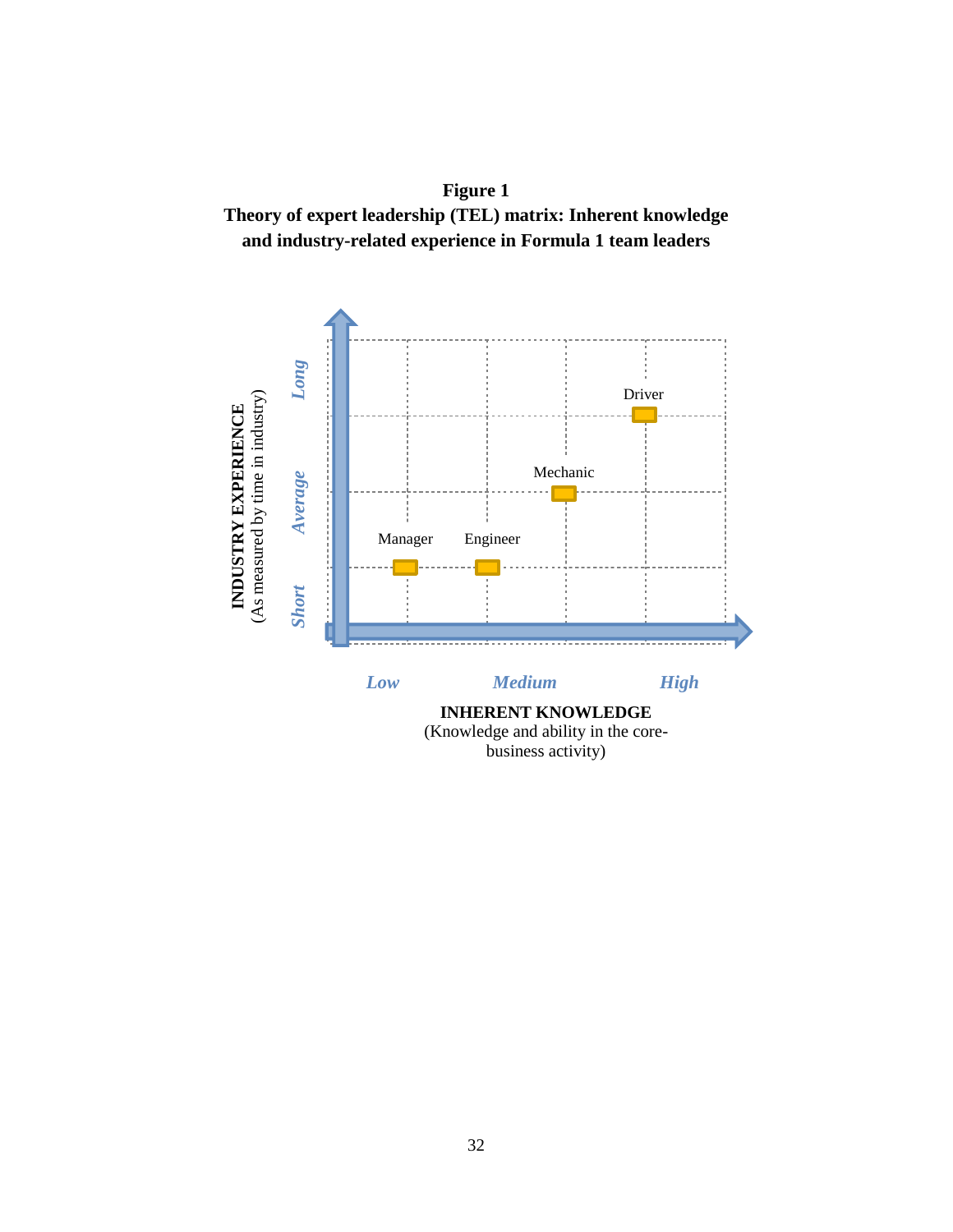**Figure 1**

**Theory of expert leadership (TEL) matrix: Inherent knowledge and industry-related experience in Formula 1 team leaders**

**INDUSTRY EXPERIENCE** (As measured by time in industry)

*Long*

*Average*

*Short*

Driver

Mechanic

Manager

Engineer

*Low*

*Medium*

*High*

**INHERENT KNOWLEDGE** (Knowledge and ability in the core-business activity)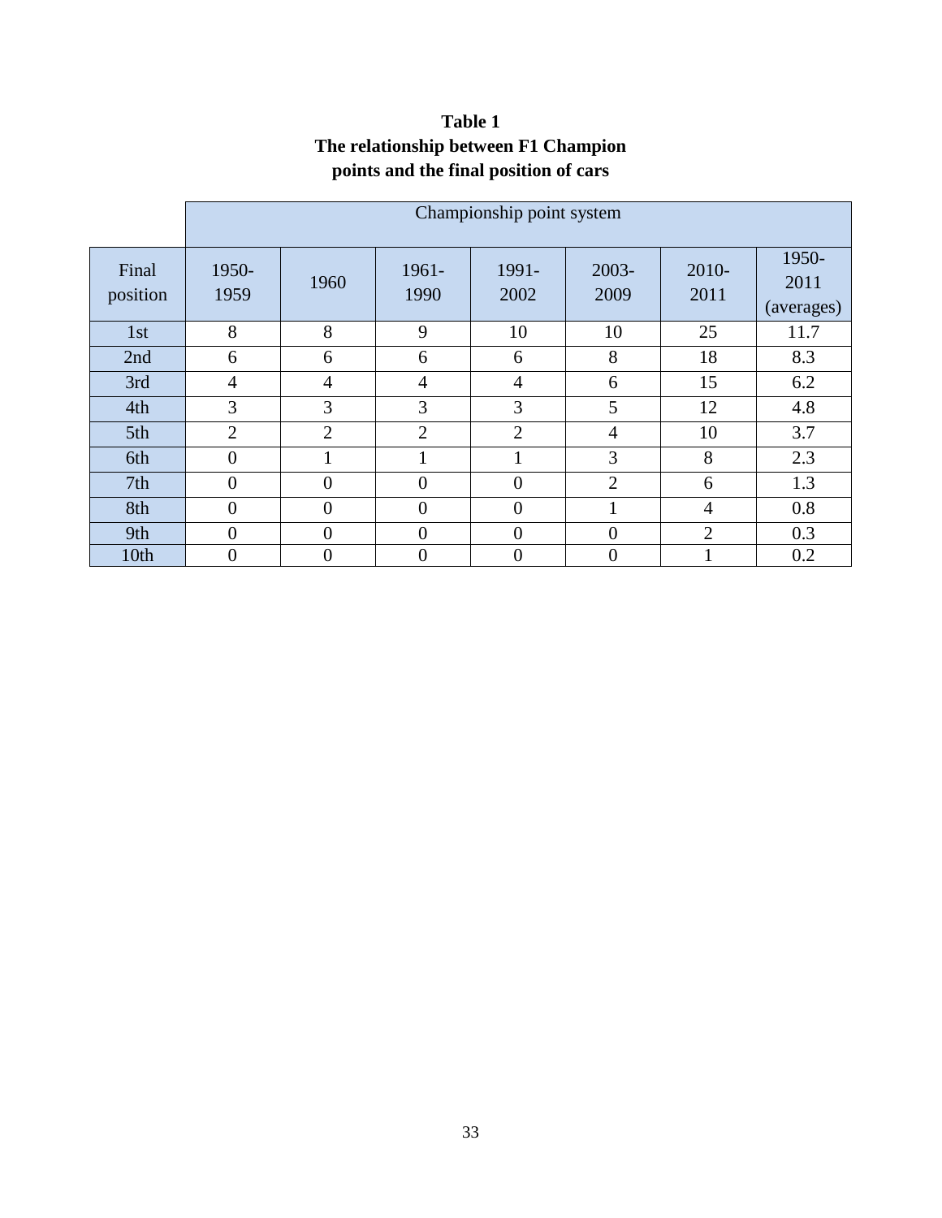**Table 1**
**The relationship between F1 Champion points and the final position of cars**

| | Championship point system | | | | | | |
|---|---|---|---|---|---|---|---|
| Final position | 1950-1959 | 1960 | 1961-1990 | 1991-2002 | 2003-2009 | 2010-2011 | 1950-2011 (averages) |
| 1st | 8 | 8 | 9 | 10 | 10 | 25 | 11.7 |
| 2nd | 6 | 6 | 6 | 6 | 8 | 18 | 8.3 |
| 3rd | 4 | 4 | 4 | 4 | 6 | 15 | 6.2 |
| 4th | 3 | 3 | 3 | 3 | 5 | 12 | 4.8 |
| 5th | 2 | 2 | 2 | 2 | 4 | 10 | 3.7 |
| 6th | 0 | 1 | 1 | 1 | 3 | 8 | 2.3 |
| 7th | 0 | 0 | 0 | 0 | 2 | 6 | 1.3 |
| 8th | 0 | 0 | 0 | 0 | 1 | 4 | 0.8 |
| 9th | 0 | 0 | 0 | 0 | 0 | 2 | 0.3 |
| 10th | 0 | 0 | 0 | 0 | 0 | 1 | 0.2 |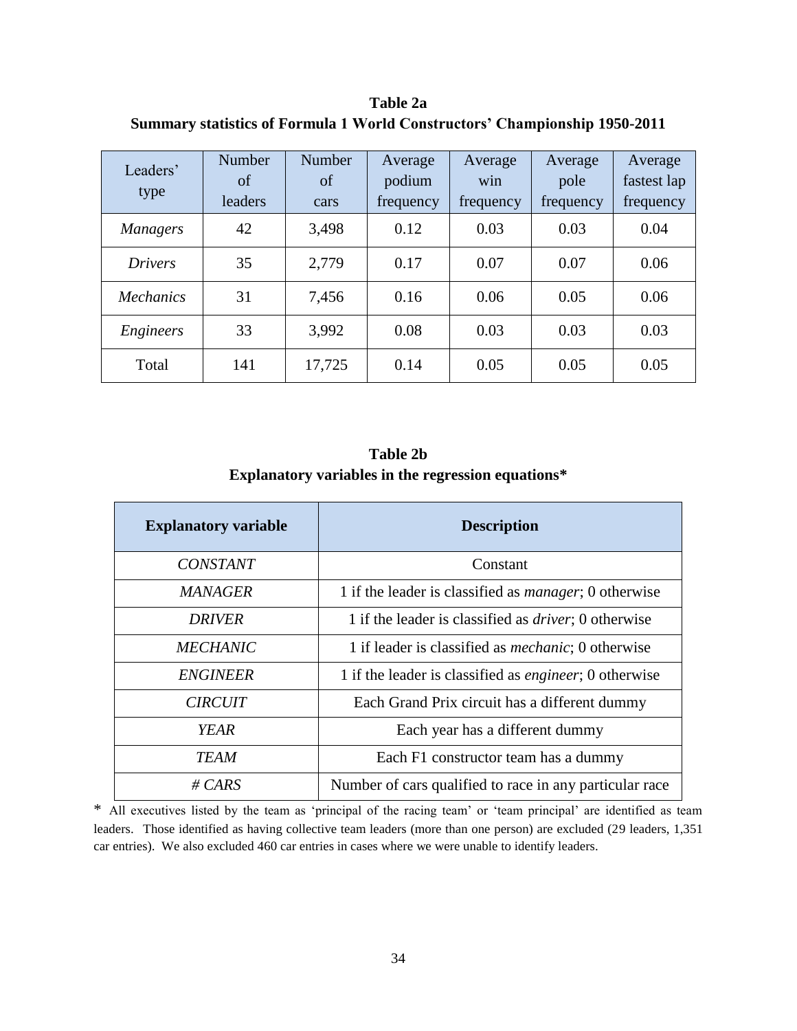**Table 2a**
**Summary statistics of Formula 1 World Constructors' Championship 1950-2011**

| Leaders' type | Number of leaders | Number of cars | Average podium frequency | Average win frequency | Average pole frequency | Average fastest lap frequency |
|---|---|---|---|---|---|---|
| *Managers* | 42 | 3,498 | 0.12 | 0.03 | 0.03 | 0.04 |
| *Drivers* | 35 | 2,779 | 0.17 | 0.07 | 0.07 | 0.06 |
| *Mechanics* | 31 | 7,456 | 0.16 | 0.06 | 0.05 | 0.06 |
| *Engineers* | 33 | 3,992 | 0.08 | 0.03 | 0.03 | 0.03 |
| Total | 141 | 17,725 | 0.14 | 0.05 | 0.05 | 0.05 |

**Table 2b**
**Explanatory variables in the regression equations***

| Explanatory variable | Description |
|---|---|
| *CONSTANT* | Constant |
| *MANAGER* | 1 if the leader is classified as *manager*; 0 otherwise |
| *DRIVER* | 1 if the leader is classified as *driver*; 0 otherwise |
| *MECHANIC* | 1 if leader is classified as *mechanic*; 0 otherwise |
| *ENGINEER* | 1 if the leader is classified as *engineer*; 0 otherwise |
| *CIRCUIT* | Each Grand Prix circuit has a different dummy |
| *YEAR* | Each year has a different dummy |
| *TEAM* | Each F1 constructor team has a dummy |
| *# CARS* | Number of cars qualified to race in any particular race |

* All executives listed by the team as 'principal of the racing team' or 'team principal' are identified as team leaders. Those identified as having collective team leaders (more than one person) are excluded (29 leaders, 1,351 car entries). We also excluded 460 car entries in cases where we were unable to identify leaders.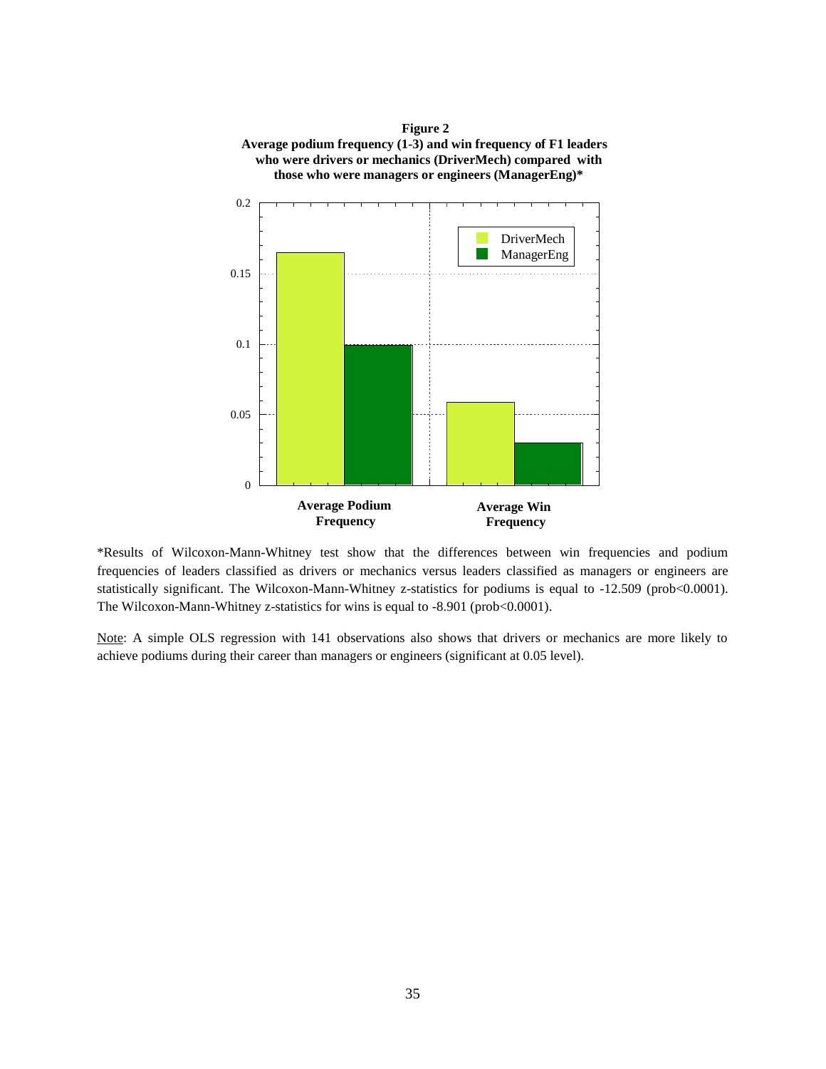**Figure 2**
**Average podium frequency (1-3) and win frequency of F1 leaders who were drivers or mechanics (DriverMech) compared with those who were managers or engineers (ManagerEng)***

*Results of Wilcoxon-Mann-Whitney test show that the differences between win frequencies and podium frequencies of leaders classified as drivers or mechanics versus leaders classified as managers or engineers are statistically significant. The Wilcoxon-Mann-Whitney z-statistics for podiums is equal to -12.509 (prob<0.0001). The Wilcoxon-Mann-Whitney z-statistics for wins is equal to -8.901 (prob<0.0001).

Note: A simple OLS regression with 141 observations also shows that drivers or mechanics are more likely to achieve podiums during their career than managers or engineers (significant at 0.05 level).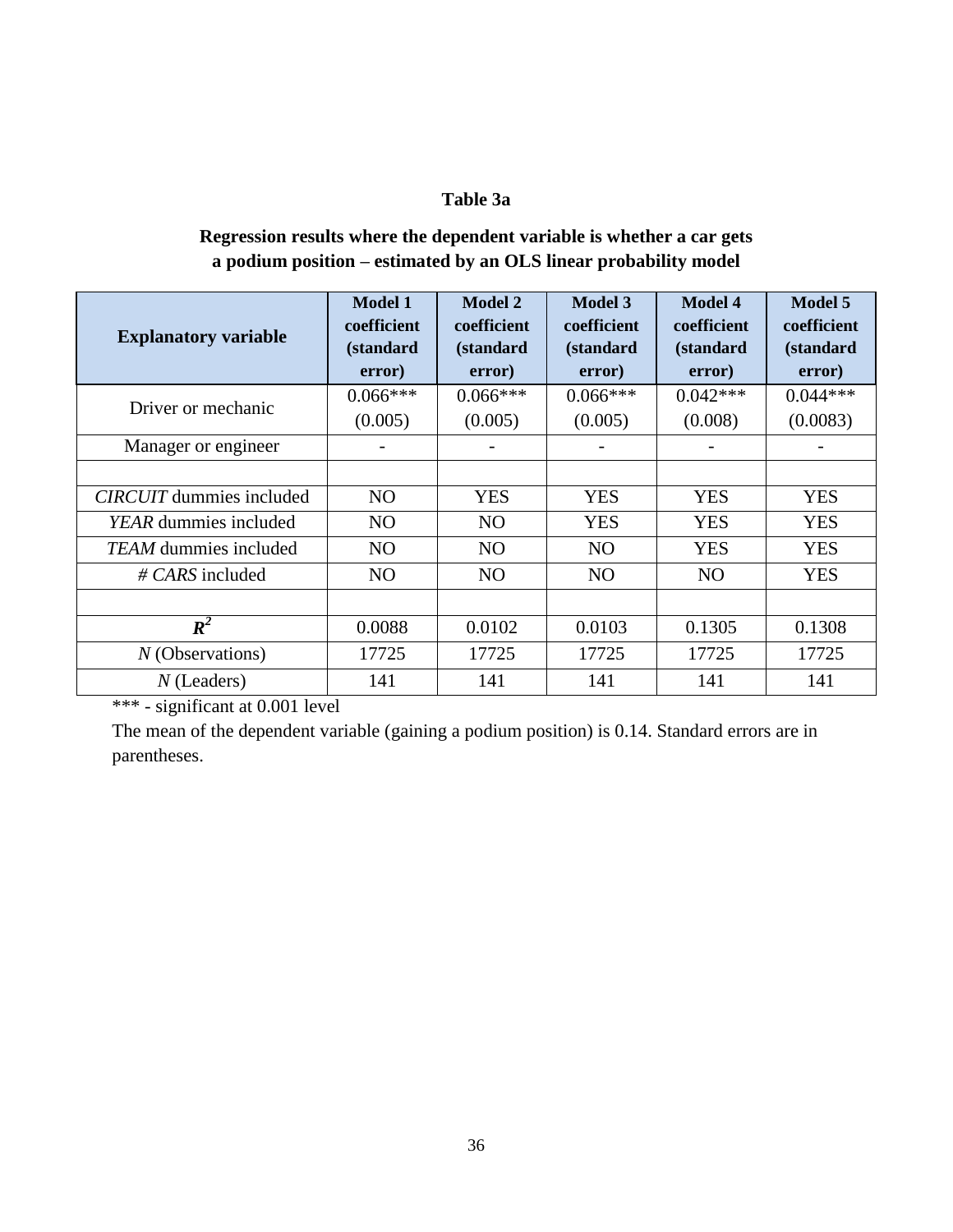**Table 3a**

**Regression results where the dependent variable is whether a car gets a podium position – estimated by an OLS linear probability model**

| **Explanatory variable** | **Model 1 coefficient (standard error)** | **Model 2 coefficient (standard error)** | **Model 3 coefficient (standard error)** | **Model 4 coefficient (standard error)** | **Model 5 coefficient (standard error)** |
|---|---|---|---|---|---|
| Driver or mechanic | 0.066*** (0.005) | 0.066*** (0.005) | 0.066*** (0.005) | 0.042*** (0.008) | 0.044*** (0.0083) |
| Manager or engineer | - | - | - | - | - |
| | | | | | |
| *CIRCUIT* dummies included | NO | YES | YES | YES | YES |
| *YEAR* dummies included | NO | NO | YES | YES | YES |
| *TEAM* dummies included | NO | NO | NO | YES | YES |
| *# CARS* included | NO | NO | NO | NO | YES |
| | | | | | |
| $R^2$ | 0.0088 | 0.0102 | 0.0103 | 0.1305 | 0.1308 |
| *N* (Observations) | 17725 | 17725 | 17725 | 17725 | 17725 |
| *N* (Leaders) | 141 | 141 | 141 | 141 | 141 |

*** - significant at 0.001 level

The mean of the dependent variable (gaining a podium position) is 0.14. Standard errors are in parentheses.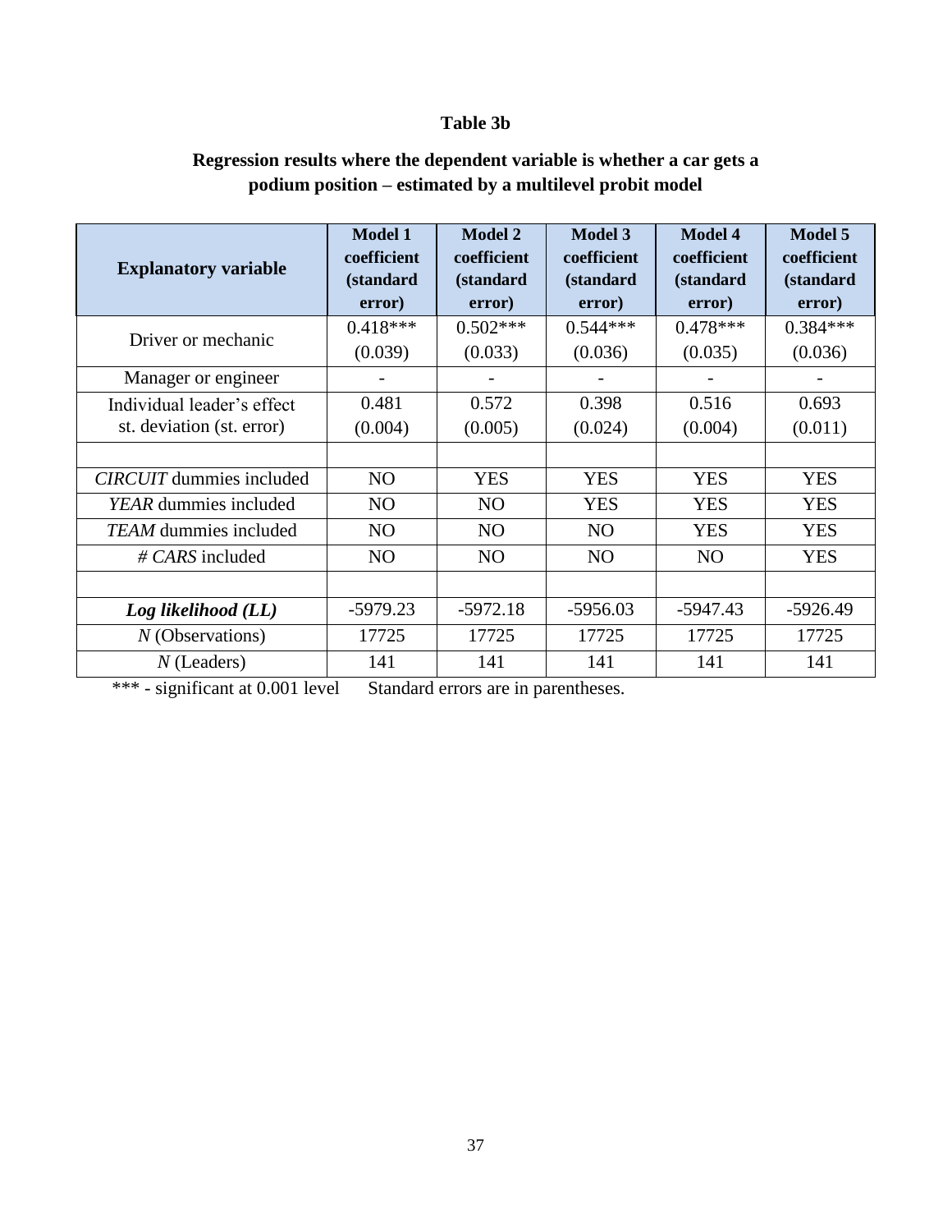**Table 3b**

**Regression results where the dependent variable is whether a car gets a podium position – estimated by a multilevel probit model**

| Explanatory variable | Model 1 coefficient (standard error) | Model 2 coefficient (standard error) | Model 3 coefficient (standard error) | Model 4 coefficient (standard error) | Model 5 coefficient (standard error) |
|---|---|---|---|---|---|
| Driver or mechanic | 0.418*** (0.039) | 0.502*** (0.033) | 0.544*** (0.036) | 0.478*** (0.035) | 0.384*** (0.036) |
| Manager or engineer | - | - | - | - | - |
| Individual leader's effect st. deviation (st. error) | 0.481 (0.004) | 0.572 (0.005) | 0.398 (0.024) | 0.516 (0.004) | 0.693 (0.011) |
| | | | | | |
| *CIRCUIT* dummies included | NO | YES | YES | YES | YES |
| *YEAR* dummies included | NO | NO | YES | YES | YES |
| *TEAM* dummies included | NO | NO | NO | YES | YES |
| *# CARS* included | NO | NO | NO | NO | YES |
| | | | | | |
| ***Log likelihood (LL)*** | -5979.23 | -5972.18 | -5956.03 | -5947.43 | -5926.49 |
| *N* (Observations) | 17725 | 17725 | 17725 | 17725 | 17725 |
| *N* (Leaders) | 141 | 141 | 141 | 141 | 141 |

*** - significant at 0.001 level  Standard errors are in parentheses.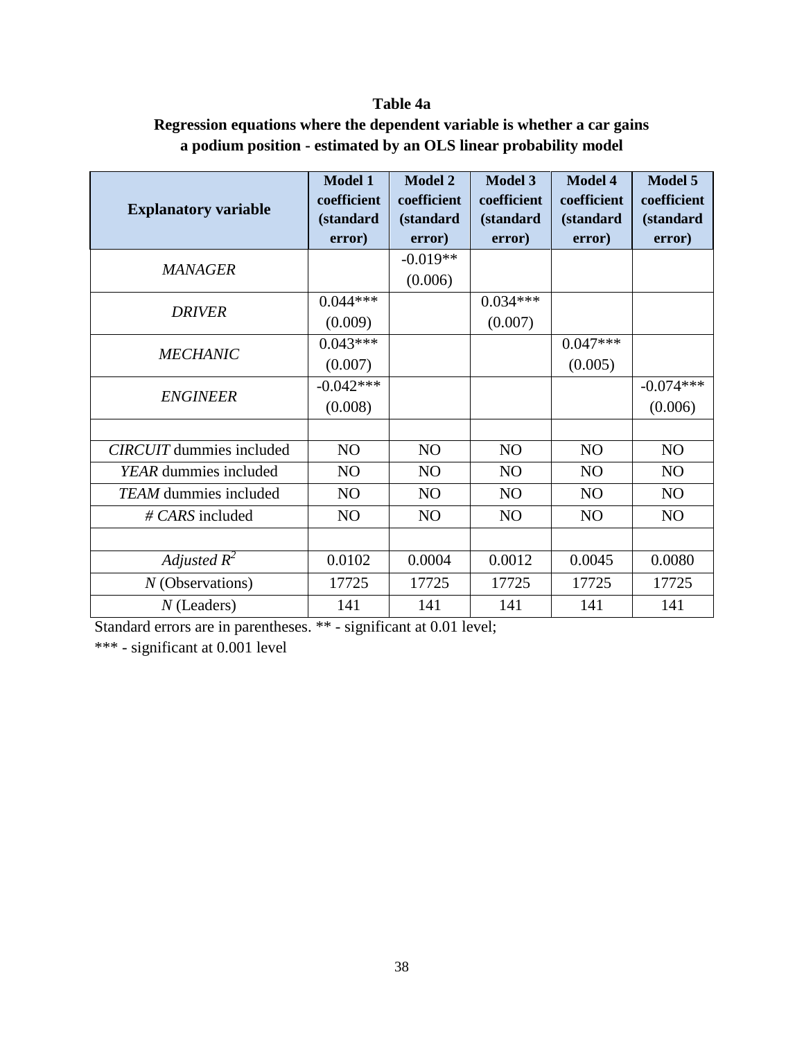**Table 4a**

**Regression equations where the dependent variable is whether a car gains a podium position - estimated by an OLS linear probability model**

| Explanatory variable | Model 1 coefficient (standard error) | Model 2 coefficient (standard error) | Model 3 coefficient (standard error) | Model 4 coefficient (standard error) | Model 5 coefficient (standard error) |
|---|---|---|---|---|---|
| *MANAGER* | | -0.019** (0.006) | | | |
| *DRIVER* | 0.044*** (0.009) | | 0.034*** (0.007) | | |
| *MECHANIC* | 0.043*** (0.007) | | | 0.047*** (0.005) | |
| *ENGINEER* | -0.042*** (0.008) | | | | -0.074*** (0.006) |
| | | | | | |
| *CIRCUIT* dummies included | NO | NO | NO | NO | NO |
| *YEAR* dummies included | NO | NO | NO | NO | NO |
| *TEAM* dummies included | NO | NO | NO | NO | NO |
| *# CARS* included | NO | NO | NO | NO | NO |
| | | | | | |
| *Adjusted* $R^2$ | 0.0102 | 0.0004 | 0.0012 | 0.0045 | 0.0080 |
| *N* (Observations) | 17725 | 17725 | 17725 | 17725 | 17725 |
| *N* (Leaders) | 141 | 141 | 141 | 141 | 141 |

Standard errors are in parentheses. ** - significant at 0.01 level;
*** - significant at 0.001 level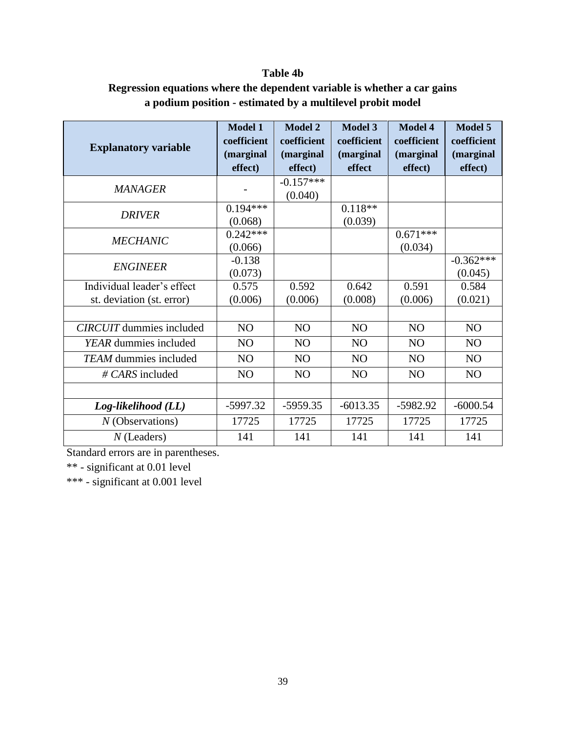**Table 4b**

**Regression equations where the dependent variable is whether a car gains a podium position - estimated by a multilevel probit model**

| Explanatory variable | Model 1 coefficient (marginal effect) | Model 2 coefficient (marginal effect) | Model 3 coefficient (marginal effect | Model 4 coefficient (marginal effect) | Model 5 coefficient (marginal effect) |
|---|---|---|---|---|---|
| *MANAGER* | - | -0.157*** (0.040) | | | |
| *DRIVER* | 0.194*** (0.068) | | 0.118** (0.039) | | |
| *MECHANIC* | 0.242*** (0.066) | | | 0.671*** (0.034) | |
| *ENGINEER* | -0.138 (0.073) | | | | -0.362*** (0.045) |
| Individual leader's effect st. deviation (st. error) | 0.575 (0.006) | 0.592 (0.006) | 0.642 (0.008) | 0.591 (0.006) | 0.584 (0.021) |
| | | | | | |
| *CIRCUIT* dummies included | NO | NO | NO | NO | NO |
| *YEAR* dummies included | NO | NO | NO | NO | NO |
| *TEAM* dummies included | NO | NO | NO | NO | NO |
| *# CARS* included | NO | NO | NO | NO | NO |
| | | | | | |
| ***Log-likelihood (LL)*** | -5997.32 | -5959.35 | -6013.35 | -5982.92 | -6000.54 |
| *N* (Observations) | 17725 | 17725 | 17725 | 17725 | 17725 |
| *N* (Leaders) | 141 | 141 | 141 | 141 | 141 |

Standard errors are in parentheses.

** - significant at 0.01 level

*** - significant at 0.001 level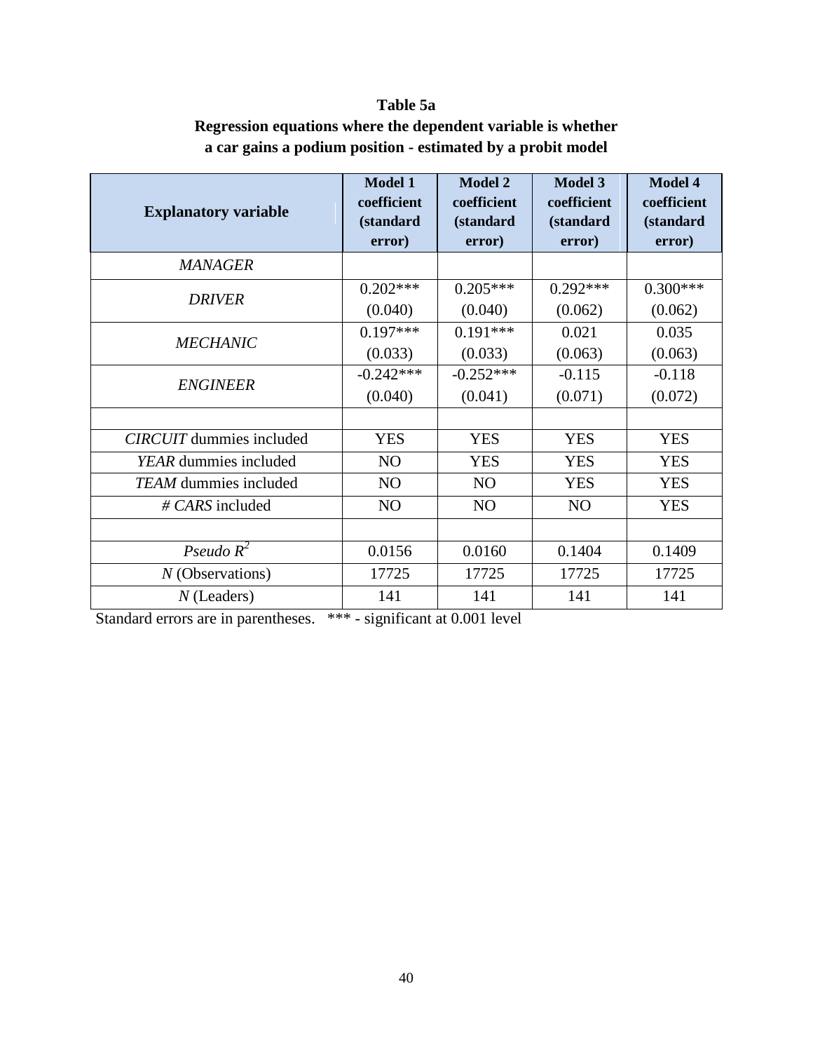**Table 5a**

**Regression equations where the dependent variable is whether a car gains a podium position - estimated by a probit model**

| Explanatory variable | Model 1 coefficient (standard error) | Model 2 coefficient (standard error) | Model 3 coefficient (standard error) | Model 4 coefficient (standard error) |
|---|---|---|---|---|
| *MANAGER* | | | | |
| *DRIVER* | 0.202*** (0.040) | 0.205*** (0.040) | 0.292*** (0.062) | 0.300*** (0.062) |
| *MECHANIC* | 0.197*** (0.033) | 0.191*** (0.033) | 0.021 (0.063) | 0.035 (0.063) |
| *ENGINEER* | -0.242*** (0.040) | -0.252*** (0.041) | -0.115 (0.071) | -0.118 (0.072) |
| | | | | |
| *CIRCUIT* dummies included | YES | YES | YES | YES |
| *YEAR* dummies included | NO | YES | YES | YES |
| *TEAM* dummies included | NO | NO | YES | YES |
| *# CARS* included | NO | NO | NO | YES |
| | | | | |
| *Pseudo* $R^2$ | 0.0156 | 0.0160 | 0.1404 | 0.1409 |
| $N$ (Observations) | 17725 | 17725 | 17725 | 17725 |
| $N$ (Leaders) | 141 | 141 | 141 | 141 |

Standard errors are in parentheses. *** - significant at 0.001 level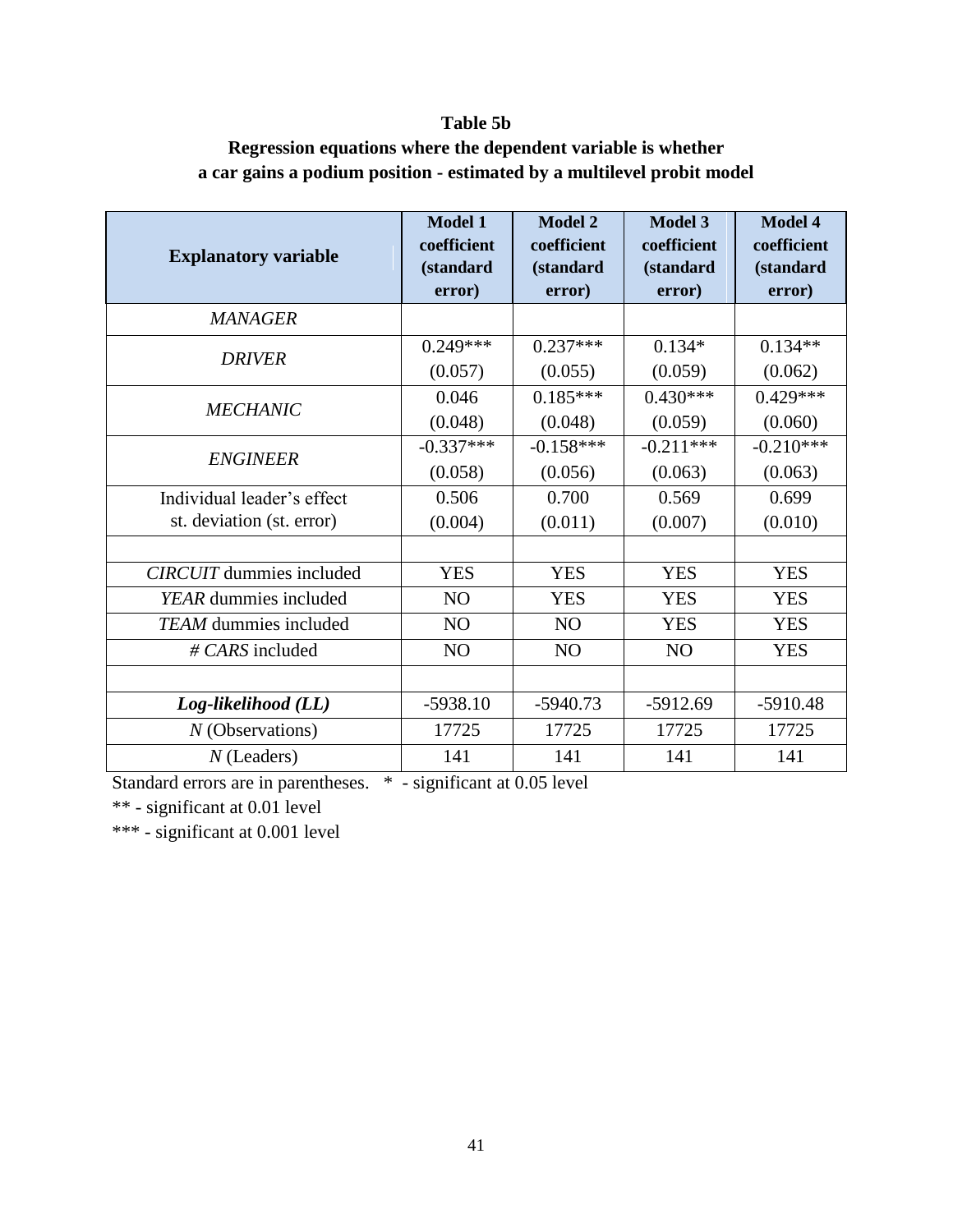**Table 5b**

**Regression equations where the dependent variable is whether a car gains a podium position - estimated by a multilevel probit model**

| **Explanatory variable** | **Model 1 coefficient (standard error)** | **Model 2 coefficient (standard error)** | **Model 3 coefficient (standard error)** | **Model 4 coefficient (standard error)** |
|---|---|---|---|---|
| *MANAGER* | | | | |
| *DRIVER* | 0.249*** (0.057) | 0.237*** (0.055) | 0.134* (0.059) | 0.134** (0.062) |
| *MECHANIC* | 0.046 (0.048) | 0.185*** (0.048) | 0.430*** (0.059) | 0.429*** (0.060) |
| *ENGINEER* | -0.337*** (0.058) | -0.158*** (0.056) | -0.211*** (0.063) | -0.210*** (0.063) |
| Individual leader's effect st. deviation (st. error) | 0.506 (0.004) | 0.700 (0.011) | 0.569 (0.007) | 0.699 (0.010) |
| | | | | |
| *CIRCUIT* dummies included | YES | YES | YES | YES |
| *YEAR* dummies included | NO | YES | YES | YES |
| *TEAM* dummies included | NO | NO | YES | YES |
| *# CARS* included | NO | NO | NO | YES |
| | | | | |
| ***Log-likelihood (LL)*** | -5938.10 | -5940.73 | -5912.69 | -5910.48 |
| *N* (Observations) | 17725 | 17725 | 17725 | 17725 |
| *N* (Leaders) | 141 | 141 | 141 | 141 |

Standard errors are in parentheses. * - significant at 0.05 level

** - significant at 0.01 level

*** - significant at 0.001 level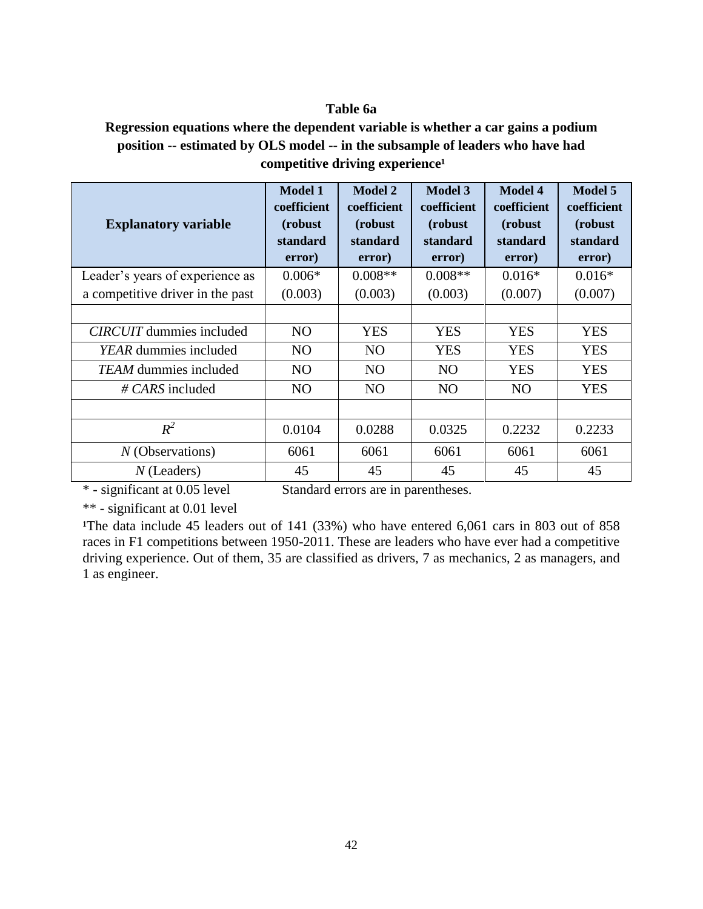**Table 6a**

**Regression equations where the dependent variable is whether a car gains a podium position -- estimated by OLS model -- in the subsample of leaders who have had competitive driving experience[1]**

| Explanatory variable | Model 1 coefficient (robust standard error) | Model 2 coefficient (robust standard error) | Model 3 coefficient (robust standard error) | Model 4 coefficient (robust standard error) | Model 5 coefficient (robust standard error) |
|---|---|---|---|---|---|
| Leader's years of experience as a competitive driver in the past | 0.006* (0.003) | 0.008** (0.003) | 0.008** (0.003) | 0.016* (0.007) | 0.016* (0.007) |
| | | | | | |
| *CIRCUIT* dummies included | NO | YES | YES | YES | YES |
| *YEAR* dummies included | NO | NO | YES | YES | YES |
| *TEAM* dummies included | NO | NO | NO | YES | YES |
| *# CARS* included | NO | NO | NO | NO | YES |
| | | | | | |
| $R^2$ | 0.0104 | 0.0288 | 0.0325 | 0.2232 | 0.2233 |
| *N* (Observations) | 6061 | 6061 | 6061 | 6061 | 6061 |
| *N* (Leaders) | 45 | 45 | 45 | 45 | 45 |

\* - significant at 0.05 level Standard errors are in parentheses.

** - significant at 0.01 level

[1]The data include 45 leaders out of 141 (33%) who have entered 6,061 cars in 803 out of 858 races in F1 competitions between 1950-2011. These are leaders who have ever had a competitive driving experience. Out of them, 35 are classified as drivers, 7 as mechanics, 2 as managers, and 1 as engineer.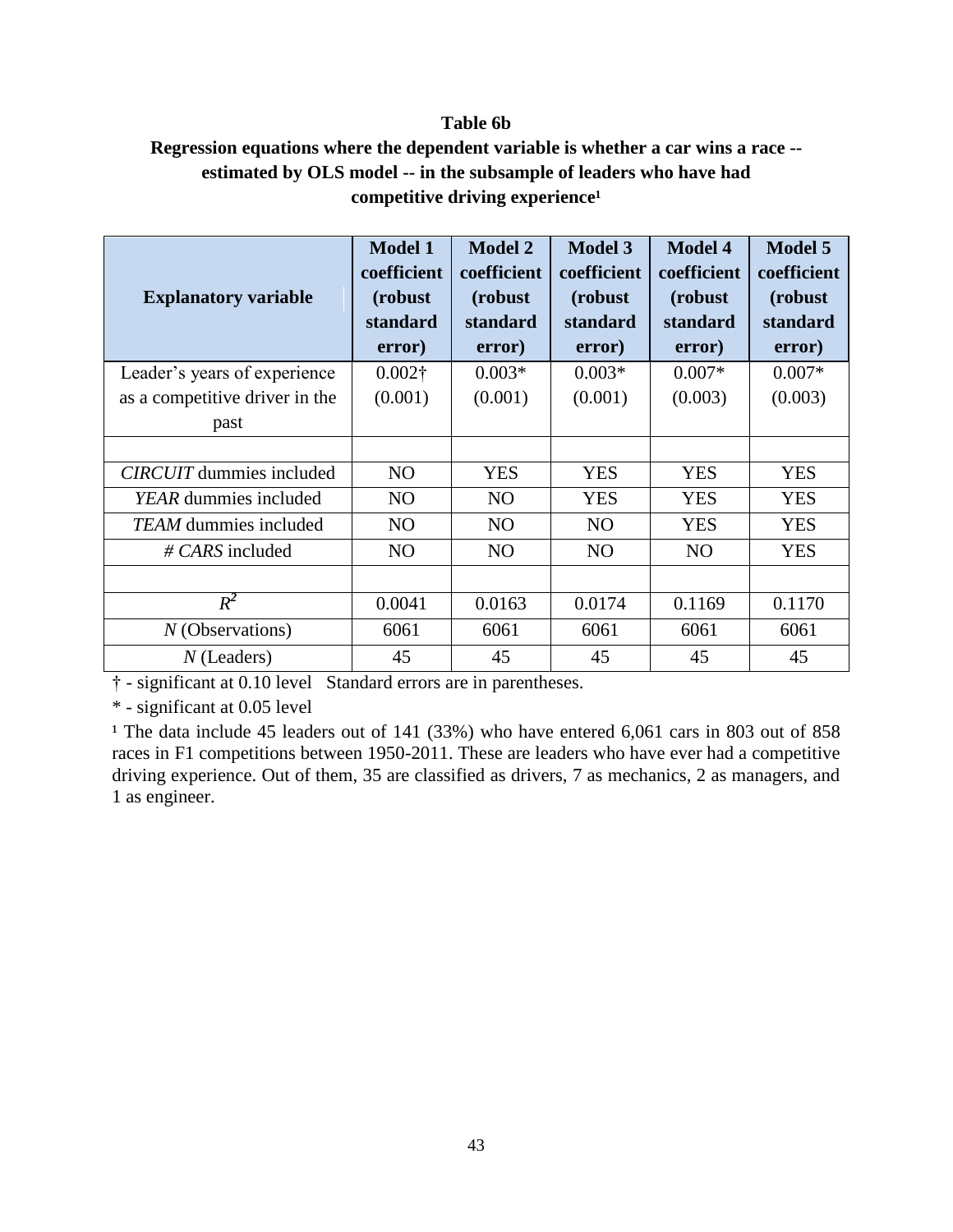**Table 6b**

**Regression equations where the dependent variable is whether a car wins a race -- estimated by OLS model -- in the subsample of leaders who have had competitive driving experience[1]**

| Explanatory variable | Model 1 coefficient (robust standard error) | Model 2 coefficient (robust standard error) | Model 3 coefficient (robust standard error) | Model 4 coefficient (robust standard error) | Model 5 coefficient (robust standard error) |
|---|---|---|---|---|---|
| Leader's years of experience as a competitive driver in the past | 0.002† (0.001) | 0.003* (0.001) | 0.003* (0.001) | 0.007* (0.003) | 0.007* (0.003) |
| | | | | | |
| *CIRCUIT* dummies included | NO | YES | YES | YES | YES |
| *YEAR* dummies included | NO | NO | YES | YES | YES |
| *TEAM* dummies included | NO | NO | NO | YES | YES |
| *# CARS* included | NO | NO | NO | NO | YES |
| | | | | | |
| $R^2$ | 0.0041 | 0.0163 | 0.0174 | 0.1169 | 0.1170 |
| *N* (Observations) | 6061 | 6061 | 6061 | 6061 | 6061 |
| *N* (Leaders) | 45 | 45 | 45 | 45 | 45 |

† - significant at 0.10 level Standard errors are in parentheses.

* - significant at 0.05 level

[1] The data include 45 leaders out of 141 (33%) who have entered 6,061 cars in 803 out of 858 races in F1 competitions between 1950-2011. These are leaders who have ever had a competitive driving experience. Out of them, 35 are classified as drivers, 7 as mechanics, 2 as managers, and 1 as engineer.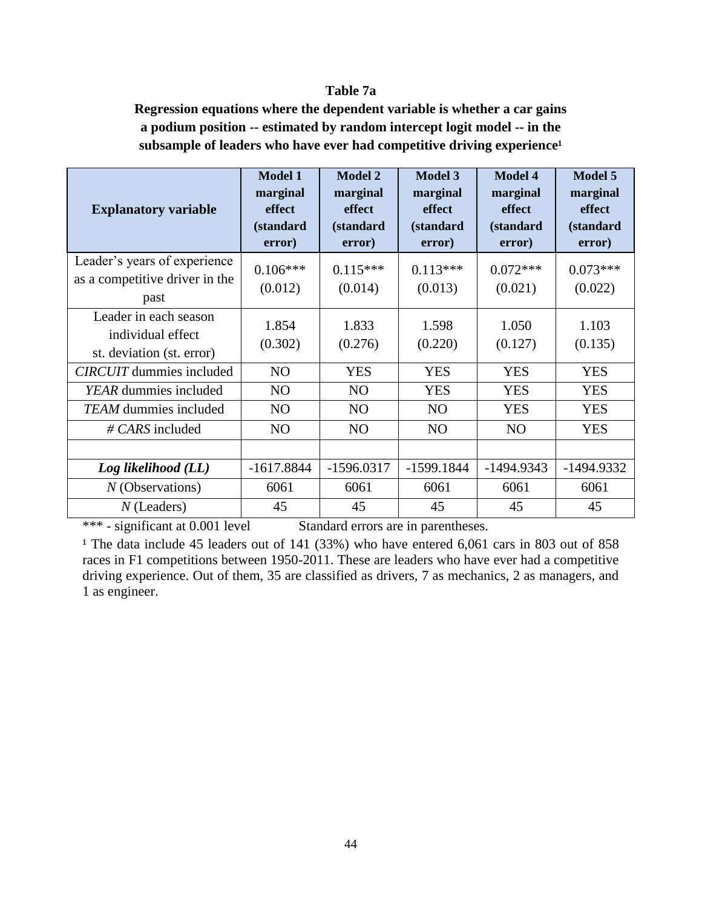**Table 7a**

**Regression equations where the dependent variable is whether a car gains a podium position -- estimated by random intercept logit model -- in the subsample of leaders who have ever had competitive driving experience[1]**

| **Explanatory variable** | **Model 1 marginal effect (standard error)** | **Model 2 marginal effect (standard error)** | **Model 3 marginal effect (standard error)** | **Model 4 marginal effect (standard error)** | **Model 5 marginal effect (standard error)** |
|---|---|---|---|---|---|
| Leader's years of experience as a competitive driver in the past | 0.106*** (0.012) | 0.115*** (0.014) | 0.113*** (0.013) | 0.072*** (0.021) | 0.073*** (0.022) |
| Leader in each season individual effect st. deviation (st. error) | 1.854 (0.302) | 1.833 (0.276) | 1.598 (0.220) | 1.050 (0.127) | 1.103 (0.135) |
| *CIRCUIT* dummies included | NO | YES | YES | YES | YES |
| *YEAR* dummies included | NO | NO | YES | YES | YES |
| *TEAM* dummies included | NO | NO | NO | YES | YES |
| *# CARS* included | NO | NO | NO | NO | YES |
| | | | | | |
| ***Log likelihood (LL)*** | -1617.8844 | -1596.0317 | -1599.1844 | -1494.9343 | -1494.9332 |
| *N* (Observations) | 6061 | 6061 | 6061 | 6061 | 6061 |
| *N* (Leaders) | 45 | 45 | 45 | 45 | 45 |

*** - significant at 0.001 level     Standard errors are in parentheses.

[1] The data include 45 leaders out of 141 (33%) who have entered 6,061 cars in 803 out of 858 races in F1 competitions between 1950-2011. These are leaders who have ever had a competitive driving experience. Out of them, 35 are classified as drivers, 7 as mechanics, 2 as managers, and 1 as engineer.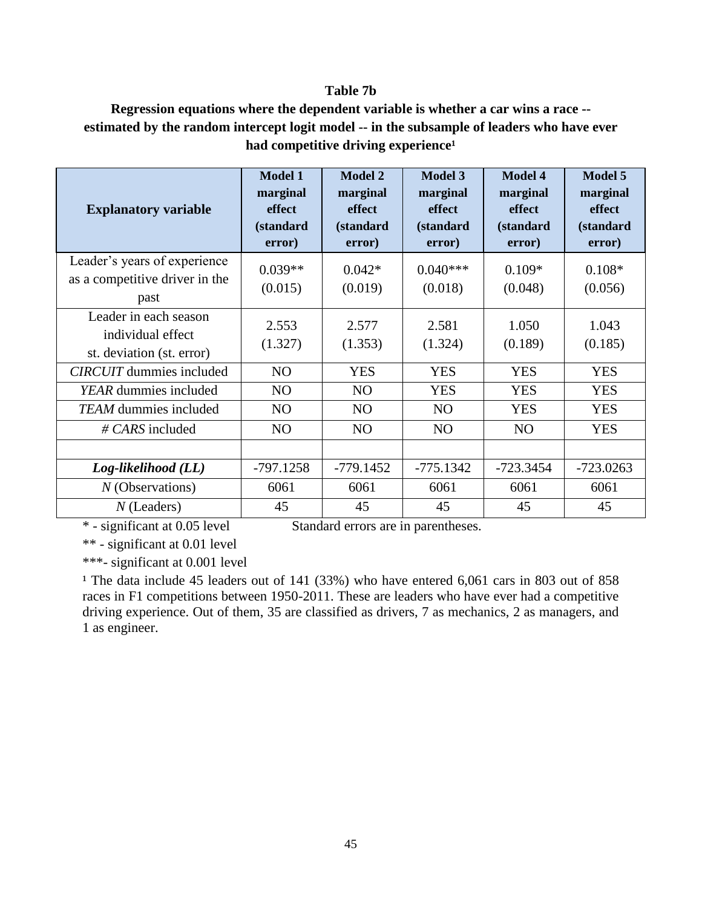**Table 7b**

**Regression equations where the dependent variable is whether a car wins a race -- estimated by the random intercept logit model -- in the subsample of leaders who have ever had competitive driving experience[1]**

| Explanatory variable | Model 1 marginal effect (standard error) | Model 2 marginal effect (standard error) | Model 3 marginal effect (standard error) | Model 4 marginal effect (standard error) | Model 5 marginal effect (standard error) |
|---|---|---|---|---|---|
| Leader's years of experience as a competitive driver in the past | 0.039** (0.015) | 0.042* (0.019) | 0.040*** (0.018) | 0.109* (0.048) | 0.108* (0.056) |
| Leader in each season individual effect st. deviation (st. error) | 2.553 (1.327) | 2.577 (1.353) | 2.581 (1.324) | 1.050 (0.189) | 1.043 (0.185) |
| *CIRCUIT* dummies included | NO | YES | YES | YES | YES |
| *YEAR* dummies included | NO | NO | YES | YES | YES |
| *TEAM* dummies included | NO | NO | NO | YES | YES |
| *# CARS* included | NO | NO | NO | NO | YES |
| | | | | | |
| ***Log-likelihood (LL)*** | -797.1258 | -779.1452 | -775.1342 | -723.3454 | -723.0263 |
| *N* (Observations) | 6061 | 6061 | 6061 | 6061 | 6061 |
| *N* (Leaders) | 45 | 45 | 45 | 45 | 45 |

\* - significant at 0.05 level Standard errors are in parentheses.

** - significant at 0.01 level

***- significant at 0.001 level

[1] The data include 45 leaders out of 141 (33%) who have entered 6,061 cars in 803 out of 858 races in F1 competitions between 1950-2011. These are leaders who have ever had a competitive driving experience. Out of them, 35 are classified as drivers, 7 as mechanics, 2 as managers, and 1 as engineer.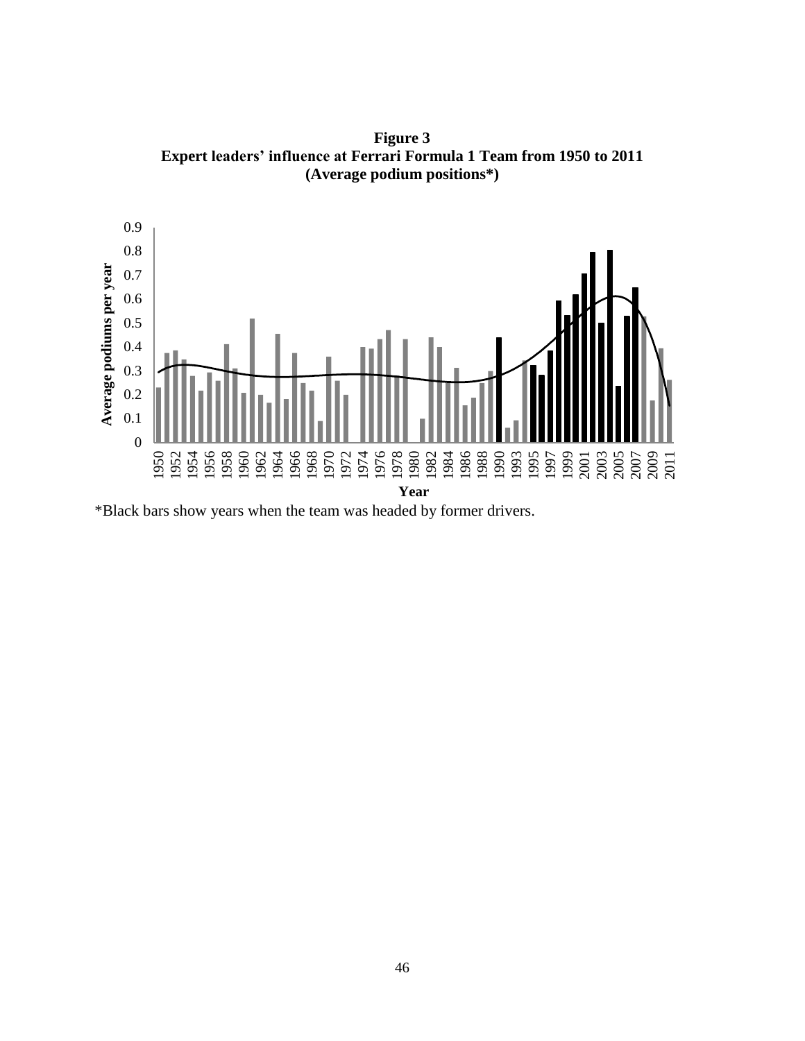**Figure 3**
**Expert leaders' influence at Ferrari Formula 1 Team from 1950 to 2011**
**(Average podium positions*)**

*Black bars show years when the team was headed by former drivers.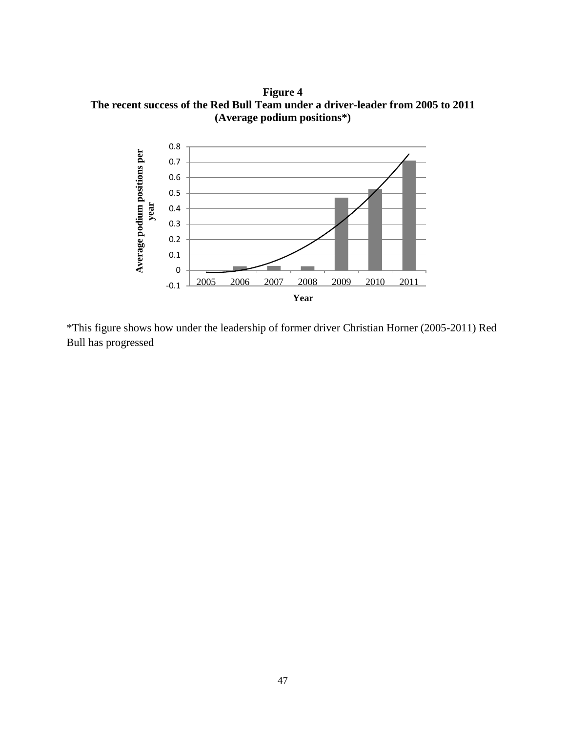**Figure 4**
**The recent success of the Red Bull Team under a driver-leader from 2005 to 2011**
**(Average podium positions*)**

*This figure shows how under the leadership of former driver Christian Horner (2005-2011) Red Bull has progressed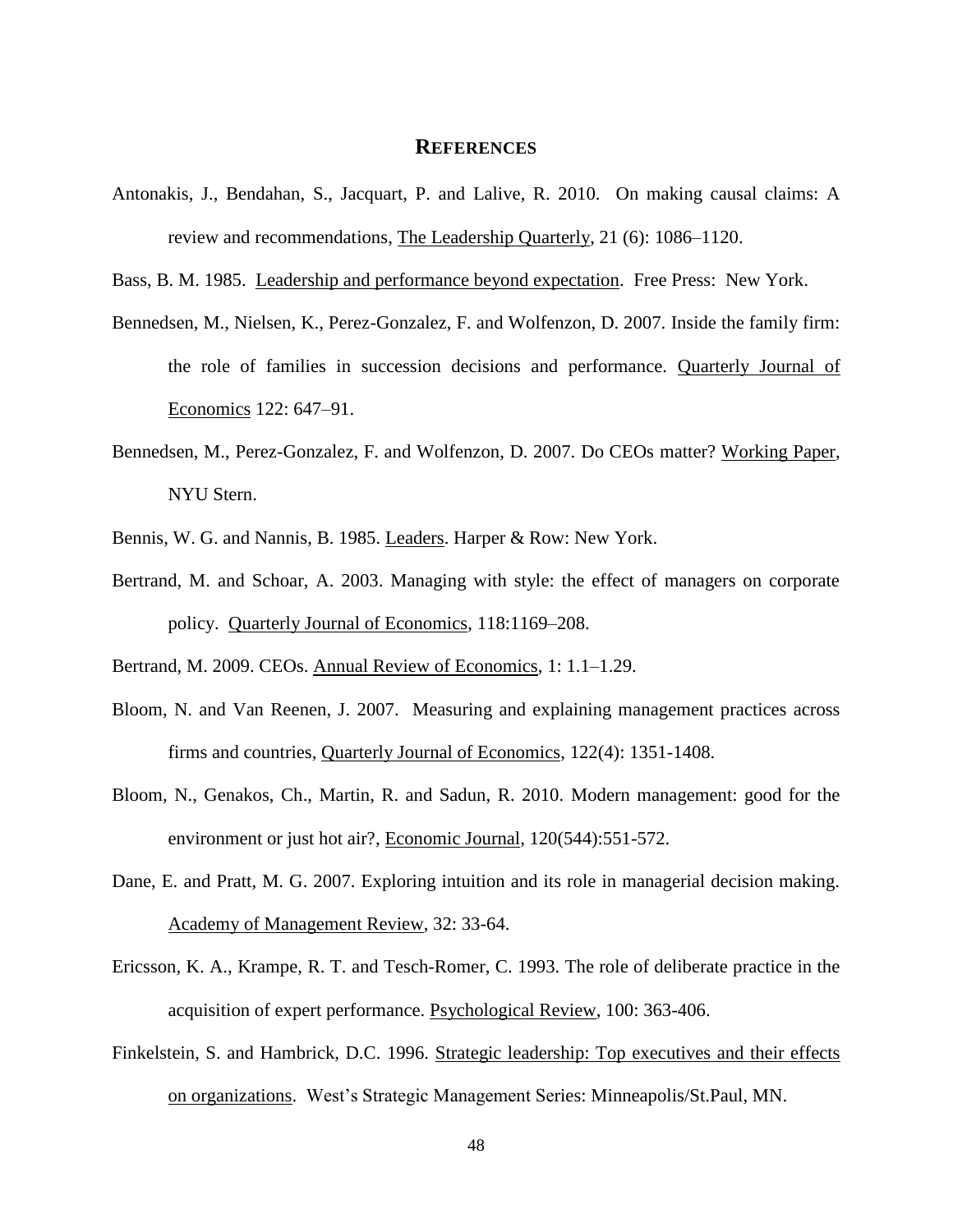## REFERENCES

Antonakis, J., Bendahan, S., Jacquart, P. and Lalive, R. 2010. On making causal claims: A review and recommendations, The Leadership Quarterly, 21 (6): 1086–1120.

Bass, B. M. 1985. Leadership and performance beyond expectation. Free Press: New York.

Bennedsen, M., Nielsen, K., Perez-Gonzalez, F. and Wolfenzon, D. 2007. Inside the family firm: the role of families in succession decisions and performance. Quarterly Journal of Economics 122: 647–91.

Bennedsen, M., Perez-Gonzalez, F. and Wolfenzon, D. 2007. Do CEOs matter? Working Paper, NYU Stern.

Bennis, W. G. and Nannis, B. 1985. Leaders. Harper & Row: New York.

Bertrand, M. and Schoar, A. 2003. Managing with style: the effect of managers on corporate policy. Quarterly Journal of Economics, 118:1169–208.

Bertrand, M. 2009. CEOs. Annual Review of Economics, 1: 1.1–1.29.

Bloom, N. and Van Reenen, J. 2007. Measuring and explaining management practices across firms and countries, Quarterly Journal of Economics, 122(4): 1351-1408.

Bloom, N., Genakos, Ch., Martin, R. and Sadun, R. 2010. Modern management: good for the environment or just hot air?, Economic Journal, 120(544):551-572.

Dane, E. and Pratt, M. G. 2007. Exploring intuition and its role in managerial decision making. Academy of Management Review, 32: 33-64.

Ericsson, K. A., Krampe, R. T. and Tesch-Romer, C. 1993. The role of deliberate practice in the acquisition of expert performance. Psychological Review, 100: 363-406.

Finkelstein, S. and Hambrick, D.C. 1996. Strategic leadership: Top executives and their effects on organizations. West's Strategic Management Series: Minneapolis/St.Paul, MN.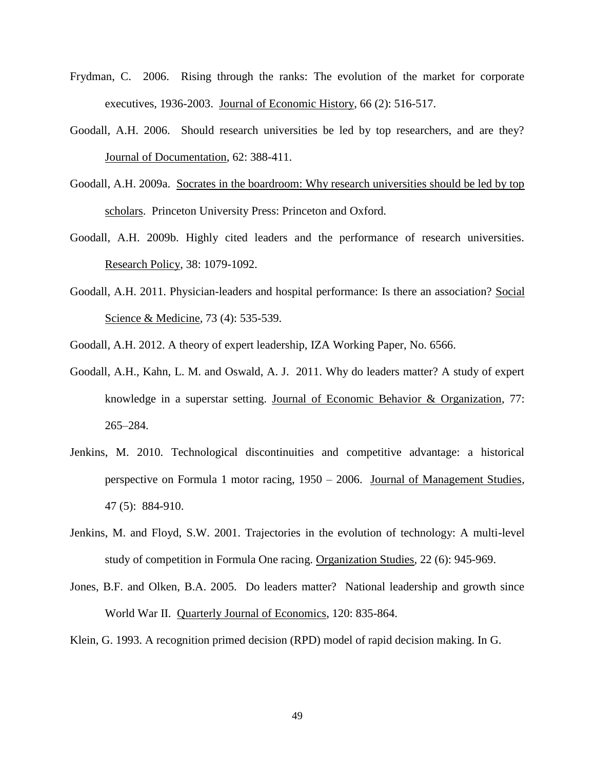Frydman, C. 2006. Rising through the ranks: The evolution of the market for corporate executives, 1936-2003. Journal of Economic History, 66 (2): 516-517.

Goodall, A.H. 2006. Should research universities be led by top researchers, and are they? Journal of Documentation, 62: 388-411.

Goodall, A.H. 2009a. Socrates in the boardroom: Why research universities should be led by top scholars. Princeton University Press: Princeton and Oxford.

Goodall, A.H. 2009b. Highly cited leaders and the performance of research universities. Research Policy, 38: 1079-1092.

Goodall, A.H. 2011. Physician-leaders and hospital performance: Is there an association? Social Science & Medicine, 73 (4): 535-539.

Goodall, A.H. 2012. A theory of expert leadership, IZA Working Paper, No. 6566.

Goodall, A.H., Kahn, L. M. and Oswald, A. J. 2011. Why do leaders matter? A study of expert knowledge in a superstar setting. Journal of Economic Behavior & Organization, 77: 265–284.

Jenkins, M. 2010. Technological discontinuities and competitive advantage: a historical perspective on Formula 1 motor racing, 1950 – 2006. Journal of Management Studies, 47 (5): 884-910.

Jenkins, M. and Floyd, S.W. 2001. Trajectories in the evolution of technology: A multi-level study of competition in Formula One racing. Organization Studies, 22 (6): 945-969.

Jones, B.F. and Olken, B.A. 2005. Do leaders matter? National leadership and growth since World War II. Quarterly Journal of Economics, 120: 835-864.

Klein, G. 1993. A recognition primed decision (RPD) model of rapid decision making. In G.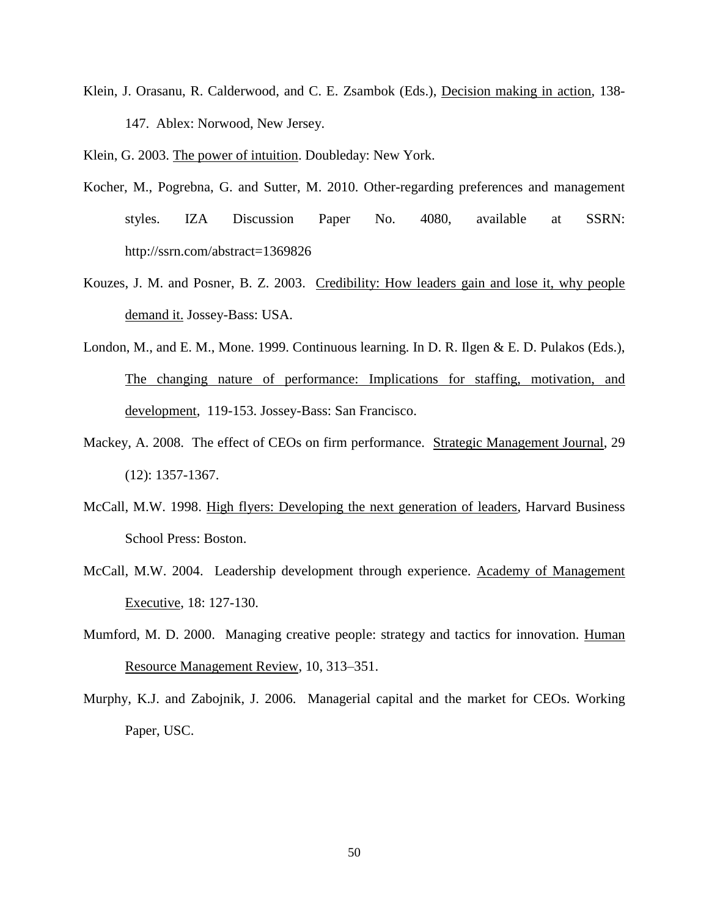Klein, J. Orasanu, R. Calderwood, and C. E. Zsambok (Eds.), Decision making in action, 138-147. Ablex: Norwood, New Jersey.

Klein, G. 2003. The power of intuition. Doubleday: New York.

Kocher, M., Pogrebna, G. and Sutter, M. 2010. Other-regarding preferences and management styles. IZA Discussion Paper No. 4080, available at SSRN: http://ssrn.com/abstract=1369826

Kouzes, J. M. and Posner, B. Z. 2003. Credibility: How leaders gain and lose it, why people demand it. Jossey-Bass: USA.

London, M., and E. M., Mone. 1999. Continuous learning. In D. R. Ilgen & E. D. Pulakos (Eds.), The changing nature of performance: Implications for staffing, motivation, and development, 119-153. Jossey-Bass: San Francisco.

Mackey, A. 2008. The effect of CEOs on firm performance. Strategic Management Journal, 29 (12): 1357-1367.

McCall, M.W. 1998. High flyers: Developing the next generation of leaders, Harvard Business School Press: Boston.

McCall, M.W. 2004. Leadership development through experience. Academy of Management Executive, 18: 127-130.

Mumford, M. D. 2000. Managing creative people: strategy and tactics for innovation. Human Resource Management Review, 10, 313–351.

Murphy, K.J. and Zabojnik, J. 2006. Managerial capital and the market for CEOs. Working Paper, USC.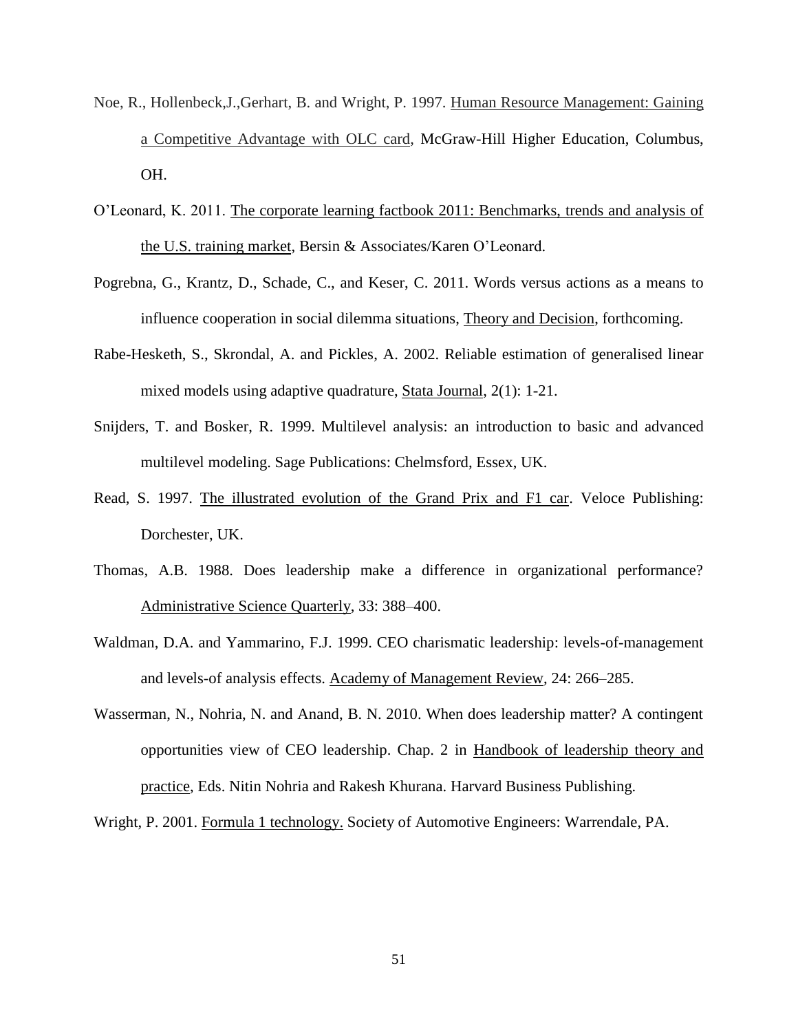Noe, R., Hollenbeck,J.,Gerhart, B. and Wright, P. 1997. Human Resource Management: Gaining a Competitive Advantage with OLC card, McGraw-Hill Higher Education, Columbus, OH.

O'Leonard, K. 2011. The corporate learning factbook 2011: Benchmarks, trends and analysis of the U.S. training market, Bersin & Associates/Karen O'Leonard.

Pogrebna, G., Krantz, D., Schade, C., and Keser, C. 2011. Words versus actions as a means to influence cooperation in social dilemma situations, Theory and Decision, forthcoming.

Rabe-Hesketh, S., Skrondal, A. and Pickles, A. 2002. Reliable estimation of generalised linear mixed models using adaptive quadrature, Stata Journal, 2(1): 1-21.

Snijders, T. and Bosker, R. 1999. Multilevel analysis: an introduction to basic and advanced multilevel modeling. Sage Publications: Chelmsford, Essex, UK.

Read, S. 1997. The illustrated evolution of the Grand Prix and F1 car. Veloce Publishing: Dorchester, UK.

Thomas, A.B. 1988. Does leadership make a difference in organizational performance? Administrative Science Quarterly, 33: 388–400.

Waldman, D.A. and Yammarino, F.J. 1999. CEO charismatic leadership: levels-of-management and levels-of analysis effects. Academy of Management Review, 24: 266–285.

Wasserman, N., Nohria, N. and Anand, B. N. 2010. When does leadership matter? A contingent opportunities view of CEO leadership. Chap. 2 in Handbook of leadership theory and practice, Eds. Nitin Nohria and Rakesh Khurana. Harvard Business Publishing.

Wright, P. 2001. Formula 1 technology. Society of Automotive Engineers: Warrendale, PA.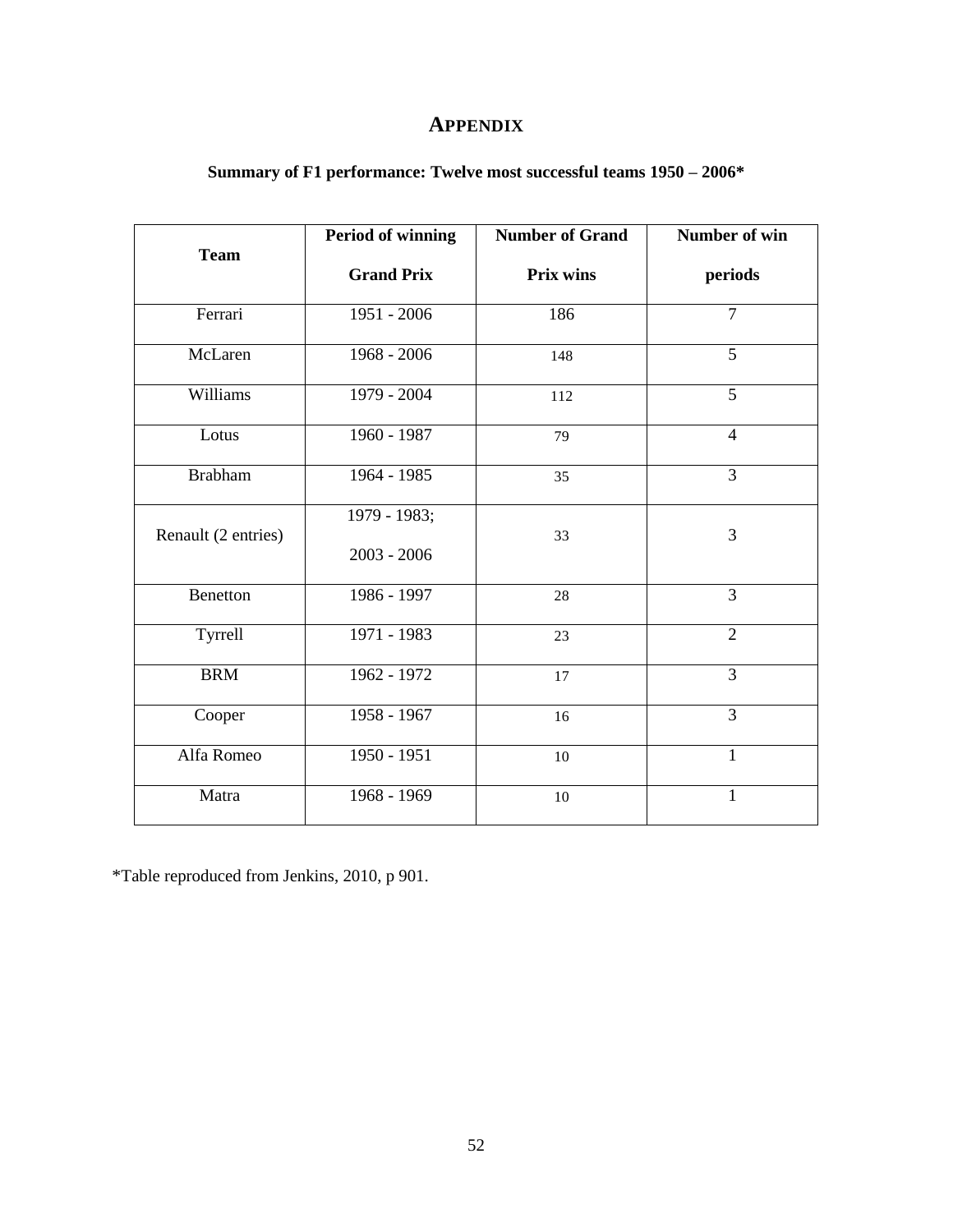# APPENDIX

**Summary of F1 performance: Twelve most successful teams 1950 – 2006***

| Team | Period of winning Grand Prix | Number of Grand Prix wins | Number of win periods |
|---|---|---|---|
| Ferrari | 1951 - 2006 | 186 | 7 |
| McLaren | 1968 - 2006 | 148 | 5 |
| Williams | 1979 - 2004 | 112 | 5 |
| Lotus | 1960 - 1987 | 79 | 4 |
| Brabham | 1964 - 1985 | 35 | 3 |
| Renault (2 entries) | 1979 - 1983; 2003 - 2006 | 33 | 3 |
| Benetton | 1986 - 1997 | 28 | 3 |
| Tyrrell | 1971 - 1983 | 23 | 2 |
| BRM | 1962 - 1972 | 17 | 3 |
| Cooper | 1958 - 1967 | 16 | 3 |
| Alfa Romeo | 1950 - 1951 | 10 | 1 |
| Matra | 1968 - 1969 | 10 | 1 |

*Table reproduced from Jenkins, 2010, p 901.